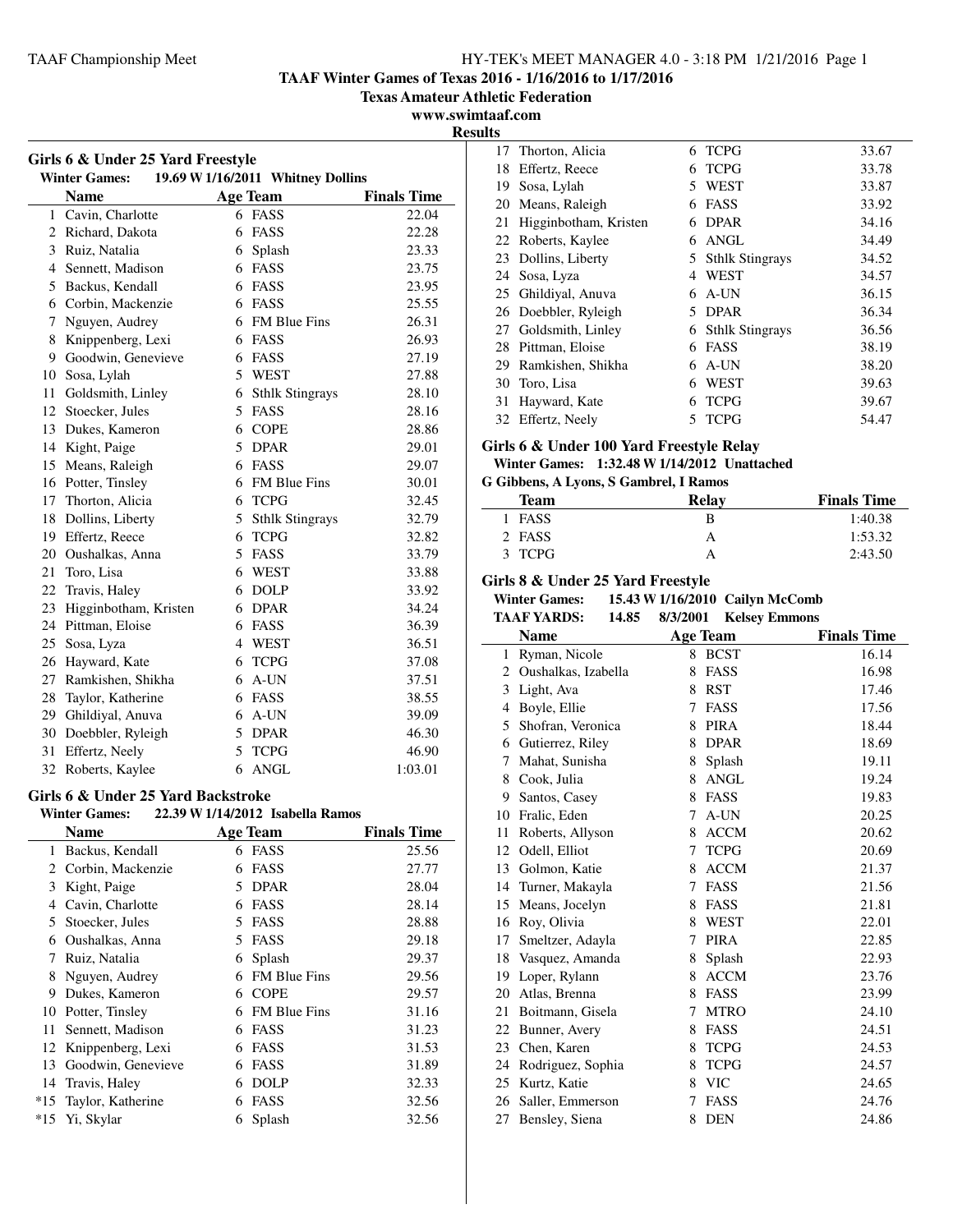**TAAF Winter Games of Texas 2016 - 1/16/2016 to 1/17/2016**

**Texas Amateur Athletic Federation**

**www.swimtaaf.com**

**Results**

### Girls 6 & Under 25 Yard Freestyle

**Winter Games: 19.69 W 1/16/2011 Whitney Dollins**

| | Name | Age | Team | Finals Time |
|---|---|---|---|---|
| 1 | Cavin, Charlotte | 6 | FASS | 22.04 |
| 2 | Richard, Dakota | 6 | FASS | 22.28 |
| 3 | Ruiz, Natalia | 6 | Splash | 23.33 |
| 4 | Sennett, Madison | 6 | FASS | 23.75 |
| 5 | Backus, Kendall | 6 | FASS | 23.95 |
| 6 | Corbin, Mackenzie | 6 | FASS | 25.55 |
| 7 | Nguyen, Audrey | 6 | FM Blue Fins | 26.31 |
| 8 | Knippenberg, Lexi | 6 | FASS | 26.93 |
| 9 | Goodwin, Genevieve | 6 | FASS | 27.19 |
| 10 | Sosa, Lylah | 5 | WEST | 27.88 |
| 11 | Goldsmith, Linley | 6 | Sthlk Stingrays | 28.10 |
| 12 | Stoecker, Jules | 5 | FASS | 28.16 |
| 13 | Dukes, Kameron | 6 | COPE | 28.86 |
| 14 | Kight, Paige | 5 | DPAR | 29.01 |
| 15 | Means, Raleigh | 6 | FASS | 29.07 |
| 16 | Potter, Tinsley | 6 | FM Blue Fins | 30.01 |
| 17 | Thorton, Alicia | 6 | TCPG | 32.45 |
| 18 | Dollins, Liberty | 5 | Sthlk Stingrays | 32.79 |
| 19 | Effertz, Reece | 6 | TCPG | 32.82 |
| 20 | Oushalkas, Anna | 5 | FASS | 33.79 |
| 21 | Toro, Lisa | 6 | WEST | 33.88 |
| 22 | Travis, Haley | 6 | DOLP | 33.92 |
| 23 | Higginbotham, Kristen | 6 | DPAR | 34.24 |
| 24 | Pittman, Eloise | 6 | FASS | 36.39 |
| 25 | Sosa, Lyza | 4 | WEST | 36.51 |
| 26 | Hayward, Kate | 6 | TCPG | 37.08 |
| 27 | Ramkishen, Shikha | 6 | A-UN | 37.51 |
| 28 | Taylor, Katherine | 6 | FASS | 38.55 |
| 29 | Ghildiyal, Anuva | 6 | A-UN | 39.09 |
| 30 | Doebbler, Ryleigh | 5 | DPAR | 46.30 |
| 31 | Effertz, Neely | 5 | TCPG | 46.90 |
| 32 | Roberts, Kaylee | 6 | ANGL | 1:03.01 |

### Girls 6 & Under 25 Yard Backstroke

**Winter Games: 22.39 W 1/14/2012 Isabella Ramos**

| | Name | Age | Team | Finals Time |
|---|---|---|---|---|
| 1 | Backus, Kendall | 6 | FASS | 25.56 |
| 2 | Corbin, Mackenzie | 6 | FASS | 27.77 |
| 3 | Kight, Paige | 5 | DPAR | 28.04 |
| 4 | Cavin, Charlotte | 6 | FASS | 28.14 |
| 5 | Stoecker, Jules | 5 | FASS | 28.88 |
| 6 | Oushalkas, Anna | 5 | FASS | 29.18 |
| 7 | Ruiz, Natalia | 6 | Splash | 29.37 |
| 8 | Nguyen, Audrey | 6 | FM Blue Fins | 29.56 |
| 9 | Dukes, Kameron | 6 | COPE | 29.57 |
| 10 | Potter, Tinsley | 6 | FM Blue Fins | 31.16 |
| 11 | Sennett, Madison | 6 | FASS | 31.23 |
| 12 | Knippenberg, Lexi | 6 | FASS | 31.53 |
| 13 | Goodwin, Genevieve | 6 | FASS | 31.89 |
| 14 | Travis, Haley | 6 | DOLP | 32.33 |
| *15 | Taylor, Katherine | 6 | FASS | 32.56 |
| *15 | Yi, Skylar | 6 | Splash | 32.56 |
| 17 | Thorton, Alicia | 6 | TCPG | 33.67 |
| 18 | Effertz, Reece | 6 | TCPG | 33.78 |
| 19 | Sosa, Lylah | 5 | WEST | 33.87 |
| 20 | Means, Raleigh | 6 | FASS | 33.92 |
| 21 | Higginbotham, Kristen | 6 | DPAR | 34.16 |
| 22 | Roberts, Kaylee | 6 | ANGL | 34.49 |
| 23 | Dollins, Liberty | 5 | Sthlk Stingrays | 34.52 |
| 24 | Sosa, Lyza | 4 | WEST | 34.57 |
| 25 | Ghildiyal, Anuva | 6 | A-UN | 36.15 |
| 26 | Doebbler, Ryleigh | 5 | DPAR | 36.34 |
| 27 | Goldsmith, Linley | 6 | Sthlk Stingrays | 36.56 |
| 28 | Pittman, Eloise | 6 | FASS | 38.19 |
| 29 | Ramkishen, Shikha | 6 | A-UN | 38.20 |
| 30 | Toro, Lisa | 6 | WEST | 39.63 |
| 31 | Hayward, Kate | 6 | TCPG | 39.67 |
| 32 | Effertz, Neely | 5 | TCPG | 54.47 |

### Girls 6 & Under 100 Yard Freestyle Relay

**Winter Games: 1:32.48 W 1/14/2012 Unattached**

**G Gibbens, A Lyons, S Gambrel, I Ramos**

| | Team | Relay | Finals Time |
|---|---|---|---|
| 1 | FASS | B | 1:40.38 |
| 2 | FASS | A | 1:53.32 |
| 3 | TCPG | A | 2:43.50 |

### Girls 8 & Under 25 Yard Freestyle

**Winter Games: 15.43 W 1/16/2010 Cailyn McComb**

**TAAF YARDS: 14.85 8/3/2001 Kelsey Emmons**

| | Name | Age | Team | Finals Time |
|---|---|---|---|---|
| 1 | Ryman, Nicole | 8 | BCST | 16.14 |
| 2 | Oushalkas, Izabella | 8 | FASS | 16.98 |
| 3 | Light, Ava | 8 | RST | 17.46 |
| 4 | Boyle, Ellie | 7 | FASS | 17.56 |
| 5 | Shofran, Veronica | 8 | PIRA | 18.44 |
| 6 | Gutierrez, Riley | 8 | DPAR | 18.69 |
| 7 | Mahat, Sunisha | 8 | Splash | 19.11 |
| 8 | Cook, Julia | 8 | ANGL | 19.24 |
| 9 | Santos, Casey | 8 | FASS | 19.83 |
| 10 | Fralic, Eden | 7 | A-UN | 20.25 |
| 11 | Roberts, Allyson | 8 | ACCM | 20.62 |
| 12 | Odell, Elliot | 7 | TCPG | 20.69 |
| 13 | Golmon, Katie | 8 | ACCM | 21.37 |
| 14 | Turner, Makayla | 7 | FASS | 21.56 |
| 15 | Means, Jocelyn | 8 | FASS | 21.81 |
| 16 | Roy, Olivia | 8 | WEST | 22.01 |
| 17 | Smeltzer, Adayla | 7 | PIRA | 22.85 |
| 18 | Vasquez, Amanda | 8 | Splash | 22.93 |
| 19 | Loper, Rylann | 8 | ACCM | 23.76 |
| 20 | Atlas, Brenna | 8 | FASS | 23.99 |
| 21 | Boitmann, Gisela | 7 | MTRO | 24.10 |
| 22 | Bunner, Avery | 8 | FASS | 24.51 |
| 23 | Chen, Karen | 8 | TCPG | 24.53 |
| 24 | Rodriguez, Sophia | 8 | TCPG | 24.57 |
| 25 | Kurtz, Katie | 8 | VIC | 24.65 |
| 26 | Saller, Emmerson | 7 | FASS | 24.76 |
| 27 | Bensley, Siena | 8 | DEN | 24.86 |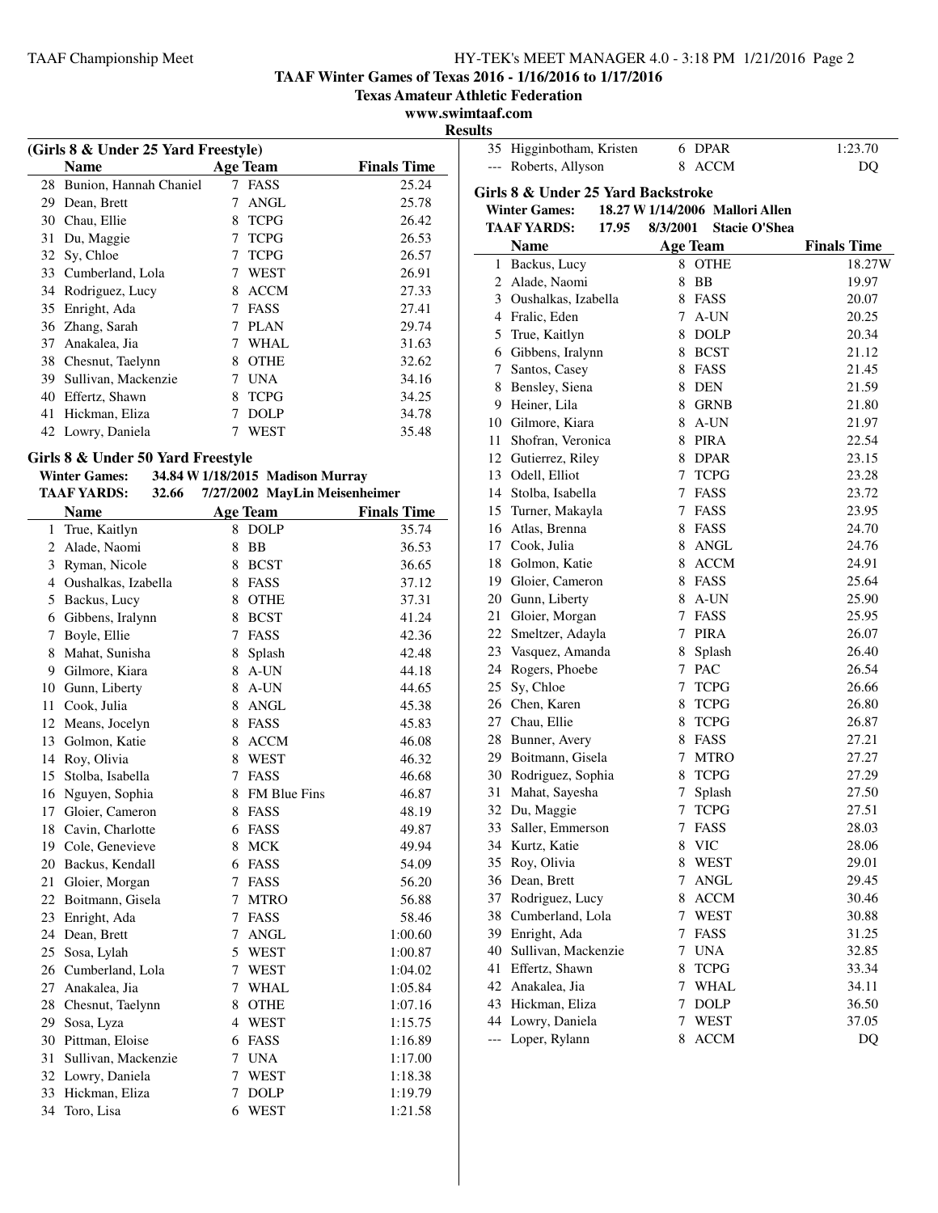# TAAF Winter Games of Texas 2016 - 1/16/2016 to 1/17/2016

**Texas Amateur Athletic Federation**

**www.swimtaaf.com**

**Results**

### (Girls 8 & Under 25 Yard Freestyle)

| | Name | Age | Team | Finals Time |
|---|---|---|---|---|
| 28 | Bunion, Hannah Chaniel | 7 | FASS | 25.24 |
| 29 | Dean, Brett | 7 | ANGL | 25.78 |
| 30 | Chau, Ellie | 8 | TCPG | 26.42 |
| 31 | Du, Maggie | 7 | TCPG | 26.53 |
| 32 | Sy, Chloe | 7 | TCPG | 26.57 |
| 33 | Cumberland, Lola | 7 | WEST | 26.91 |
| 34 | Rodriguez, Lucy | 8 | ACCM | 27.33 |
| 35 | Enright, Ada | 7 | FASS | 27.41 |
| 36 | Zhang, Sarah | 7 | PLAN | 29.74 |
| 37 | Anakalea, Jia | 7 | WHAL | 31.63 |
| 38 | Chesnut, Taelynn | 8 | OTHE | 32.62 |
| 39 | Sullivan, Mackenzie | 7 | UNA | 34.16 |
| 40 | Effertz, Shawn | 8 | TCPG | 34.25 |
| 41 | Hickman, Eliza | 7 | DOLP | 34.78 |
| 42 | Lowry, Daniela | 7 | WEST | 35.48 |

### Girls 8 & Under 50 Yard Freestyle

**Winter Games:** 34.84 W 1/18/2015 Madison Murray

**TAAF YARDS:** 32.66 7/27/2002 MayLin Meisenheimer

| | Name | Age | Team | Finals Time |
|---|---|---|---|---|
| 1 | True, Kaitlyn | 8 | DOLP | 35.74 |
| 2 | Alade, Naomi | 8 | BB | 36.53 |
| 3 | Ryman, Nicole | 8 | BCST | 36.65 |
| 4 | Oushalkas, Izabella | 8 | FASS | 37.12 |
| 5 | Backus, Lucy | 8 | OTHE | 37.31 |
| 6 | Gibbens, Iralynn | 8 | BCST | 41.24 |
| 7 | Boyle, Ellie | 7 | FASS | 42.36 |
| 8 | Mahat, Sunisha | 8 | Splash | 42.48 |
| 9 | Gilmore, Kiara | 8 | A-UN | 44.18 |
| 10 | Gunn, Liberty | 8 | A-UN | 44.65 |
| 11 | Cook, Julia | 8 | ANGL | 45.38 |
| 12 | Means, Jocelyn | 8 | FASS | 45.83 |
| 13 | Golmon, Katie | 8 | ACCM | 46.08 |
| 14 | Roy, Olivia | 8 | WEST | 46.32 |
| 15 | Stolba, Isabella | 7 | FASS | 46.68 |
| 16 | Nguyen, Sophia | 8 | FM Blue Fins | 46.87 |
| 17 | Gloier, Cameron | 8 | FASS | 48.19 |
| 18 | Cavin, Charlotte | 6 | FASS | 49.87 |
| 19 | Cole, Genevieve | 8 | MCK | 49.94 |
| 20 | Backus, Kendall | 6 | FASS | 54.09 |
| 21 | Gloier, Morgan | 7 | FASS | 56.20 |
| 22 | Boitmann, Gisela | 7 | MTRO | 56.88 |
| 23 | Enright, Ada | 7 | FASS | 58.46 |
| 24 | Dean, Brett | 7 | ANGL | 1:00.60 |
| 25 | Sosa, Lylah | 5 | WEST | 1:00.87 |
| 26 | Cumberland, Lola | 7 | WEST | 1:04.02 |
| 27 | Anakalea, Jia | 7 | WHAL | 1:05.84 |
| 28 | Chesnut, Taelynn | 8 | OTHE | 1:07.16 |
| 29 | Sosa, Lyza | 4 | WEST | 1:15.75 |
| 30 | Pittman, Eloise | 6 | FASS | 1:16.89 |
| 31 | Sullivan, Mackenzie | 7 | UNA | 1:17.00 |
| 32 | Lowry, Daniela | 7 | WEST | 1:18.38 |
| 33 | Hickman, Eliza | 7 | DOLP | 1:19.79 |
| 34 | Toro, Lisa | 6 | WEST | 1:21.58 |
| 35 | Higginbotham, Kristen | 6 | DPAR | 1:23.70 |
| --- | Roberts, Allyson | 8 | ACCM | DQ |

### Girls 8 & Under 25 Yard Backstroke

**Winter Games:** 18.27 W 1/14/2006 Mallori Allen

**TAAF YARDS:** 17.95 8/3/2001 Stacie O'Shea

| | Name | Age | Team | Finals Time |
|---|---|---|---|---|
| 1 | Backus, Lucy | 8 | OTHE | 18.27W |
| 2 | Alade, Naomi | 8 | BB | 19.97 |
| 3 | Oushalkas, Izabella | 8 | FASS | 20.07 |
| 4 | Fralic, Eden | 7 | A-UN | 20.25 |
| 5 | True, Kaitlyn | 8 | DOLP | 20.34 |
| 6 | Gibbens, Iralynn | 8 | BCST | 21.12 |
| 7 | Santos, Casey | 8 | FASS | 21.45 |
| 8 | Bensley, Siena | 8 | DEN | 21.59 |
| 9 | Heiner, Lila | 8 | GRNB | 21.80 |
| 10 | Gilmore, Kiara | 8 | A-UN | 21.97 |
| 11 | Shofran, Veronica | 8 | PIRA | 22.54 |
| 12 | Gutierrez, Riley | 8 | DPAR | 23.15 |
| 13 | Odell, Elliot | 7 | TCPG | 23.28 |
| 14 | Stolba, Isabella | 7 | FASS | 23.72 |
| 15 | Turner, Makayla | 7 | FASS | 23.95 |
| 16 | Atlas, Brenna | 8 | FASS | 24.70 |
| 17 | Cook, Julia | 8 | ANGL | 24.76 |
| 18 | Golmon, Katie | 8 | ACCM | 24.91 |
| 19 | Gloier, Cameron | 8 | FASS | 25.64 |
| 20 | Gunn, Liberty | 8 | A-UN | 25.90 |
| 21 | Gloier, Morgan | 7 | FASS | 25.95 |
| 22 | Smeltzer, Adayla | 7 | PIRA | 26.07 |
| 23 | Vasquez, Amanda | 8 | Splash | 26.40 |
| 24 | Rogers, Phoebe | 7 | PAC | 26.54 |
| 25 | Sy, Chloe | 7 | TCPG | 26.66 |
| 26 | Chen, Karen | 8 | TCPG | 26.80 |
| 27 | Chau, Ellie | 8 | TCPG | 26.87 |
| 28 | Bunner, Avery | 8 | FASS | 27.21 |
| 29 | Boitmann, Gisela | 7 | MTRO | 27.27 |
| 30 | Rodriguez, Sophia | 8 | TCPG | 27.29 |
| 31 | Mahat, Sayesha | 7 | Splash | 27.50 |
| 32 | Du, Maggie | 7 | TCPG | 27.51 |
| 33 | Saller, Emmerson | 7 | FASS | 28.03 |
| 34 | Kurtz, Katie | 8 | VIC | 28.06 |
| 35 | Roy, Olivia | 8 | WEST | 29.01 |
| 36 | Dean, Brett | 7 | ANGL | 29.45 |
| 37 | Rodriguez, Lucy | 8 | ACCM | 30.46 |
| 38 | Cumberland, Lola | 7 | WEST | 30.88 |
| 39 | Enright, Ada | 7 | FASS | 31.25 |
| 40 | Sullivan, Mackenzie | 7 | UNA | 32.85 |
| 41 | Effertz, Shawn | 8 | TCPG | 33.34 |
| 42 | Anakalea, Jia | 7 | WHAL | 34.11 |
| 43 | Hickman, Eliza | 7 | DOLP | 36.50 |
| 44 | Lowry, Daniela | 7 | WEST | 37.05 |
| --- | Loper, Rylann | 8 | ACCM | DQ |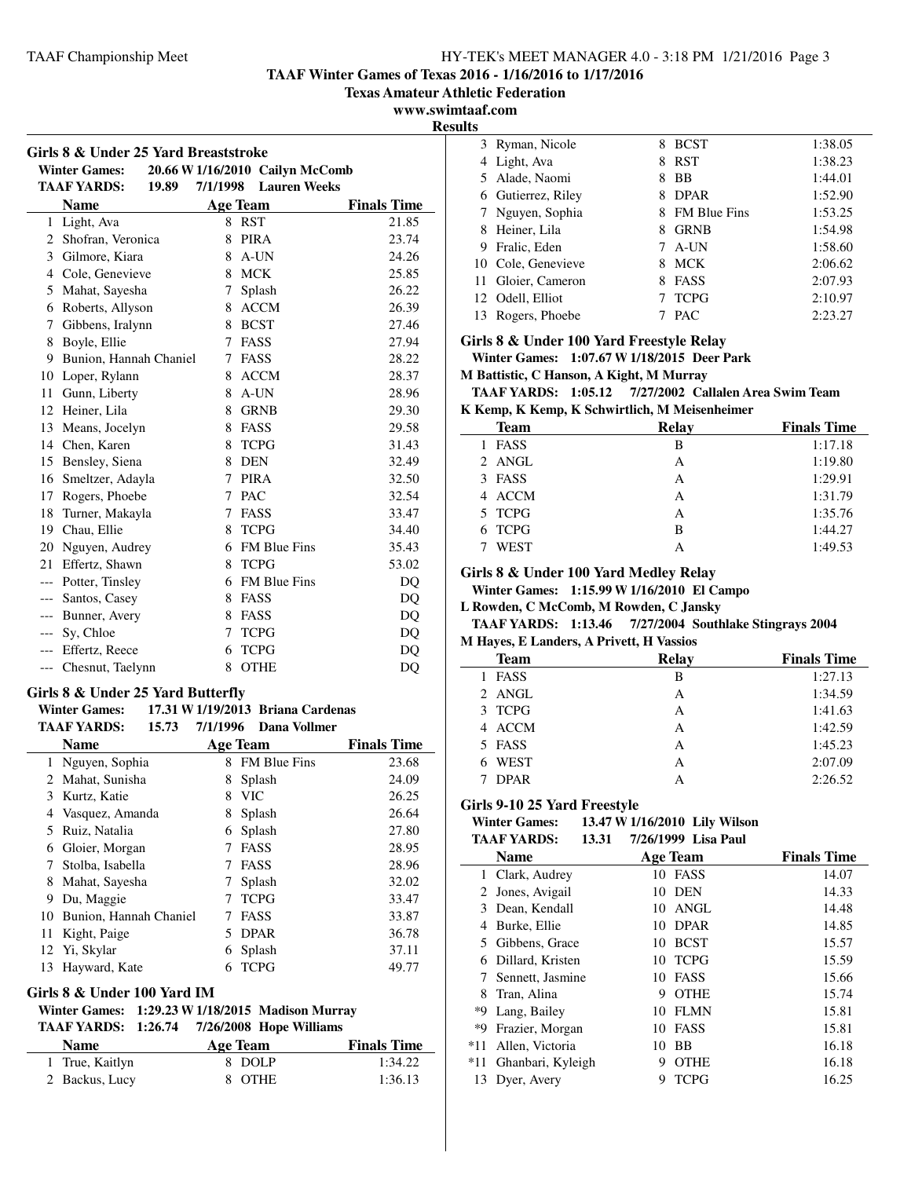**TAAF Winter Games of Texas 2016 - 1/16/2016 to 1/17/2016**

**Texas Amateur Athletic Federation**

**www.swimtaaf.com**

**Results**

### Girls 8 & Under 25 Yard Breaststroke

**Winter Games: 20.66 W 1/16/2010 Cailyn McComb**

**TAAF YARDS: 19.89 7/1/1998 Lauren Weeks**

| | Name | Age | Team | Finals Time |
|---|---|---|---|---|
| 1 | Light, Ava | 8 | RST | 21.85 |
| 2 | Shofran, Veronica | 8 | PIRA | 23.74 |
| 3 | Gilmore, Kiara | 8 | A-UN | 24.26 |
| 4 | Cole, Genevieve | 8 | MCK | 25.85 |
| 5 | Mahat, Sayesha | 7 | Splash | 26.22 |
| 6 | Roberts, Allyson | 8 | ACCM | 26.39 |
| 7 | Gibbens, Iralynn | 8 | BCST | 27.46 |
| 8 | Boyle, Ellie | 7 | FASS | 27.94 |
| 9 | Bunion, Hannah Chaniel | 7 | FASS | 28.22 |
| 10 | Loper, Rylann | 8 | ACCM | 28.37 |
| 11 | Gunn, Liberty | 8 | A-UN | 28.96 |
| 12 | Heiner, Lila | 8 | GRNB | 29.30 |
| 13 | Means, Jocelyn | 8 | FASS | 29.58 |
| 14 | Chen, Karen | 8 | TCPG | 31.43 |
| 15 | Bensley, Siena | 8 | DEN | 32.49 |
| 16 | Smeltzer, Adayla | 7 | PIRA | 32.50 |
| 17 | Rogers, Phoebe | 7 | PAC | 32.54 |
| 18 | Turner, Makayla | 7 | FASS | 33.47 |
| 19 | Chau, Ellie | 8 | TCPG | 34.40 |
| 20 | Nguyen, Audrey | 6 | FM Blue Fins | 35.43 |
| 21 | Effertz, Shawn | 8 | TCPG | 53.02 |
| --- | Potter, Tinsley | 6 | FM Blue Fins | DQ |
| --- | Santos, Casey | 8 | FASS | DQ |
| --- | Bunner, Avery | 8 | FASS | DQ |
| --- | Sy, Chloe | 7 | TCPG | DQ |
| --- | Effertz, Reece | 6 | TCPG | DQ |
| --- | Chesnut, Taelynn | 8 | OTHE | DQ |

### Girls 8 & Under 25 Yard Butterfly

**Winter Games: 17.31 W 1/19/2013 Briana Cardenas**

**TAAF YARDS: 15.73 7/1/1996 Dana Vollmer**

| | Name | Age | Team | Finals Time |
|---|---|---|---|---|
| 1 | Nguyen, Sophia | 8 | FM Blue Fins | 23.68 |
| 2 | Mahat, Sunisha | 8 | Splash | 24.09 |
| 3 | Kurtz, Katie | 8 | VIC | 26.25 |
| 4 | Vasquez, Amanda | 8 | Splash | 26.64 |
| 5 | Ruiz, Natalia | 6 | Splash | 27.80 |
| 6 | Gloier, Morgan | 7 | FASS | 28.95 |
| 7 | Stolba, Isabella | 7 | FASS | 28.96 |
| 8 | Mahat, Sayesha | 7 | Splash | 32.02 |
| 9 | Du, Maggie | 7 | TCPG | 33.47 |
| 10 | Bunion, Hannah Chaniel | 7 | FASS | 33.87 |
| 11 | Kight, Paige | 5 | DPAR | 36.78 |
| 12 | Yi, Skylar | 6 | Splash | 37.11 |
| 13 | Hayward, Kate | 6 | TCPG | 49.77 |

### Girls 8 & Under 100 Yard IM

**Winter Games: 1:29.23 W 1/18/2015 Madison Murray**

**TAAF YARDS: 1:26.74 7/26/2008 Hope Williams**

| | Name | Age | Team | Finals Time |
|---|---|---|---|---|
| 1 | True, Kaitlyn | 8 | DOLP | 1:34.22 |
| 2 | Backus, Lucy | 8 | OTHE | 1:36.13 |
| 3 | Ryman, Nicole | 8 | BCST | 1:38.05 |
| 4 | Light, Ava | 8 | RST | 1:38.23 |
| 5 | Alade, Naomi | 8 | BB | 1:44.01 |
| 6 | Gutierrez, Riley | 8 | DPAR | 1:52.90 |
| 7 | Nguyen, Sophia | 8 | FM Blue Fins | 1:53.25 |
| 8 | Heiner, Lila | 8 | GRNB | 1:54.98 |
| 9 | Fralic, Eden | 7 | A-UN | 1:58.60 |
| 10 | Cole, Genevieve | 8 | MCK | 2:06.62 |
| 11 | Gloier, Cameron | 8 | FASS | 2:07.93 |
| 12 | Odell, Elliot | 7 | TCPG | 2:10.97 |
| 13 | Rogers, Phoebe | 7 | PAC | 2:23.27 |

### Girls 8 & Under 100 Yard Freestyle Relay

**Winter Games: 1:07.67 W 1/18/2015 Deer Park**

**M Battistic, C Hanson, A Kight, M Murray**

**TAAF YARDS: 1:05.12 7/27/2002 Callalen Area Swim Team**

**K Kemp, K Kemp, K Schwirtlich, M Meisenheimer**

| | Team | Relay | Finals Time |
|---|---|---|---|
| 1 | FASS | B | 1:17.18 |
| 2 | ANGL | A | 1:19.80 |
| 3 | FASS | A | 1:29.91 |
| 4 | ACCM | A | 1:31.79 |
| 5 | TCPG | A | 1:35.76 |
| 6 | TCPG | B | 1:44.27 |
| 7 | WEST | A | 1:49.53 |

### Girls 8 & Under 100 Yard Medley Relay

**Winter Games: 1:15.99 W 1/16/2010 El Campo**

**L Rowden, C McComb, M Rowden, C Jansky**

**TAAF YARDS: 1:13.46 7/27/2004 Southlake Stingrays 2004**

**M Hayes, E Landers, A Privett, H Vassios**

| | Team | Relay | Finals Time |
|---|---|---|---|
| 1 | FASS | B | 1:27.13 |
| 2 | ANGL | A | 1:34.59 |
| 3 | TCPG | A | 1:41.63 |
| 4 | ACCM | A | 1:42.59 |
| 5 | FASS | A | 1:45.23 |
| 6 | WEST | A | 2:07.09 |
| 7 | DPAR | A | 2:26.52 |

### Girls 9-10 25 Yard Freestyle

**Winter Games: 13.47 W 1/16/2010 Lily Wilson**

**TAAF YARDS: 13.31 7/26/1999 Lisa Paul**

| | Name | Age | Team | Finals Time |
|---|---|---|---|---|
| 1 | Clark, Audrey | 10 | FASS | 14.07 |
| 2 | Jones, Avigail | 10 | DEN | 14.33 |
| 3 | Dean, Kendall | 10 | ANGL | 14.48 |
| 4 | Burke, Ellie | 10 | DPAR | 14.85 |
| 5 | Gibbens, Grace | 10 | BCST | 15.57 |
| 6 | Dillard, Kristen | 10 | TCPG | 15.59 |
| 7 | Sennett, Jasmine | 10 | FASS | 15.66 |
| 8 | Tran, Alina | 9 | OTHE | 15.74 |
| *9 | Lang, Bailey | 10 | FLMN | 15.81 |
| *9 | Frazier, Morgan | 10 | FASS | 15.81 |
| *11 | Allen, Victoria | 10 | BB | 16.18 |
| *11 | Ghanbari, Kyleigh | 9 | OTHE | 16.18 |
| 13 | Dyer, Avery | 9 | TCPG | 16.25 |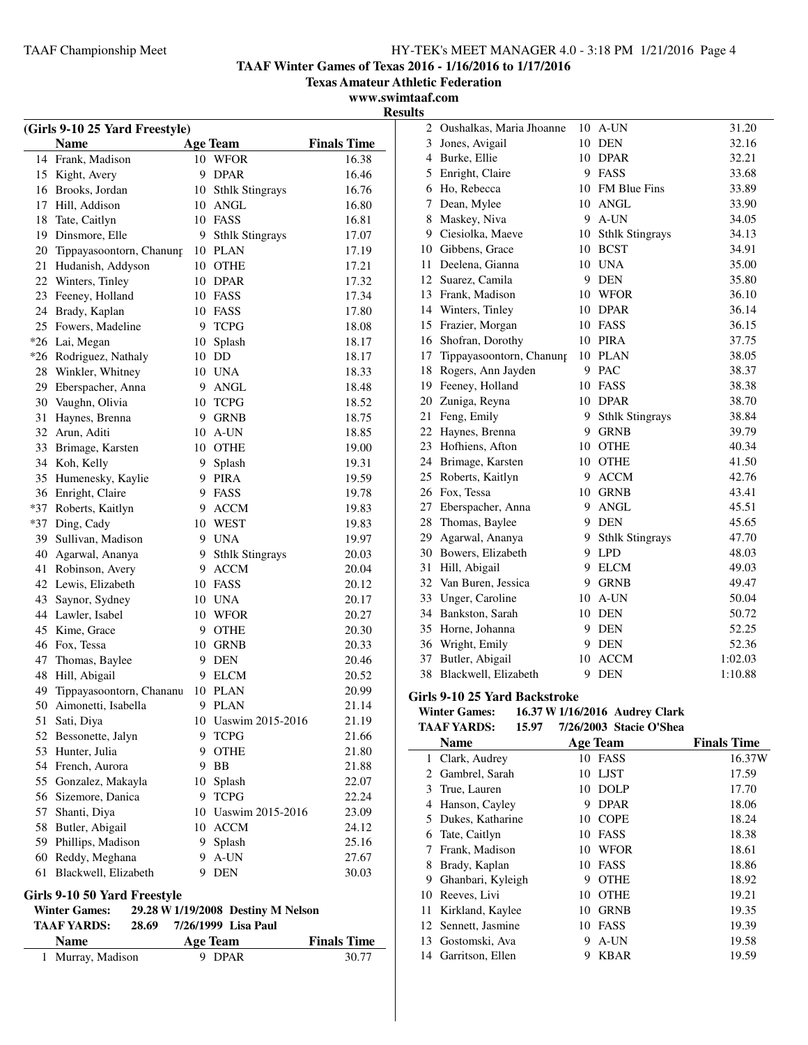## TAAF Winter Games of Texas 2016 - 1/16/2016 to 1/17/2016

**Texas Amateur Athletic Federation**

**www.swimtaaf.com**

**Results**

### (Girls 9-10 25 Yard Freestyle)

| | Name | Age | Team | Finals Time |
|---|---|---|---|---|
| 14 | Frank, Madison | 10 | WFOR | 16.38 |
| 15 | Kight, Avery | 9 | DPAR | 16.46 |
| 16 | Brooks, Jordan | 10 | Sthlk Stingrays | 16.76 |
| 17 | Hill, Addison | 10 | ANGL | 16.80 |
| 18 | Tate, Caitlyn | 10 | FASS | 16.81 |
| 19 | Dinsmore, Elle | 9 | Sthlk Stingrays | 17.07 |
| 20 | Tippayasoontorn, Chanunp | 10 | PLAN | 17.19 |
| 21 | Hudanish, Addyson | 10 | OTHE | 17.21 |
| 22 | Winters, Tinley | 10 | DPAR | 17.32 |
| 23 | Feeney, Holland | 10 | FASS | 17.34 |
| 24 | Brady, Kaplan | 10 | FASS | 17.80 |
| 25 | Fowers, Madeline | 9 | TCPG | 18.08 |
| *26 | Lai, Megan | 10 | Splash | 18.17 |
| *26 | Rodriguez, Nathaly | 10 | DD | 18.17 |
| 28 | Winkler, Whitney | 10 | UNA | 18.33 |
| 29 | Eberspacher, Anna | 9 | ANGL | 18.48 |
| 30 | Vaughn, Olivia | 10 | TCPG | 18.52 |
| 31 | Haynes, Brenna | 9 | GRNB | 18.75 |
| 32 | Arun, Aditi | 10 | A-UN | 18.85 |
| 33 | Brimage, Karsten | 10 | OTHE | 19.00 |
| 34 | Koh, Kelly | 9 | Splash | 19.31 |
| 35 | Humenesky, Kaylie | 9 | PIRA | 19.59 |
| 36 | Enright, Claire | 9 | FASS | 19.78 |
| *37 | Roberts, Kaitlyn | 9 | ACCM | 19.83 |
| *37 | Ding, Cady | 10 | WEST | 19.83 |
| 39 | Sullivan, Madison | 9 | UNA | 19.97 |
| 40 | Agarwal, Ananya | 9 | Sthlk Stingrays | 20.03 |
| 41 | Robinson, Avery | 9 | ACCM | 20.04 |
| 42 | Lewis, Elizabeth | 10 | FASS | 20.12 |
| 43 | Saynor, Sydney | 10 | UNA | 20.17 |
| 44 | Lawler, Isabel | 10 | WFOR | 20.27 |
| 45 | Kime, Grace | 9 | OTHE | 20.30 |
| 46 | Fox, Tessa | 10 | GRNB | 20.33 |
| 47 | Thomas, Baylee | 9 | DEN | 20.46 |
| 48 | Hill, Abigail | 9 | ELCM | 20.52 |
| 49 | Tippayasoontorn, Chananu | 10 | PLAN | 20.99 |
| 50 | Aimonetti, Isabella | 9 | PLAN | 21.14 |
| 51 | Sati, Diya | 10 | Uaswim 2015-2016 | 21.19 |
| 52 | Bessonette, Jalyn | 9 | TCPG | 21.66 |
| 53 | Hunter, Julia | 9 | OTHE | 21.80 |
| 54 | French, Aurora | 9 | BB | 21.88 |
| 55 | Gonzalez, Makayla | 10 | Splash | 22.07 |
| 56 | Sizemore, Danica | 9 | TCPG | 22.24 |
| 57 | Shanti, Diya | 10 | Uaswim 2015-2016 | 23.09 |
| 58 | Butler, Abigail | 10 | ACCM | 24.12 |
| 59 | Phillips, Madison | 9 | Splash | 25.16 |
| 60 | Reddy, Meghana | 9 | A-UN | 27.67 |
| 61 | Blackwell, Elizabeth | 9 | DEN | 30.03 |

### Girls 9-10 50 Yard Freestyle

**Winter Games:** 29.28 W 1/19/2008 Destiny M Nelson

**TAAF YARDS:** 28.69 7/26/1999 Lisa Paul

| | Name | Age | Team | Finals Time |
|---|---|---|---|---|
| 1 | Murray, Madison | 9 | DPAR | 30.77 |
| 2 | Oushalkas, Maria Jhoanne | 10 | A-UN | 31.20 |
| 3 | Jones, Avigail | 10 | DEN | 32.16 |
| 4 | Burke, Ellie | 10 | DPAR | 32.21 |
| 5 | Enright, Claire | 9 | FASS | 33.68 |
| 6 | Ho, Rebecca | 10 | FM Blue Fins | 33.89 |
| 7 | Dean, Mylee | 10 | ANGL | 33.90 |
| 8 | Maskey, Niva | 9 | A-UN | 34.05 |
| 9 | Ciesiolka, Maeve | 10 | Sthlk Stingrays | 34.13 |
| 10 | Gibbens, Grace | 10 | BCST | 34.91 |
| 11 | Deelena, Gianna | 10 | UNA | 35.00 |
| 12 | Suarez, Camila | 9 | DEN | 35.80 |
| 13 | Frank, Madison | 10 | WFOR | 36.10 |
| 14 | Winters, Tinley | 10 | DPAR | 36.14 |
| 15 | Frazier, Morgan | 10 | FASS | 36.15 |
| 16 | Shofran, Dorothy | 10 | PIRA | 37.75 |
| 17 | Tippayasoontorn, Chanunp | 10 | PLAN | 38.05 |
| 18 | Rogers, Ann Jayden | 9 | PAC | 38.37 |
| 19 | Feeney, Holland | 10 | FASS | 38.38 |
| 20 | Zuniga, Reyna | 10 | DPAR | 38.70 |
| 21 | Feng, Emily | 9 | Sthlk Stingrays | 38.84 |
| 22 | Haynes, Brenna | 9 | GRNB | 39.79 |
| 23 | Hofhiens, Afton | 10 | OTHE | 40.34 |
| 24 | Brimage, Karsten | 10 | OTHE | 41.50 |
| 25 | Roberts, Kaitlyn | 9 | ACCM | 42.76 |
| 26 | Fox, Tessa | 10 | GRNB | 43.41 |
| 27 | Eberspacher, Anna | 9 | ANGL | 45.51 |
| 28 | Thomas, Baylee | 9 | DEN | 45.65 |
| 29 | Agarwal, Ananya | 9 | Sthlk Stingrays | 47.70 |
| 30 | Bowers, Elizabeth | 9 | LPD | 48.03 |
| 31 | Hill, Abigail | 9 | ELCM | 49.03 |
| 32 | Van Buren, Jessica | 9 | GRNB | 49.47 |
| 33 | Unger, Caroline | 10 | A-UN | 50.04 |
| 34 | Bankston, Sarah | 10 | DEN | 50.72 |
| 35 | Horne, Johanna | 9 | DEN | 52.25 |
| 36 | Wright, Emily | 9 | DEN | 52.36 |
| 37 | Butler, Abigail | 10 | ACCM | 1:02.03 |
| 38 | Blackwell, Elizabeth | 9 | DEN | 1:10.88 |

### Girls 9-10 25 Yard Backstroke

**Winter Games:** 16.37 W 1/16/2016 Audrey Clark

**TAAF YARDS:** 15.97 7/26/2003 Stacie O'Shea

| | Name | Age | Team | Finals Time |
|---|---|---|---|---|
| 1 | Clark, Audrey | 10 | FASS | 16.37W |
| 2 | Gambrel, Sarah | 10 | LJST | 17.59 |
| 3 | True, Lauren | 10 | DOLP | 17.70 |
| 4 | Hanson, Cayley | 9 | DPAR | 18.06 |
| 5 | Dukes, Katharine | 10 | COPE | 18.24 |
| 6 | Tate, Caitlyn | 10 | FASS | 18.38 |
| 7 | Frank, Madison | 10 | WFOR | 18.61 |
| 8 | Brady, Kaplan | 10 | FASS | 18.86 |
| 9 | Ghanbari, Kyleigh | 9 | OTHE | 18.92 |
| 10 | Reeves, Livi | 10 | OTHE | 19.21 |
| 11 | Kirkland, Kaylee | 10 | GRNB | 19.35 |
| 12 | Sennett, Jasmine | 10 | FASS | 19.39 |
| 13 | Gostomski, Ava | 9 | A-UN | 19.58 |
| 14 | Garritson, Ellen | 9 | KBAR | 19.59 |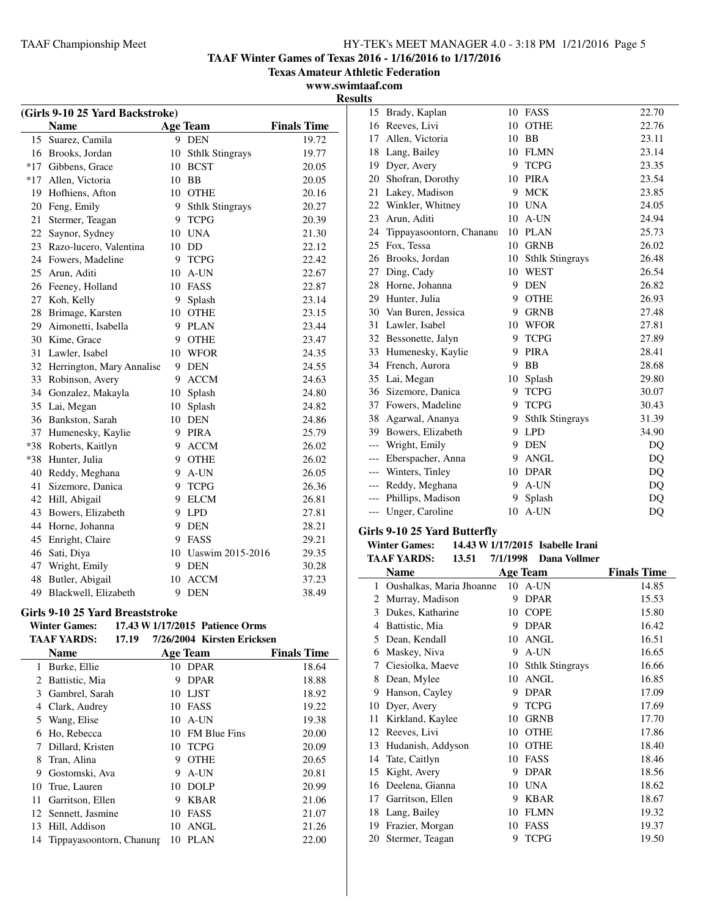# TAAF Winter Games of Texas 2016 - 1/16/2016 to 1/17/2016

**Texas Amateur Athletic Federation**

**www.swimtaaf.com**

**Results**

## (Girls 9-10 25 Yard Backstroke)

| | Name | Age | Team | Finals Time |
|---|---|---|---|---|
| 15 | Suarez, Camila | 9 | DEN | 19.72 |
| 16 | Brooks, Jordan | 10 | Sthlk Stingrays | 19.77 |
| *17 | Gibbens, Grace | 10 | BCST | 20.05 |
| *17 | Allen, Victoria | 10 | BB | 20.05 |
| 19 | Hofhiens, Afton | 10 | OTHE | 20.16 |
| 20 | Feng, Emily | 9 | Sthlk Stingrays | 20.27 |
| 21 | Stermer, Teagan | 9 | TCPG | 20.39 |
| 22 | Saynor, Sydney | 10 | UNA | 21.30 |
| 23 | Razo-lucero, Valentina | 10 | DD | 22.12 |
| 24 | Fowers, Madeline | 9 | TCPG | 22.42 |
| 25 | Arun, Aditi | 10 | A-UN | 22.67 |
| 26 | Feeney, Holland | 10 | FASS | 22.87 |
| 27 | Koh, Kelly | 9 | Splash | 23.14 |
| 28 | Brimage, Karsten | 10 | OTHE | 23.15 |
| 29 | Aimonetti, Isabella | 9 | PLAN | 23.44 |
| 30 | Kime, Grace | 9 | OTHE | 23.47 |
| 31 | Lawler, Isabel | 10 | WFOR | 24.35 |
| 32 | Herrington, Mary Annalise | 9 | DEN | 24.55 |
| 33 | Robinson, Avery | 9 | ACCM | 24.63 |
| 34 | Gonzalez, Makayla | 10 | Splash | 24.80 |
| 35 | Lai, Megan | 10 | Splash | 24.82 |
| 36 | Bankston, Sarah | 10 | DEN | 24.86 |
| 37 | Humenesky, Kaylie | 9 | PIRA | 25.79 |
| *38 | Roberts, Kaitlyn | 9 | ACCM | 26.02 |
| *38 | Hunter, Julia | 9 | OTHE | 26.02 |
| 40 | Reddy, Meghana | 9 | A-UN | 26.05 |
| 41 | Sizemore, Danica | 9 | TCPG | 26.36 |
| 42 | Hill, Abigail | 9 | ELCM | 26.81 |
| 43 | Bowers, Elizabeth | 9 | LPD | 27.81 |
| 44 | Horne, Johanna | 9 | DEN | 28.21 |
| 45 | Enright, Claire | 9 | FASS | 29.21 |
| 46 | Sati, Diya | 10 | Uaswim 2015-2016 | 29.35 |
| 47 | Wright, Emily | 9 | DEN | 30.28 |
| 48 | Butler, Abigail | 10 | ACCM | 37.23 |
| 49 | Blackwell, Elizabeth | 9 | DEN | 38.49 |

## Girls 9-10 25 Yard Breaststroke

**Winter Games:** 17.43 W 1/17/2015 Patience Orms
**TAAF YARDS:** 17.19 7/26/2004 Kirsten Ericksen

| | Name | Age | Team | Finals Time |
|---|---|---|---|---|
| 1 | Burke, Ellie | 10 | DPAR | 18.64 |
| 2 | Battistic, Mia | 9 | DPAR | 18.88 |
| 3 | Gambrel, Sarah | 10 | LJST | 18.92 |
| 4 | Clark, Audrey | 10 | FASS | 19.22 |
| 5 | Wang, Elise | 10 | A-UN | 19.38 |
| 6 | Ho, Rebecca | 10 | FM Blue Fins | 20.00 |
| 7 | Dillard, Kristen | 10 | TCPG | 20.09 |
| 8 | Tran, Alina | 9 | OTHE | 20.65 |
| 9 | Gostomski, Ava | 9 | A-UN | 20.81 |
| 10 | True, Lauren | 10 | DOLP | 20.99 |
| 11 | Garritson, Ellen | 9 | KBAR | 21.06 |
| 12 | Sennett, Jasmine | 10 | FASS | 21.07 |
| 13 | Hill, Addison | 10 | ANGL | 21.26 |
| 14 | Tippayasoontorn, Chanunp | 10 | PLAN | 22.00 |
| 15 | Brady, Kaplan | 10 | FASS | 22.70 |
| 16 | Reeves, Livi | 10 | OTHE | 22.76 |
| 17 | Allen, Victoria | 10 | BB | 23.11 |
| 18 | Lang, Bailey | 10 | FLMN | 23.14 |
| 19 | Dyer, Avery | 9 | TCPG | 23.35 |
| 20 | Shofran, Dorothy | 10 | PIRA | 23.54 |
| 21 | Lakey, Madison | 9 | MCK | 23.85 |
| 22 | Winkler, Whitney | 10 | UNA | 24.05 |
| 23 | Arun, Aditi | 10 | A-UN | 24.94 |
| 24 | Tippayasoontorn, Chananu | 10 | PLAN | 25.73 |
| 25 | Fox, Tessa | 10 | GRNB | 26.02 |
| 26 | Brooks, Jordan | 10 | Sthlk Stingrays | 26.48 |
| 27 | Ding, Cady | 10 | WEST | 26.54 |
| 28 | Horne, Johanna | 9 | DEN | 26.82 |
| 29 | Hunter, Julia | 9 | OTHE | 26.93 |
| 30 | Van Buren, Jessica | 9 | GRNB | 27.48 |
| 31 | Lawler, Isabel | 10 | WFOR | 27.81 |
| 32 | Bessonette, Jalyn | 9 | TCPG | 27.89 |
| 33 | Humenesky, Kaylie | 9 | PIRA | 28.41 |
| 34 | French, Aurora | 9 | BB | 28.68 |
| 35 | Lai, Megan | 10 | Splash | 29.80 |
| 36 | Sizemore, Danica | 9 | TCPG | 30.07 |
| 37 | Fowers, Madeline | 9 | TCPG | 30.43 |
| 38 | Agarwal, Ananya | 9 | Sthlk Stingrays | 31.39 |
| 39 | Bowers, Elizabeth | 9 | LPD | 34.90 |
| --- | Wright, Emily | 9 | DEN | DQ |
| --- | Eberspacher, Anna | 9 | ANGL | DQ |
| --- | Winters, Tinley | 10 | DPAR | DQ |
| --- | Reddy, Meghana | 9 | A-UN | DQ |
| --- | Phillips, Madison | 9 | Splash | DQ |
| --- | Unger, Caroline | 10 | A-UN | DQ |

## Girls 9-10 25 Yard Butterfly

**Winter Games:** 14.43 W 1/17/2015 Isabelle Irani
**TAAF YARDS:** 13.51 7/1/1998 Dana Vollmer

| | Name | Age | Team | Finals Time |
|---|---|---|---|---|
| 1 | Oushalkas, Maria Jhoanne | 10 | A-UN | 14.85 |
| 2 | Murray, Madison | 9 | DPAR | 15.53 |
| 3 | Dukes, Katharine | 10 | COPE | 15.80 |
| 4 | Battistic, Mia | 9 | DPAR | 16.42 |
| 5 | Dean, Kendall | 10 | ANGL | 16.51 |
| 6 | Maskey, Niva | 9 | A-UN | 16.65 |
| 7 | Ciesiolka, Maeve | 10 | Sthlk Stingrays | 16.66 |
| 8 | Dean, Mylee | 10 | ANGL | 16.85 |
| 9 | Hanson, Cayley | 9 | DPAR | 17.09 |
| 10 | Dyer, Avery | 9 | TCPG | 17.69 |
| 11 | Kirkland, Kaylee | 10 | GRNB | 17.70 |
| 12 | Reeves, Livi | 10 | OTHE | 17.86 |
| 13 | Hudanish, Addyson | 10 | OTHE | 18.40 |
| 14 | Tate, Caitlyn | 10 | FASS | 18.46 |
| 15 | Kight, Avery | 9 | DPAR | 18.56 |
| 16 | Deelena, Gianna | 10 | UNA | 18.62 |
| 17 | Garritson, Ellen | 9 | KBAR | 18.67 |
| 18 | Lang, Bailey | 10 | FLMN | 19.32 |
| 19 | Frazier, Morgan | 10 | FASS | 19.37 |
| 20 | Stermer, Teagan | 9 | TCPG | 19.50 |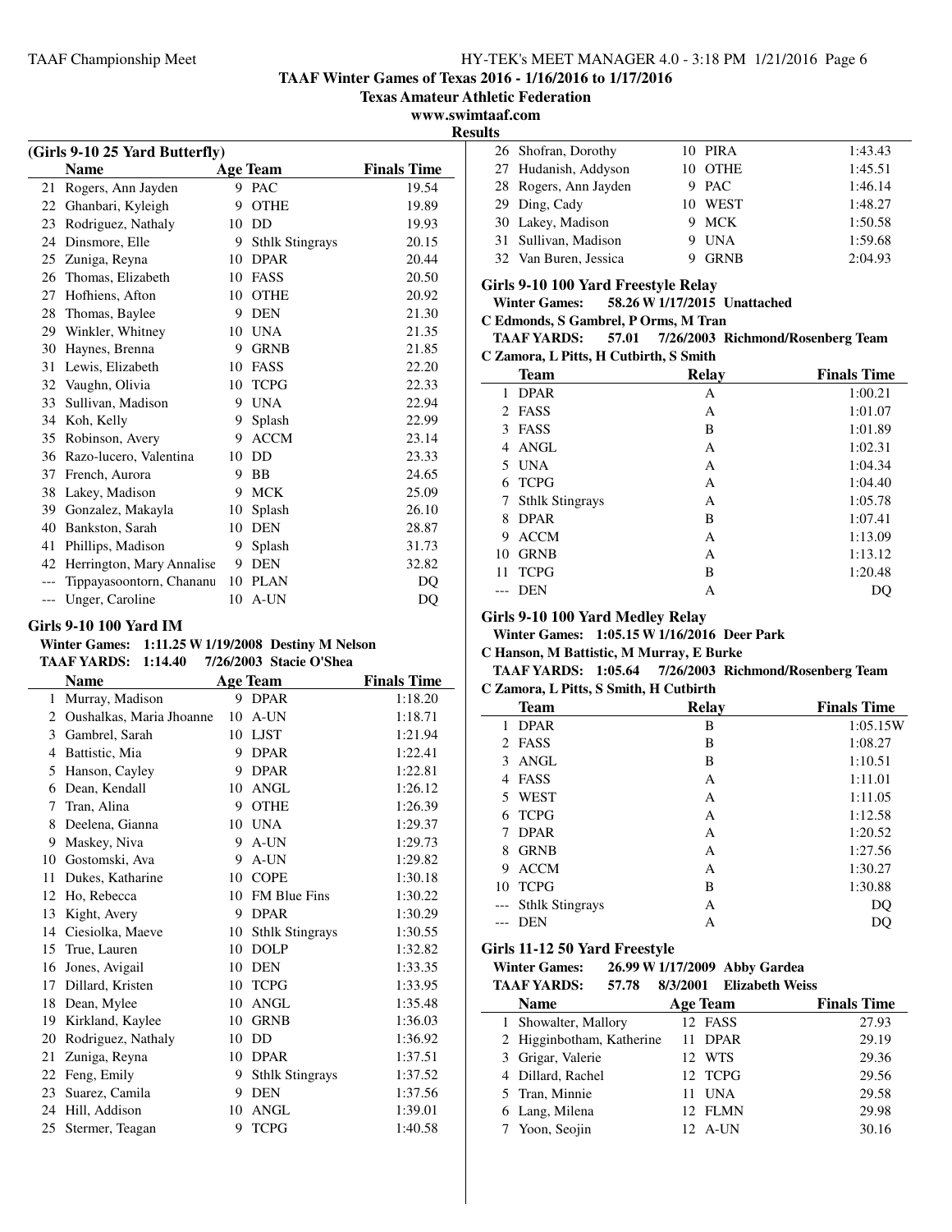TAAF Winter Games of Texas 2016 - 1/16/2016 to 1/17/2016

Texas Amateur Athletic Federation

www.swimtaaf.com

**Results**

### (Girls 9-10 25 Yard Butterfly)

| | Name | Age | Team | Finals Time |
|---|---|---|---|---|
| 21 | Rogers, Ann Jayden | 9 | PAC | 19.54 |
| 22 | Ghanbari, Kyleigh | 9 | OTHE | 19.89 |
| 23 | Rodriguez, Nathaly | 10 | DD | 19.93 |
| 24 | Dinsmore, Elle | 9 | Sthlk Stingrays | 20.15 |
| 25 | Zuniga, Reyna | 10 | DPAR | 20.44 |
| 26 | Thomas, Elizabeth | 10 | FASS | 20.50 |
| 27 | Hofhiens, Afton | 10 | OTHE | 20.92 |
| 28 | Thomas, Baylee | 9 | DEN | 21.30 |
| 29 | Winkler, Whitney | 10 | UNA | 21.35 |
| 30 | Haynes, Brenna | 9 | GRNB | 21.85 |
| 31 | Lewis, Elizabeth | 10 | FASS | 22.20 |
| 32 | Vaughn, Olivia | 10 | TCPG | 22.33 |
| 33 | Sullivan, Madison | 9 | UNA | 22.94 |
| 34 | Koh, Kelly | 9 | Splash | 22.99 |
| 35 | Robinson, Avery | 9 | ACCM | 23.14 |
| 36 | Razo-lucero, Valentina | 10 | DD | 23.33 |
| 37 | French, Aurora | 9 | BB | 24.65 |
| 38 | Lakey, Madison | 9 | MCK | 25.09 |
| 39 | Gonzalez, Makayla | 10 | Splash | 26.10 |
| 40 | Bankston, Sarah | 10 | DEN | 28.87 |
| 41 | Phillips, Madison | 9 | Splash | 31.73 |
| 42 | Herrington, Mary Annalise | 9 | DEN | 32.82 |
| --- | Tippayasoontorn, Chananu | 10 | PLAN | DQ |
| --- | Unger, Caroline | 10 | A-UN | DQ |

### Girls 9-10 100 Yard IM

**Winter Games:** 1:11.25 W 1/19/2008 Destiny M Nelson
**TAAF YARDS:** 1:14.40 7/26/2003 Stacie O'Shea

| | Name | Age | Team | Finals Time |
|---|---|---|---|---|
| 1 | Murray, Madison | 9 | DPAR | 1:18.20 |
| 2 | Oushalkas, Maria Jhoanne | 10 | A-UN | 1:18.71 |
| 3 | Gambrel, Sarah | 10 | LJST | 1:21.94 |
| 4 | Battistic, Mia | 9 | DPAR | 1:22.41 |
| 5 | Hanson, Cayley | 9 | DPAR | 1:22.81 |
| 6 | Dean, Kendall | 10 | ANGL | 1:26.12 |
| 7 | Tran, Alina | 9 | OTHE | 1:26.39 |
| 8 | Deelena, Gianna | 10 | UNA | 1:29.37 |
| 9 | Maskey, Niva | 9 | A-UN | 1:29.73 |
| 10 | Gostomski, Ava | 9 | A-UN | 1:29.82 |
| 11 | Dukes, Katharine | 10 | COPE | 1:30.18 |
| 12 | Ho, Rebecca | 10 | FM Blue Fins | 1:30.22 |
| 13 | Kight, Avery | 9 | DPAR | 1:30.29 |
| 14 | Ciesiolka, Maeve | 10 | Sthlk Stingrays | 1:30.55 |
| 15 | True, Lauren | 10 | DOLP | 1:32.82 |
| 16 | Jones, Avigail | 10 | DEN | 1:33.35 |
| 17 | Dillard, Kristen | 10 | TCPG | 1:33.95 |
| 18 | Dean, Mylee | 10 | ANGL | 1:35.48 |
| 19 | Kirkland, Kaylee | 10 | GRNB | 1:36.03 |
| 20 | Rodriguez, Nathaly | 10 | DD | 1:36.92 |
| 21 | Zuniga, Reyna | 10 | DPAR | 1:37.51 |
| 22 | Feng, Emily | 9 | Sthlk Stingrays | 1:37.52 |
| 23 | Suarez, Camila | 9 | DEN | 1:37.56 |
| 24 | Hill, Addison | 10 | ANGL | 1:39.01 |
| 25 | Stermer, Teagan | 9 | TCPG | 1:40.58 |
| 26 | Shofran, Dorothy | 10 | PIRA | 1:43.43 |
| 27 | Hudanish, Addyson | 10 | OTHE | 1:45.51 |
| 28 | Rogers, Ann Jayden | 9 | PAC | 1:46.14 |
| 29 | Ding, Cady | 10 | WEST | 1:48.27 |
| 30 | Lakey, Madison | 9 | MCK | 1:50.58 |
| 31 | Sullivan, Madison | 9 | UNA | 1:59.68 |
| 32 | Van Buren, Jessica | 9 | GRNB | 2:04.93 |

### Girls 9-10 100 Yard Freestyle Relay

**Winter Games:** 58.26 W 1/17/2015 Unattached
**C Edmonds, S Gambrel, P Orms, M Tran**
**TAAF YARDS:** 57.01 7/26/2003 Richmond/Rosenberg Team
**C Zamora, L Pitts, H Cutbirth, S Smith**

| | Team | Relay | Finals Time |
|---|---|---|---|
| 1 | DPAR | A | 1:00.21 |
| 2 | FASS | A | 1:01.07 |
| 3 | FASS | B | 1:01.89 |
| 4 | ANGL | A | 1:02.31 |
| 5 | UNA | A | 1:04.34 |
| 6 | TCPG | A | 1:04.40 |
| 7 | Sthlk Stingrays | A | 1:05.78 |
| 8 | DPAR | B | 1:07.41 |
| 9 | ACCM | A | 1:13.09 |
| 10 | GRNB | A | 1:13.12 |
| 11 | TCPG | B | 1:20.48 |
| --- | DEN | A | DQ |

### Girls 9-10 100 Yard Medley Relay

**Winter Games:** 1:05.15 W 1/16/2016 Deer Park
**C Hanson, M Battistic, M Murray, E Burke**
**TAAF YARDS:** 1:05.64 7/26/2003 Richmond/Rosenberg Team
**C Zamora, L Pitts, S Smith, H Cutbirth**

| | Team | Relay | Finals Time |
|---|---|---|---|
| 1 | DPAR | B | 1:05.15W |
| 2 | FASS | B | 1:08.27 |
| 3 | ANGL | B | 1:10.51 |
| 4 | FASS | A | 1:11.01 |
| 5 | WEST | A | 1:11.05 |
| 6 | TCPG | A | 1:12.58 |
| 7 | DPAR | A | 1:20.52 |
| 8 | GRNB | A | 1:27.56 |
| 9 | ACCM | A | 1:30.27 |
| 10 | TCPG | B | 1:30.88 |
| --- | Sthlk Stingrays | A | DQ |
| --- | DEN | A | DQ |

### Girls 11-12 50 Yard Freestyle

**Winter Games:** 26.99 W 1/17/2009 Abby Gardea
**TAAF YARDS:** 57.78 8/3/2001 Elizabeth Weiss

| | Name | Age | Team | Finals Time |
|---|---|---|---|---|
| 1 | Showalter, Mallory | 12 | FASS | 27.93 |
| 2 | Higginbotham, Katherine | 11 | DPAR | 29.19 |
| 3 | Grigar, Valerie | 12 | WTS | 29.36 |
| 4 | Dillard, Rachel | 12 | TCPG | 29.56 |
| 5 | Tran, Minnie | 11 | UNA | 29.58 |
| 6 | Lang, Milena | 12 | FLMN | 29.98 |
| 7 | Yoon, Seojin | 12 | A-UN | 30.16 |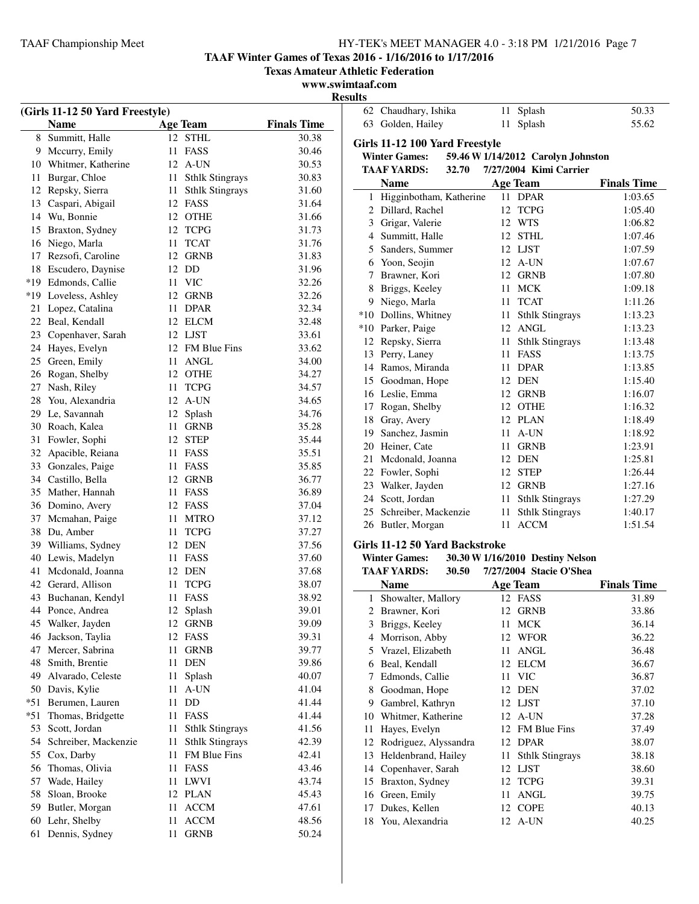**TAAF Winter Games of Texas 2016 - 1/16/2016 to 1/17/2016**
**Texas Amateur Athletic Federation**
**www.swimtaaf.com**
**Results**

### (Girls 11-12 50 Yard Freestyle)

| | Name | Age | Team | Finals Time |
|---|---|---|---|---|
| 8 | Summitt, Halle | 12 | STHL | 30.38 |
| 9 | Mccurry, Emily | 11 | FASS | 30.46 |
| 10 | Whitmer, Katherine | 12 | A-UN | 30.53 |
| 11 | Burgar, Chloe | 11 | Sthlk Stingrays | 30.83 |
| 12 | Repsky, Sierra | 11 | Sthlk Stingrays | 31.60 |
| 13 | Caspari, Abigail | 12 | FASS | 31.64 |
| 14 | Wu, Bonnie | 12 | OTHE | 31.66 |
| 15 | Braxton, Sydney | 12 | TCPG | 31.73 |
| 16 | Niego, Marla | 11 | TCAT | 31.76 |
| 17 | Rezsofi, Caroline | 12 | GRNB | 31.83 |
| 18 | Escudero, Daynise | 12 | DD | 31.96 |
| *19 | Edmonds, Callie | 11 | VIC | 32.26 |
| *19 | Loveless, Ashley | 12 | GRNB | 32.26 |
| 21 | Lopez, Catalina | 11 | DPAR | 32.34 |
| 22 | Beal, Kendall | 12 | ELCM | 32.48 |
| 23 | Copenhaver, Sarah | 12 | LJST | 33.61 |
| 24 | Hayes, Evelyn | 12 | FM Blue Fins | 33.62 |
| 25 | Green, Emily | 11 | ANGL | 34.00 |
| 26 | Rogan, Shelby | 12 | OTHE | 34.27 |
| 27 | Nash, Riley | 11 | TCPG | 34.57 |
| 28 | You, Alexandria | 12 | A-UN | 34.65 |
| 29 | Le, Savannah | 12 | Splash | 34.76 |
| 30 | Roach, Kalea | 11 | GRNB | 35.28 |
| 31 | Fowler, Sophi | 12 | STEP | 35.44 |
| 32 | Apacible, Reiana | 11 | FASS | 35.51 |
| 33 | Gonzales, Paige | 11 | FASS | 35.85 |
| 34 | Castillo, Bella | 12 | GRNB | 36.77 |
| 35 | Mather, Hannah | 11 | FASS | 36.89 |
| 36 | Domino, Avery | 12 | FASS | 37.04 |
| 37 | Mcmahan, Paige | 11 | MTRO | 37.12 |
| 38 | Du, Amber | 11 | TCPG | 37.27 |
| 39 | Williams, Sydney | 12 | DEN | 37.56 |
| 40 | Lewis, Madelyn | 11 | FASS | 37.60 |
| 41 | Mcdonald, Joanna | 12 | DEN | 37.68 |
| 42 | Gerard, Allison | 11 | TCPG | 38.07 |
| 43 | Buchanan, Kendyl | 11 | FASS | 38.92 |
| 44 | Ponce, Andrea | 12 | Splash | 39.01 |
| 45 | Walker, Jayden | 12 | GRNB | 39.09 |
| 46 | Jackson, Taylia | 12 | FASS | 39.31 |
| 47 | Mercer, Sabrina | 11 | GRNB | 39.77 |
| 48 | Smith, Brentie | 11 | DEN | 39.86 |
| 49 | Alvarado, Celeste | 11 | Splash | 40.07 |
| 50 | Davis, Kylie | 11 | A-UN | 41.04 |
| *51 | Berumen, Lauren | 11 | DD | 41.44 |
| *51 | Thomas, Bridgette | 11 | FASS | 41.44 |
| 53 | Scott, Jordan | 11 | Sthlk Stingrays | 41.56 |
| 54 | Schreiber, Mackenzie | 11 | Sthlk Stingrays | 42.39 |
| 55 | Cox, Darby | 11 | FM Blue Fins | 42.41 |
| 56 | Thomas, Olivia | 11 | FASS | 43.46 |
| 57 | Wade, Hailey | 11 | LWVI | 43.74 |
| 58 | Sloan, Brooke | 12 | PLAN | 45.43 |
| 59 | Butler, Morgan | 11 | ACCM | 47.61 |
| 60 | Lehr, Shelby | 11 | ACCM | 48.56 |
| 61 | Dennis, Sydney | 11 | GRNB | 50.24 |
| 62 | Chaudhary, Ishika | 11 | Splash | 50.33 |
| 63 | Golden, Hailey | 11 | Splash | 55.62 |

### Girls 11-12 100 Yard Freestyle

**Winter Games:** 59.46 W 1/14/2012 Carolyn Johnston
**TAAF YARDS:** 32.70 7/27/2004 Kimi Carrier

| | Name | Age | Team | Finals Time |
|---|---|---|---|---|
| 1 | Higginbotham, Katherine | 11 | DPAR | 1:03.65 |
| 2 | Dillard, Rachel | 12 | TCPG | 1:05.40 |
| 3 | Grigar, Valerie | 12 | WTS | 1:06.82 |
| 4 | Summitt, Halle | 12 | STHL | 1:07.46 |
| 5 | Sanders, Summer | 12 | LJST | 1:07.59 |
| 6 | Yoon, Seojin | 12 | A-UN | 1:07.67 |
| 7 | Brawner, Kori | 12 | GRNB | 1:07.80 |
| 8 | Briggs, Keeley | 11 | MCK | 1:09.18 |
| 9 | Niego, Marla | 11 | TCAT | 1:11.26 |
| *10 | Dollins, Whitney | 11 | Sthlk Stingrays | 1:13.23 |
| *10 | Parker, Paige | 12 | ANGL | 1:13.23 |
| 12 | Repsky, Sierra | 11 | Sthlk Stingrays | 1:13.48 |
| 13 | Perry, Laney | 11 | FASS | 1:13.75 |
| 14 | Ramos, Miranda | 11 | DPAR | 1:13.85 |
| 15 | Goodman, Hope | 12 | DEN | 1:15.40 |
| 16 | Leslie, Emma | 12 | GRNB | 1:16.07 |
| 17 | Rogan, Shelby | 12 | OTHE | 1:16.32 |
| 18 | Gray, Avery | 12 | PLAN | 1:18.49 |
| 19 | Sanchez, Jasmin | 11 | A-UN | 1:18.92 |
| 20 | Heiner, Cate | 11 | GRNB | 1:23.91 |
| 21 | Mcdonald, Joanna | 12 | DEN | 1:25.81 |
| 22 | Fowler, Sophi | 12 | STEP | 1:26.44 |
| 23 | Walker, Jayden | 12 | GRNB | 1:27.16 |
| 24 | Scott, Jordan | 11 | Sthlk Stingrays | 1:27.29 |
| 25 | Schreiber, Mackenzie | 11 | Sthlk Stingrays | 1:40.17 |
| 26 | Butler, Morgan | 11 | ACCM | 1:51.54 |

### Girls 11-12 50 Yard Backstroke

**Winter Games:** 30.30 W 1/16/2010 Destiny Nelson
**TAAF YARDS:** 30.50 7/27/2004 Stacie O'Shea

| | Name | Age | Team | Finals Time |
|---|---|---|---|---|
| 1 | Showalter, Mallory | 12 | FASS | 31.89 |
| 2 | Brawner, Kori | 12 | GRNB | 33.86 |
| 3 | Briggs, Keeley | 11 | MCK | 36.14 |
| 4 | Morrison, Abby | 12 | WFOR | 36.22 |
| 5 | Vrazel, Elizabeth | 11 | ANGL | 36.48 |
| 6 | Beal, Kendall | 12 | ELCM | 36.67 |
| 7 | Edmonds, Callie | 11 | VIC | 36.87 |
| 8 | Goodman, Hope | 12 | DEN | 37.02 |
| 9 | Gambrel, Kathryn | 12 | LJST | 37.10 |
| 10 | Whitmer, Katherine | 12 | A-UN | 37.28 |
| 11 | Hayes, Evelyn | 12 | FM Blue Fins | 37.49 |
| 12 | Rodriguez, Alyssandra | 12 | DPAR | 38.07 |
| 13 | Heldenbrand, Hailey | 11 | Sthlk Stingrays | 38.18 |
| 14 | Copenhaver, Sarah | 12 | LJST | 38.60 |
| 15 | Braxton, Sydney | 12 | TCPG | 39.31 |
| 16 | Green, Emily | 11 | ANGL | 39.75 |
| 17 | Dukes, Kellen | 12 | COPE | 40.13 |
| 18 | You, Alexandria | 12 | A-UN | 40.25 |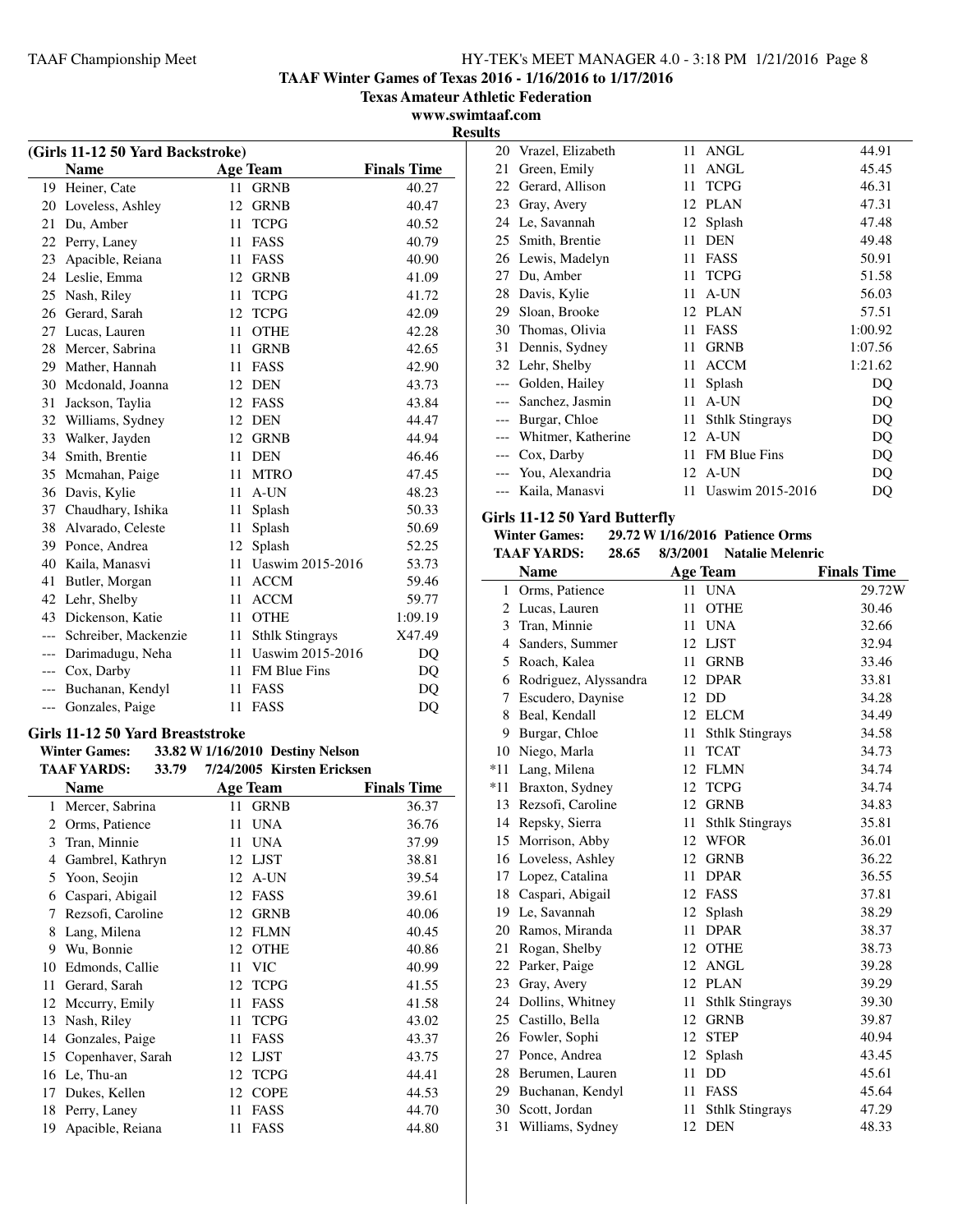**TAAF Winter Games of Texas 2016 - 1/16/2016 to 1/17/2016**

**Texas Amateur Athletic Federation**

**www.swimtaaf.com**

**Results**

### (Girls 11-12 50 Yard Backstroke)

| | Name | Age | Team | Finals Time |
|---|---|---|---|---|
| 19 | Heiner, Cate | 11 | GRNB | 40.27 |
| 20 | Loveless, Ashley | 12 | GRNB | 40.47 |
| 21 | Du, Amber | 11 | TCPG | 40.52 |
| 22 | Perry, Laney | 11 | FASS | 40.79 |
| 23 | Apacible, Reiana | 11 | FASS | 40.90 |
| 24 | Leslie, Emma | 12 | GRNB | 41.09 |
| 25 | Nash, Riley | 11 | TCPG | 41.72 |
| 26 | Gerard, Sarah | 12 | TCPG | 42.09 |
| 27 | Lucas, Lauren | 11 | OTHE | 42.28 |
| 28 | Mercer, Sabrina | 11 | GRNB | 42.65 |
| 29 | Mather, Hannah | 11 | FASS | 42.90 |
| 30 | Mcdonald, Joanna | 12 | DEN | 43.73 |
| 31 | Jackson, Taylia | 12 | FASS | 43.84 |
| 32 | Williams, Sydney | 12 | DEN | 44.47 |
| 33 | Walker, Jayden | 12 | GRNB | 44.94 |
| 34 | Smith, Brentie | 11 | DEN | 46.46 |
| 35 | Mcmahan, Paige | 11 | MTRO | 47.45 |
| 36 | Davis, Kylie | 11 | A-UN | 48.23 |
| 37 | Chaudhary, Ishika | 11 | Splash | 50.33 |
| 38 | Alvarado, Celeste | 11 | Splash | 50.69 |
| 39 | Ponce, Andrea | 12 | Splash | 52.25 |
| 40 | Kaila, Manasvi | 11 | Uaswim 2015-2016 | 53.73 |
| 41 | Butler, Morgan | 11 | ACCM | 59.46 |
| 42 | Lehr, Shelby | 11 | ACCM | 59.77 |
| 43 | Dickenson, Katie | 11 | OTHE | 1:09.19 |
| --- | Schreiber, Mackenzie | 11 | Sthlk Stingrays | X47.49 |
| --- | Darimadugu, Neha | 11 | Uaswim 2015-2016 | DQ |
| --- | Cox, Darby | 11 | FM Blue Fins | DQ |
| --- | Buchanan, Kendyl | 11 | FASS | DQ |
| --- | Gonzales, Paige | 11 | FASS | DQ |

### Girls 11-12 50 Yard Breaststroke

**Winter Games:** 33.82 W 1/16/2010 Destiny Nelson

**TAAF YARDS:** 33.79 7/24/2005 Kirsten Ericksen

| | Name | Age | Team | Finals Time |
|---|---|---|---|---|
| 1 | Mercer, Sabrina | 11 | GRNB | 36.37 |
| 2 | Orms, Patience | 11 | UNA | 36.76 |
| 3 | Tran, Minnie | 11 | UNA | 37.99 |
| 4 | Gambrel, Kathryn | 12 | LJST | 38.81 |
| 5 | Yoon, Seojin | 12 | A-UN | 39.54 |
| 6 | Caspari, Abigail | 12 | FASS | 39.61 |
| 7 | Rezsofi, Caroline | 12 | GRNB | 40.06 |
| 8 | Lang, Milena | 12 | FLMN | 40.45 |
| 9 | Wu, Bonnie | 12 | OTHE | 40.86 |
| 10 | Edmonds, Callie | 11 | VIC | 40.99 |
| 11 | Gerard, Sarah | 12 | TCPG | 41.55 |
| 12 | Mccurry, Emily | 11 | FASS | 41.58 |
| 13 | Nash, Riley | 11 | TCPG | 43.02 |
| 14 | Gonzales, Paige | 11 | FASS | 43.37 |
| 15 | Copenhaver, Sarah | 12 | LJST | 43.75 |
| 16 | Le, Thu-an | 12 | TCPG | 44.41 |
| 17 | Dukes, Kellen | 12 | COPE | 44.53 |
| 18 | Perry, Laney | 11 | FASS | 44.70 |
| 19 | Apacible, Reiana | 11 | FASS | 44.80 |
| 20 | Vrazel, Elizabeth | 11 | ANGL | 44.91 |
| 21 | Green, Emily | 11 | ANGL | 45.45 |
| 22 | Gerard, Allison | 11 | TCPG | 46.31 |
| 23 | Gray, Avery | 12 | PLAN | 47.31 |
| 24 | Le, Savannah | 12 | Splash | 47.48 |
| 25 | Smith, Brentie | 11 | DEN | 49.48 |
| 26 | Lewis, Madelyn | 11 | FASS | 50.91 |
| 27 | Du, Amber | 11 | TCPG | 51.58 |
| 28 | Davis, Kylie | 11 | A-UN | 56.03 |
| 29 | Sloan, Brooke | 12 | PLAN | 57.51 |
| 30 | Thomas, Olivia | 11 | FASS | 1:00.92 |
| 31 | Dennis, Sydney | 11 | GRNB | 1:07.56 |
| 32 | Lehr, Shelby | 11 | ACCM | 1:21.62 |
| --- | Golden, Hailey | 11 | Splash | DQ |
| --- | Sanchez, Jasmin | 11 | A-UN | DQ |
| --- | Burgar, Chloe | 11 | Sthlk Stingrays | DQ |
| --- | Whitmer, Katherine | 12 | A-UN | DQ |
| --- | Cox, Darby | 11 | FM Blue Fins | DQ |
| --- | You, Alexandria | 12 | A-UN | DQ |
| --- | Kaila, Manasvi | 11 | Uaswim 2015-2016 | DQ |

### Girls 11-12 50 Yard Butterfly

**Winter Games:** 29.72 W 1/16/2016 Patience Orms

**TAAF YARDS:** 28.65 8/3/2001 Natalie Melenric

| | Name | Age | Team | Finals Time |
|---|---|---|---|---|
| 1 | Orms, Patience | 11 | UNA | 29.72W |
| 2 | Lucas, Lauren | 11 | OTHE | 30.46 |
| 3 | Tran, Minnie | 11 | UNA | 32.66 |
| 4 | Sanders, Summer | 12 | LJST | 32.94 |
| 5 | Roach, Kalea | 11 | GRNB | 33.46 |
| 6 | Rodriguez, Alyssandra | 12 | DPAR | 33.81 |
| 7 | Escudero, Daynise | 12 | DD | 34.28 |
| 8 | Beal, Kendall | 12 | ELCM | 34.49 |
| 9 | Burgar, Chloe | 11 | Sthlk Stingrays | 34.58 |
| 10 | Niego, Marla | 11 | TCAT | 34.73 |
| *11 | Lang, Milena | 12 | FLMN | 34.74 |
| *11 | Braxton, Sydney | 12 | TCPG | 34.74 |
| 13 | Rezsofi, Caroline | 12 | GRNB | 34.83 |
| 14 | Repsky, Sierra | 11 | Sthlk Stingrays | 35.81 |
| 15 | Morrison, Abby | 12 | WFOR | 36.01 |
| 16 | Loveless, Ashley | 12 | GRNB | 36.22 |
| 17 | Lopez, Catalina | 11 | DPAR | 36.55 |
| 18 | Caspari, Abigail | 12 | FASS | 37.81 |
| 19 | Le, Savannah | 12 | Splash | 38.29 |
| 20 | Ramos, Miranda | 11 | DPAR | 38.37 |
| 21 | Rogan, Shelby | 12 | OTHE | 38.73 |
| 22 | Parker, Paige | 12 | ANGL | 39.28 |
| 23 | Gray, Avery | 12 | PLAN | 39.29 |
| 24 | Dollins, Whitney | 11 | Sthlk Stingrays | 39.30 |
| 25 | Castillo, Bella | 12 | GRNB | 39.87 |
| 26 | Fowler, Sophi | 12 | STEP | 40.94 |
| 27 | Ponce, Andrea | 12 | Splash | 43.45 |
| 28 | Berumen, Lauren | 11 | DD | 45.61 |
| 29 | Buchanan, Kendyl | 11 | FASS | 45.64 |
| 30 | Scott, Jordan | 11 | Sthlk Stingrays | 47.29 |
| 31 | Williams, Sydney | 12 | DEN | 48.33 |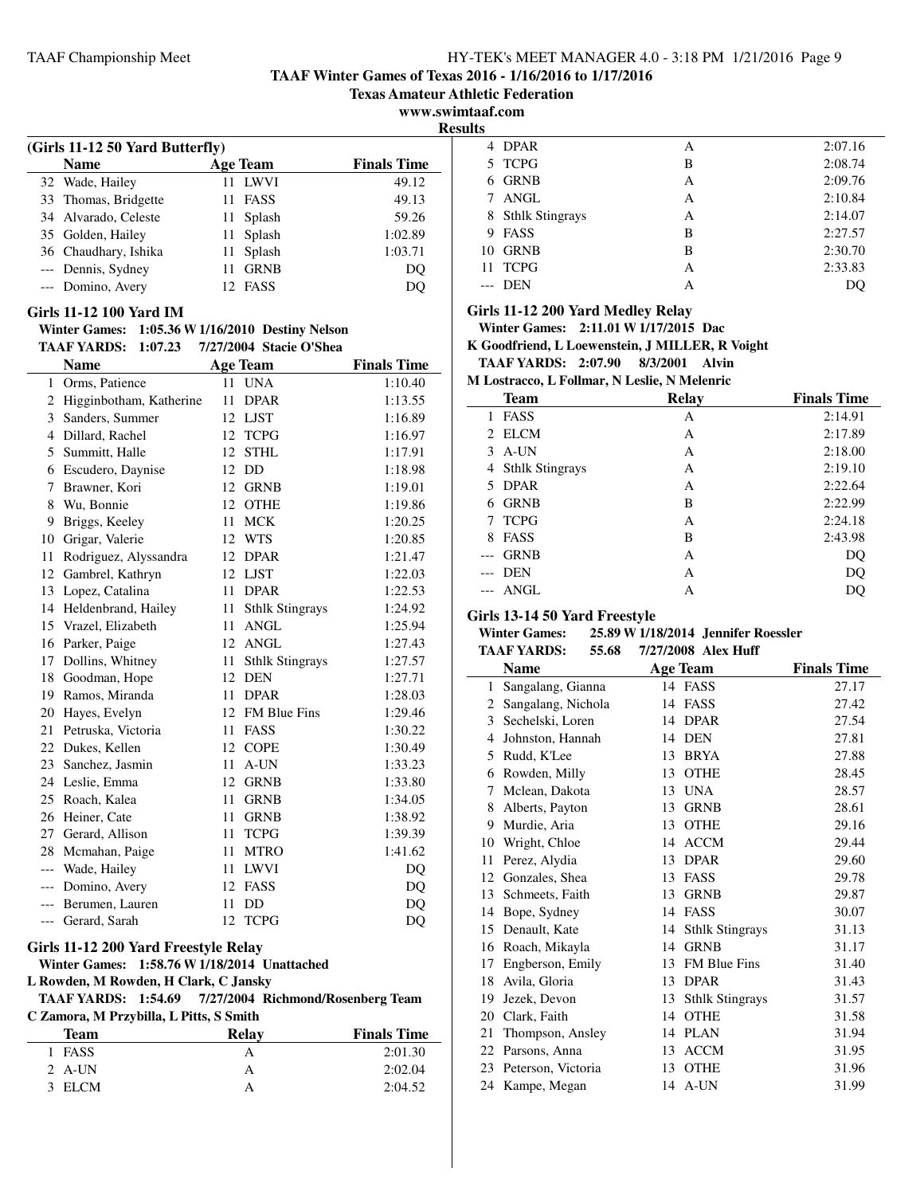## Results

### (Girls 11-12 50 Yard Butterfly)

| | Name | Age | Team | Finals Time |
|---|---|---|---|---|
| 32 | Wade, Hailey | 11 | LWVI | 49.12 |
| 33 | Thomas, Bridgette | 11 | FASS | 49.13 |
| 34 | Alvarado, Celeste | 11 | Splash | 59.26 |
| 35 | Golden, Hailey | 11 | Splash | 1:02.89 |
| 36 | Chaudhary, Ishika | 11 | Splash | 1:03.71 |
| --- | Dennis, Sydney | 11 | GRNB | DQ |
| --- | Domino, Avery | 12 | FASS | DQ |

### Girls 11-12 100 Yard IM

**Winter Games: 1:05.36 W 1/16/2010 Destiny Nelson**
**TAAF YARDS: 1:07.23 7/27/2004 Stacie O'Shea**

| | Name | Age | Team | Finals Time |
|---|---|---|---|---|
| 1 | Orms, Patience | 11 | UNA | 1:10.40 |
| 2 | Higginbotham, Katherine | 11 | DPAR | 1:13.55 |
| 3 | Sanders, Summer | 12 | LJST | 1:16.89 |
| 4 | Dillard, Rachel | 12 | TCPG | 1:16.97 |
| 5 | Summitt, Halle | 12 | STHL | 1:17.91 |
| 6 | Escudero, Daynise | 12 | DD | 1:18.98 |
| 7 | Brawner, Kori | 12 | GRNB | 1:19.01 |
| 8 | Wu, Bonnie | 12 | OTHE | 1:19.86 |
| 9 | Briggs, Keeley | 11 | MCK | 1:20.25 |
| 10 | Grigar, Valerie | 12 | WTS | 1:20.85 |
| 11 | Rodriguez, Alyssandra | 12 | DPAR | 1:21.47 |
| 12 | Gambrel, Kathryn | 12 | LJST | 1:22.03 |
| 13 | Lopez, Catalina | 11 | DPAR | 1:22.53 |
| 14 | Heldenbrand, Hailey | 11 | Sthlk Stingrays | 1:24.92 |
| 15 | Vrazel, Elizabeth | 11 | ANGL | 1:25.94 |
| 16 | Parker, Paige | 12 | ANGL | 1:27.43 |
| 17 | Dollins, Whitney | 11 | Sthlk Stingrays | 1:27.57 |
| 18 | Goodman, Hope | 12 | DEN | 1:27.71 |
| 19 | Ramos, Miranda | 11 | DPAR | 1:28.03 |
| 20 | Hayes, Evelyn | 12 | FM Blue Fins | 1:29.46 |
| 21 | Petruska, Victoria | 11 | FASS | 1:30.22 |
| 22 | Dukes, Kellen | 12 | COPE | 1:30.49 |
| 23 | Sanchez, Jasmin | 11 | A-UN | 1:33.23 |
| 24 | Leslie, Emma | 12 | GRNB | 1:33.80 |
| 25 | Roach, Kalea | 11 | GRNB | 1:34.05 |
| 26 | Heiner, Cate | 11 | GRNB | 1:38.92 |
| 27 | Gerard, Allison | 11 | TCPG | 1:39.39 |
| 28 | Mcmahan, Paige | 11 | MTRO | 1:41.62 |
| --- | Wade, Hailey | 11 | LWVI | DQ |
| --- | Domino, Avery | 12 | FASS | DQ |
| --- | Berumen, Lauren | 11 | DD | DQ |
| --- | Gerard, Sarah | 12 | TCPG | DQ |

### Girls 11-12 200 Yard Freestyle Relay

**Winter Games: 1:58.76 W 1/18/2014 Unattached**
**L Rowden, M Rowden, H Clark, C Jansky**
**TAAF YARDS: 1:54.69 7/27/2004 Richmond/Rosenberg Team**
**C Zamora, M Przybilla, L Pitts, S Smith**

| | Team | Relay | Finals Time |
|---|---|---|---|
| 1 | FASS | A | 2:01.30 |
| 2 | A-UN | A | 2:02.04 |
| 3 | ELCM | A | 2:04.52 |
| 4 | DPAR | A | 2:07.16 |
| 5 | TCPG | B | 2:08.74 |
| 6 | GRNB | A | 2:09.76 |
| 7 | ANGL | A | 2:10.84 |
| 8 | Sthlk Stingrays | A | 2:14.07 |
| 9 | FASS | B | 2:27.57 |
| 10 | GRNB | B | 2:30.70 |
| 11 | TCPG | A | 2:33.83 |
| --- | DEN | A | DQ |

### Girls 11-12 200 Yard Medley Relay

**Winter Games: 2:11.01 W 1/17/2015 Dac**
**K Goodfriend, L Loewenstein, J MILLER, R Voight**
**TAAF YARDS: 2:07.90 8/3/2001 Alvin**
**M Lostracco, L Follmar, N Leslie, N Melenric**

| | Team | Relay | Finals Time |
|---|---|---|---|
| 1 | FASS | A | 2:14.91 |
| 2 | ELCM | A | 2:17.89 |
| 3 | A-UN | A | 2:18.00 |
| 4 | Sthlk Stingrays | A | 2:19.10 |
| 5 | DPAR | A | 2:22.64 |
| 6 | GRNB | B | 2:22.99 |
| 7 | TCPG | A | 2:24.18 |
| 8 | FASS | B | 2:43.98 |
| --- | GRNB | A | DQ |
| --- | DEN | A | DQ |
| --- | ANGL | A | DQ |

### Girls 13-14 50 Yard Freestyle

**Winter Games: 25.89 W 1/18/2014 Jennifer Roessler**
**TAAF YARDS: 55.68 7/27/2008 Alex Huff**

| | Name | Age | Team | Finals Time |
|---|---|---|---|---|
| 1 | Sangalang, Gianna | 14 | FASS | 27.17 |
| 2 | Sangalang, Nichola | 14 | FASS | 27.42 |
| 3 | Sechelski, Loren | 14 | DPAR | 27.54 |
| 4 | Johnston, Hannah | 14 | DEN | 27.81 |
| 5 | Rudd, K'Lee | 13 | BRYA | 27.88 |
| 6 | Rowden, Milly | 13 | OTHE | 28.45 |
| 7 | Mclean, Dakota | 13 | UNA | 28.57 |
| 8 | Alberts, Payton | 13 | GRNB | 28.61 |
| 9 | Murdie, Aria | 13 | OTHE | 29.16 |
| 10 | Wright, Chloe | 14 | ACCM | 29.44 |
| 11 | Perez, Alydia | 13 | DPAR | 29.60 |
| 12 | Gonzales, Shea | 13 | FASS | 29.78 |
| 13 | Schmeets, Faith | 13 | GRNB | 29.87 |
| 14 | Bope, Sydney | 14 | FASS | 30.07 |
| 15 | Denault, Kate | 14 | Sthlk Stingrays | 31.13 |
| 16 | Roach, Mikayla | 14 | GRNB | 31.17 |
| 17 | Engberson, Emily | 13 | FM Blue Fins | 31.40 |
| 18 | Avila, Gloria | 13 | DPAR | 31.43 |
| 19 | Jezek, Devon | 13 | Sthlk Stingrays | 31.57 |
| 20 | Clark, Faith | 14 | OTHE | 31.58 |
| 21 | Thompson, Ansley | 14 | PLAN | 31.94 |
| 22 | Parsons, Anna | 13 | ACCM | 31.95 |
| 23 | Peterson, Victoria | 13 | OTHE | 31.96 |
| 24 | Kampe, Megan | 14 | A-UN | 31.99 |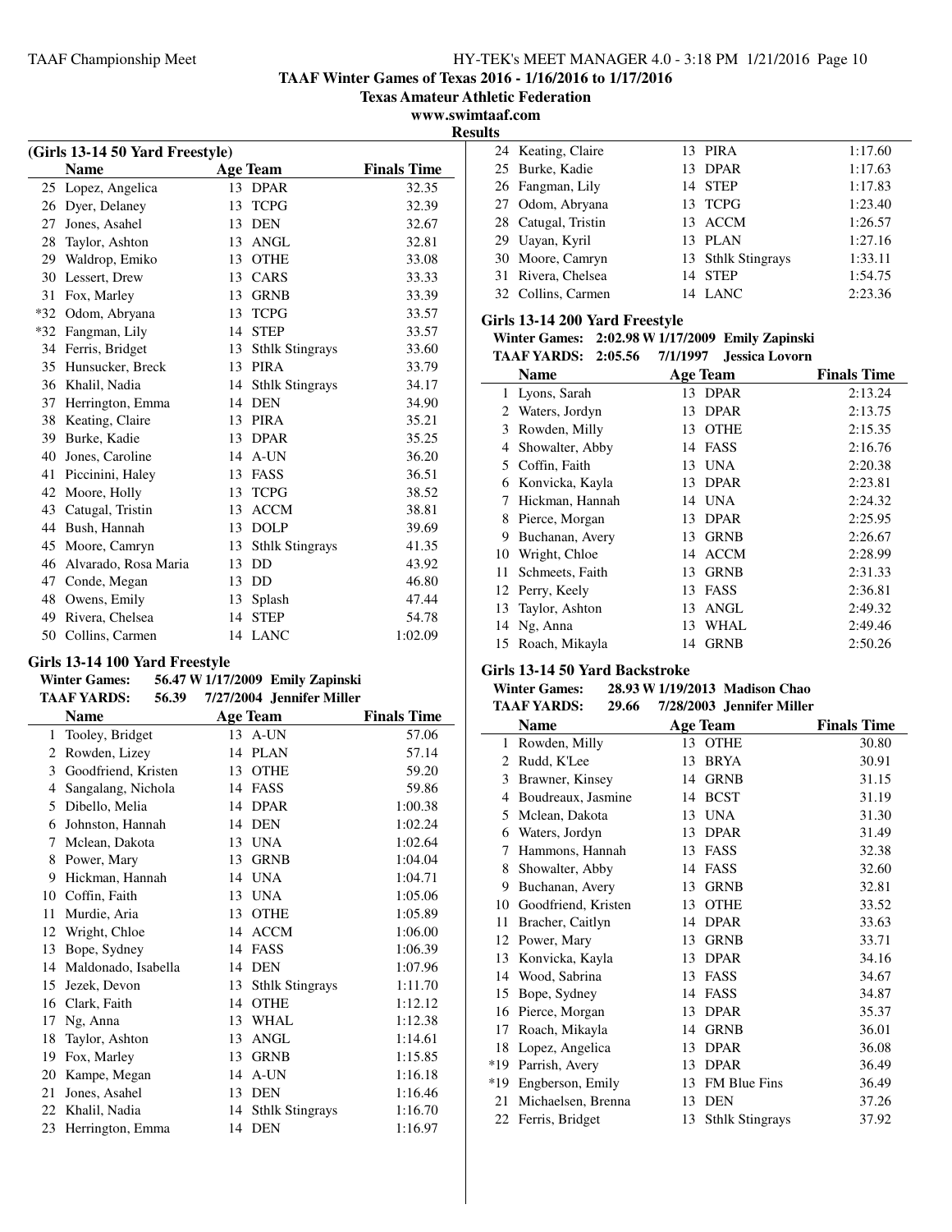**TAAF Winter Games of Texas 2016 - 1/16/2016 to 1/17/2016**

**Texas Amateur Athletic Federation**

**www.swimtaaf.com**

**Results**

### (Girls 13-14 50 Yard Freestyle)

| | Name | Age | Team | Finals Time |
|---|---|---|---|---|
| 25 | Lopez, Angelica | 13 | DPAR | 32.35 |
| 26 | Dyer, Delaney | 13 | TCPG | 32.39 |
| 27 | Jones, Asahel | 13 | DEN | 32.67 |
| 28 | Taylor, Ashton | 13 | ANGL | 32.81 |
| 29 | Waldrop, Emiko | 13 | OTHE | 33.08 |
| 30 | Lessert, Drew | 13 | CARS | 33.33 |
| 31 | Fox, Marley | 13 | GRNB | 33.39 |
| *32 | Odom, Abryana | 13 | TCPG | 33.57 |
| *32 | Fangman, Lily | 14 | STEP | 33.57 |
| 34 | Ferris, Bridget | 13 | Sthlk Stingrays | 33.60 |
| 35 | Hunsucker, Breck | 13 | PIRA | 33.79 |
| 36 | Khalil, Nadia | 14 | Sthlk Stingrays | 34.17 |
| 37 | Herrington, Emma | 14 | DEN | 34.90 |
| 38 | Keating, Claire | 13 | PIRA | 35.21 |
| 39 | Burke, Kadie | 13 | DPAR | 35.25 |
| 40 | Jones, Caroline | 14 | A-UN | 36.20 |
| 41 | Piccinini, Haley | 13 | FASS | 36.51 |
| 42 | Moore, Holly | 13 | TCPG | 38.52 |
| 43 | Catugal, Tristin | 13 | ACCM | 38.81 |
| 44 | Bush, Hannah | 13 | DOLP | 39.69 |
| 45 | Moore, Camryn | 13 | Sthlk Stingrays | 41.35 |
| 46 | Alvarado, Rosa Maria | 13 | DD | 43.92 |
| 47 | Conde, Megan | 13 | DD | 46.80 |
| 48 | Owens, Emily | 13 | Splash | 47.44 |
| 49 | Rivera, Chelsea | 14 | STEP | 54.78 |
| 50 | Collins, Carmen | 14 | LANC | 1:02.09 |

### Girls 13-14 100 Yard Freestyle

**Winter Games: 56.47 W 1/17/2009 Emily Zapinski**

**TAAF YARDS: 56.39 7/27/2004 Jennifer Miller**

| | Name | Age | Team | Finals Time |
|---|---|---|---|---|
| 1 | Tooley, Bridget | 13 | A-UN | 57.06 |
| 2 | Rowden, Lizey | 14 | PLAN | 57.14 |
| 3 | Goodfriend, Kristen | 13 | OTHE | 59.20 |
| 4 | Sangalang, Nichola | 14 | FASS | 59.86 |
| 5 | Dibello, Melia | 14 | DPAR | 1:00.38 |
| 6 | Johnston, Hannah | 14 | DEN | 1:02.24 |
| 7 | Mclean, Dakota | 13 | UNA | 1:02.64 |
| 8 | Power, Mary | 13 | GRNB | 1:04.04 |
| 9 | Hickman, Hannah | 14 | UNA | 1:04.71 |
| 10 | Coffin, Faith | 13 | UNA | 1:05.06 |
| 11 | Murdie, Aria | 13 | OTHE | 1:05.89 |
| 12 | Wright, Chloe | 14 | ACCM | 1:06.00 |
| 13 | Bope, Sydney | 14 | FASS | 1:06.39 |
| 14 | Maldonado, Isabella | 14 | DEN | 1:07.96 |
| 15 | Jezek, Devon | 13 | Sthlk Stingrays | 1:11.70 |
| 16 | Clark, Faith | 14 | OTHE | 1:12.12 |
| 17 | Ng, Anna | 13 | WHAL | 1:12.38 |
| 18 | Taylor, Ashton | 13 | ANGL | 1:14.61 |
| 19 | Fox, Marley | 13 | GRNB | 1:15.85 |
| 20 | Kampe, Megan | 14 | A-UN | 1:16.18 |
| 21 | Jones, Asahel | 13 | DEN | 1:16.46 |
| 22 | Khalil, Nadia | 14 | Sthlk Stingrays | 1:16.70 |
| 23 | Herrington, Emma | 14 | DEN | 1:16.97 |
| 24 | Keating, Claire | 13 | PIRA | 1:17.60 |
| 25 | Burke, Kadie | 13 | DPAR | 1:17.63 |
| 26 | Fangman, Lily | 14 | STEP | 1:17.83 |
| 27 | Odom, Abryana | 13 | TCPG | 1:23.40 |
| 28 | Catugal, Tristin | 13 | ACCM | 1:26.57 |
| 29 | Uayan, Kyril | 13 | PLAN | 1:27.16 |
| 30 | Moore, Camryn | 13 | Sthlk Stingrays | 1:33.11 |
| 31 | Rivera, Chelsea | 14 | STEP | 1:54.75 |
| 32 | Collins, Carmen | 14 | LANC | 2:23.36 |

### Girls 13-14 200 Yard Freestyle

**Winter Games: 2:02.98 W 1/17/2009 Emily Zapinski**

**TAAF YARDS: 2:05.56 7/1/1997 Jessica Lovorn**

| | Name | Age | Team | Finals Time |
|---|---|---|---|---|
| 1 | Lyons, Sarah | 13 | DPAR | 2:13.24 |
| 2 | Waters, Jordyn | 13 | DPAR | 2:13.75 |
| 3 | Rowden, Milly | 13 | OTHE | 2:15.35 |
| 4 | Showalter, Abby | 14 | FASS | 2:16.76 |
| 5 | Coffin, Faith | 13 | UNA | 2:20.38 |
| 6 | Konvicka, Kayla | 13 | DPAR | 2:23.81 |
| 7 | Hickman, Hannah | 14 | UNA | 2:24.32 |
| 8 | Pierce, Morgan | 13 | DPAR | 2:25.95 |
| 9 | Buchanan, Avery | 13 | GRNB | 2:26.67 |
| 10 | Wright, Chloe | 14 | ACCM | 2:28.99 |
| 11 | Schmeets, Faith | 13 | GRNB | 2:31.33 |
| 12 | Perry, Keely | 13 | FASS | 2:36.81 |
| 13 | Taylor, Ashton | 13 | ANGL | 2:49.32 |
| 14 | Ng, Anna | 13 | WHAL | 2:49.46 |
| 15 | Roach, Mikayla | 14 | GRNB | 2:50.26 |

### Girls 13-14 50 Yard Backstroke

**Winter Games: 28.93 W 1/19/2013 Madison Chao**

**TAAF YARDS: 29.66 7/28/2003 Jennifer Miller**

| | Name | Age | Team | Finals Time |
|---|---|---|---|---|
| 1 | Rowden, Milly | 13 | OTHE | 30.80 |
| 2 | Rudd, K'Lee | 13 | BRYA | 30.91 |
| 3 | Brawner, Kinsey | 14 | GRNB | 31.15 |
| 4 | Boudreaux, Jasmine | 14 | BCST | 31.19 |
| 5 | Mclean, Dakota | 13 | UNA | 31.30 |
| 6 | Waters, Jordyn | 13 | DPAR | 31.49 |
| 7 | Hammons, Hannah | 13 | FASS | 32.38 |
| 8 | Showalter, Abby | 14 | FASS | 32.60 |
| 9 | Buchanan, Avery | 13 | GRNB | 32.81 |
| 10 | Goodfriend, Kristen | 13 | OTHE | 33.52 |
| 11 | Bracher, Caitlyn | 14 | DPAR | 33.63 |
| 12 | Power, Mary | 13 | GRNB | 33.71 |
| 13 | Konvicka, Kayla | 13 | DPAR | 34.16 |
| 14 | Wood, Sabrina | 13 | FASS | 34.67 |
| 15 | Bope, Sydney | 14 | FASS | 34.87 |
| 16 | Pierce, Morgan | 13 | DPAR | 35.37 |
| 17 | Roach, Mikayla | 14 | GRNB | 36.01 |
| 18 | Lopez, Angelica | 13 | DPAR | 36.08 |
| *19 | Parrish, Avery | 13 | DPAR | 36.49 |
| *19 | Engberson, Emily | 13 | FM Blue Fins | 36.49 |
| 21 | Michaelsen, Brenna | 13 | DEN | 37.26 |
| 22 | Ferris, Bridget | 13 | Sthlk Stingrays | 37.92 |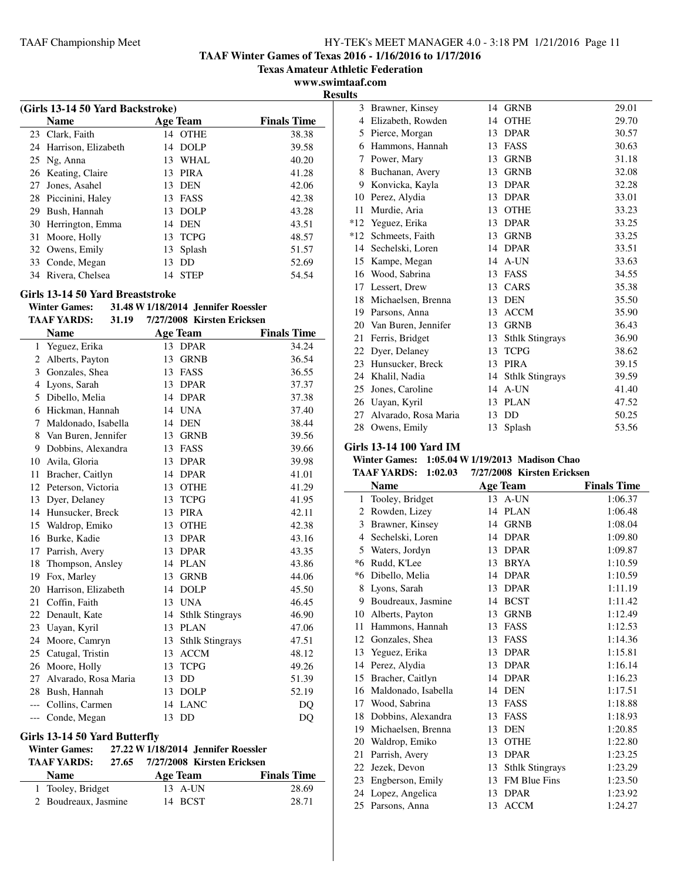# TAAF Winter Games of Texas 2016 - 1/16/2016 to 1/17/2016

**Texas Amateur Athletic Federation**

**www.swimtaaf.com**

**Results**

### (Girls 13-14 50 Yard Backstroke)

| | Name | Age | Team | Finals Time |
|---|---|---|---|---|
| 23 | Clark, Faith | 14 | OTHE | 38.38 |
| 24 | Harrison, Elizabeth | 14 | DOLP | 39.58 |
| 25 | Ng, Anna | 13 | WHAL | 40.20 |
| 26 | Keating, Claire | 13 | PIRA | 41.28 |
| 27 | Jones, Asahel | 13 | DEN | 42.06 |
| 28 | Piccinini, Haley | 13 | FASS | 42.38 |
| 29 | Bush, Hannah | 13 | DOLP | 43.28 |
| 30 | Herrington, Emma | 14 | DEN | 43.51 |
| 31 | Moore, Holly | 13 | TCPG | 48.57 |
| 32 | Owens, Emily | 13 | Splash | 51.57 |
| 33 | Conde, Megan | 13 | DD | 52.69 |
| 34 | Rivera, Chelsea | 14 | STEP | 54.54 |

### Girls 13-14 50 Yard Breaststroke

**Winter Games:** 31.48 W 1/18/2014 Jennifer Roessler
**TAAF YARDS:** 31.19 7/27/2008 Kirsten Ericksen

| | Name | Age | Team | Finals Time |
|---|---|---|---|---|
| 1 | Yeguez, Erika | 13 | DPAR | 34.24 |
| 2 | Alberts, Payton | 13 | GRNB | 36.54 |
| 3 | Gonzales, Shea | 13 | FASS | 36.55 |
| 4 | Lyons, Sarah | 13 | DPAR | 37.37 |
| 5 | Dibello, Melia | 14 | DPAR | 37.38 |
| 6 | Hickman, Hannah | 14 | UNA | 37.40 |
| 7 | Maldonado, Isabella | 14 | DEN | 38.44 |
| 8 | Van Buren, Jennifer | 13 | GRNB | 39.56 |
| 9 | Dobbins, Alexandra | 13 | FASS | 39.66 |
| 10 | Avila, Gloria | 13 | DPAR | 39.98 |
| 11 | Bracher, Caitlyn | 14 | DPAR | 41.01 |
| 12 | Peterson, Victoria | 13 | OTHE | 41.29 |
| 13 | Dyer, Delaney | 13 | TCPG | 41.95 |
| 14 | Hunsucker, Breck | 13 | PIRA | 42.11 |
| 15 | Waldrop, Emiko | 13 | OTHE | 42.38 |
| 16 | Burke, Kadie | 13 | DPAR | 43.16 |
| 17 | Parrish, Avery | 13 | DPAR | 43.35 |
| 18 | Thompson, Ansley | 14 | PLAN | 43.86 |
| 19 | Fox, Marley | 13 | GRNB | 44.06 |
| 20 | Harrison, Elizabeth | 14 | DOLP | 45.50 |
| 21 | Coffin, Faith | 13 | UNA | 46.45 |
| 22 | Denault, Kate | 14 | Sthlk Stingrays | 46.90 |
| 23 | Uayan, Kyril | 13 | PLAN | 47.06 |
| 24 | Moore, Camryn | 13 | Sthlk Stingrays | 47.51 |
| 25 | Catugal, Tristin | 13 | ACCM | 48.12 |
| 26 | Moore, Holly | 13 | TCPG | 49.26 |
| 27 | Alvarado, Rosa Maria | 13 | DD | 51.39 |
| 28 | Bush, Hannah | 13 | DOLP | 52.19 |
| --- | Collins, Carmen | 14 | LANC | DQ |
| --- | Conde, Megan | 13 | DD | DQ |

### Girls 13-14 50 Yard Butterfly

**Winter Games:** 27.22 W 1/18/2014 Jennifer Roessler
**TAAF YARDS:** 27.65 7/27/2008 Kirsten Ericksen

| | Name | Age | Team | Finals Time |
|---|---|---|---|---|
| 1 | Tooley, Bridget | 13 | A-UN | 28.69 |
| 2 | Boudreaux, Jasmine | 14 | BCST | 28.71 |
| 3 | Brawner, Kinsey | 14 | GRNB | 29.01 |
| 4 | Elizabeth, Rowden | 14 | OTHE | 29.70 |
| 5 | Pierce, Morgan | 13 | DPAR | 30.57 |
| 6 | Hammons, Hannah | 13 | FASS | 30.63 |
| 7 | Power, Mary | 13 | GRNB | 31.18 |
| 8 | Buchanan, Avery | 13 | GRNB | 32.08 |
| 9 | Konvicka, Kayla | 13 | DPAR | 32.28 |
| 10 | Perez, Alydia | 13 | DPAR | 33.01 |
| 11 | Murdie, Aria | 13 | OTHE | 33.23 |
| *12 | Yeguez, Erika | 13 | DPAR | 33.25 |
| *12 | Schmeets, Faith | 13 | GRNB | 33.25 |
| 14 | Sechelski, Loren | 14 | DPAR | 33.51 |
| 15 | Kampe, Megan | 14 | A-UN | 33.63 |
| 16 | Wood, Sabrina | 13 | FASS | 34.55 |
| 17 | Lessert, Drew | 13 | CARS | 35.38 |
| 18 | Michaelsen, Brenna | 13 | DEN | 35.50 |
| 19 | Parsons, Anna | 13 | ACCM | 35.90 |
| 20 | Van Buren, Jennifer | 13 | GRNB | 36.43 |
| 21 | Ferris, Bridget | 13 | Sthlk Stingrays | 36.90 |
| 22 | Dyer, Delaney | 13 | TCPG | 38.62 |
| 23 | Hunsucker, Breck | 13 | PIRA | 39.15 |
| 24 | Khalil, Nadia | 14 | Sthlk Stingrays | 39.59 |
| 25 | Jones, Caroline | 14 | A-UN | 41.40 |
| 26 | Uayan, Kyril | 13 | PLAN | 47.52 |
| 27 | Alvarado, Rosa Maria | 13 | DD | 50.25 |
| 28 | Owens, Emily | 13 | Splash | 53.56 |

### Girls 13-14 100 Yard IM

**Winter Games:** 1:05.04 W 1/19/2013 Madison Chao
**TAAF YARDS:** 1:02.03 7/27/2008 Kirsten Ericksen

| | Name | Age | Team | Finals Time |
|---|---|---|---|---|
| 1 | Tooley, Bridget | 13 | A-UN | 1:06.37 |
| 2 | Rowden, Lizey | 14 | PLAN | 1:06.48 |
| 3 | Brawner, Kinsey | 14 | GRNB | 1:08.04 |
| 4 | Sechelski, Loren | 14 | DPAR | 1:09.80 |
| 5 | Waters, Jordyn | 13 | DPAR | 1:09.87 |
| *6 | Rudd, K'Lee | 13 | BRYA | 1:10.59 |
| *6 | Dibello, Melia | 14 | DPAR | 1:10.59 |
| 8 | Lyons, Sarah | 13 | DPAR | 1:11.19 |
| 9 | Boudreaux, Jasmine | 14 | BCST | 1:11.42 |
| 10 | Alberts, Payton | 13 | GRNB | 1:12.49 |
| 11 | Hammons, Hannah | 13 | FASS | 1:12.53 |
| 12 | Gonzales, Shea | 13 | FASS | 1:14.36 |
| 13 | Yeguez, Erika | 13 | DPAR | 1:15.81 |
| 14 | Perez, Alydia | 13 | DPAR | 1:16.14 |
| 15 | Bracher, Caitlyn | 14 | DPAR | 1:16.23 |
| 16 | Maldonado, Isabella | 14 | DEN | 1:17.51 |
| 17 | Wood, Sabrina | 13 | FASS | 1:18.88 |
| 18 | Dobbins, Alexandra | 13 | FASS | 1:18.93 |
| 19 | Michaelsen, Brenna | 13 | DEN | 1:20.85 |
| 20 | Waldrop, Emiko | 13 | OTHE | 1:22.80 |
| 21 | Parrish, Avery | 13 | DPAR | 1:23.25 |
| 22 | Jezek, Devon | 13 | Sthlk Stingrays | 1:23.29 |
| 23 | Engberson, Emily | 13 | FM Blue Fins | 1:23.50 |
| 24 | Lopez, Angelica | 13 | DPAR | 1:23.92 |
| 25 | Parsons, Anna | 13 | ACCM | 1:24.27 |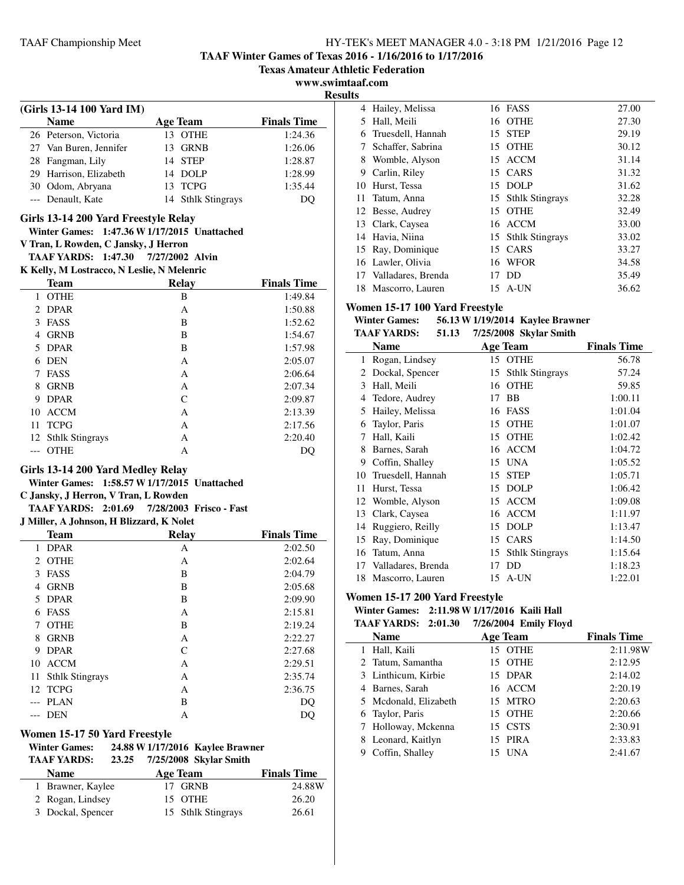# TAAF Winter Games of Texas 2016 - 1/16/2016 to 1/17/2016

**Texas Amateur Athletic Federation**

**www.swimtaaf.com**

**Results**

### (Girls 13-14 100 Yard IM)

| | Name | Age | Team | Finals Time |
|---|---|---|---|---|
| 26 | Peterson, Victoria | 13 | OTHE | 1:24.36 |
| 27 | Van Buren, Jennifer | 13 | GRNB | 1:26.06 |
| 28 | Fangman, Lily | 14 | STEP | 1:28.87 |
| 29 | Harrison, Elizabeth | 14 | DOLP | 1:28.99 |
| 30 | Odom, Abryana | 13 | TCPG | 1:35.44 |
| --- | Denault, Kate | 14 | Sthlk Stingrays | DQ |

### Girls 13-14 200 Yard Freestyle Relay

**Winter Games: 1:47.36 W 1/17/2015 Unattached**
**V Tran, L Rowden, C Jansky, J Herron**
**TAAF YARDS: 1:47.30 7/27/2002 Alvin**
**K Kelly, M Lostracco, N Leslie, N Melenric**

| | Team | Relay | Finals Time |
|---|---|---|---|
| 1 | OTHE | B | 1:49.84 |
| 2 | DPAR | A | 1:50.88 |
| 3 | FASS | B | 1:52.62 |
| 4 | GRNB | B | 1:54.67 |
| 5 | DPAR | B | 1:57.98 |
| 6 | DEN | A | 2:05.07 |
| 7 | FASS | A | 2:06.64 |
| 8 | GRNB | A | 2:07.34 |
| 9 | DPAR | C | 2:09.87 |
| 10 | ACCM | A | 2:13.39 |
| 11 | TCPG | A | 2:17.56 |
| 12 | Sthlk Stingrays | A | 2:20.40 |
| --- | OTHE | A | DQ |

### Girls 13-14 200 Yard Medley Relay

**Winter Games: 1:58.57 W 1/17/2015 Unattached**
**C Jansky, J Herron, V Tran, L Rowden**
**TAAF YARDS: 2:01.69 7/28/2003 Frisco - Fast**
**J Miller, A Johnson, H Blizzard, K Nolet**

| | Team | Relay | Finals Time |
|---|---|---|---|
| 1 | DPAR | A | 2:02.50 |
| 2 | OTHE | A | 2:02.64 |
| 3 | FASS | B | 2:04.79 |
| 4 | GRNB | B | 2:05.68 |
| 5 | DPAR | B | 2:09.90 |
| 6 | FASS | A | 2:15.81 |
| 7 | OTHE | B | 2:19.24 |
| 8 | GRNB | A | 2:22.27 |
| 9 | DPAR | C | 2:27.68 |
| 10 | ACCM | A | 2:29.51 |
| 11 | Sthlk Stingrays | A | 2:35.74 |
| 12 | TCPG | A | 2:36.75 |
| --- | PLAN | B | DQ |
| --- | DEN | A | DQ |

### Women 15-17 50 Yard Freestyle

**Winter Games: 24.88 W 1/17/2016 Kaylee Brawner**
**TAAF YARDS: 23.25 7/25/2008 Skylar Smith**

| | Name | Age | Team | Finals Time |
|---|---|---|---|---|
| 1 | Brawner, Kaylee | 17 | GRNB | 24.88W |
| 2 | Rogan, Lindsey | 15 | OTHE | 26.20 |
| 3 | Dockal, Spencer | 15 | Sthlk Stingrays | 26.61 |
| 4 | Hailey, Melissa | 16 | FASS | 27.00 |
| 5 | Hall, Meili | 16 | OTHE | 27.30 |
| 6 | Truesdell, Hannah | 15 | STEP | 29.19 |
| 7 | Schaffer, Sabrina | 15 | OTHE | 30.12 |
| 8 | Womble, Alyson | 15 | ACCM | 31.14 |
| 9 | Carlin, Riley | 15 | CARS | 31.32 |
| 10 | Hurst, Tessa | 15 | DOLP | 31.62 |
| 11 | Tatum, Anna | 15 | Sthlk Stingrays | 32.28 |
| 12 | Besse, Audrey | 15 | OTHE | 32.49 |
| 13 | Clark, Caysea | 16 | ACCM | 33.00 |
| 14 | Havia, Niina | 15 | Sthlk Stingrays | 33.02 |
| 15 | Ray, Dominique | 15 | CARS | 33.27 |
| 16 | Lawler, Olivia | 16 | WFOR | 34.58 |
| 17 | Valladares, Brenda | 17 | DD | 35.49 |
| 18 | Mascorro, Lauren | 15 | A-UN | 36.62 |

### Women 15-17 100 Yard Freestyle

**Winter Games: 56.13 W 1/19/2014 Kaylee Brawner**
**TAAF YARDS: 51.13 7/25/2008 Skylar Smith**

| | Name | Age | Team | Finals Time |
|---|---|---|---|---|
| 1 | Rogan, Lindsey | 15 | OTHE | 56.78 |
| 2 | Dockal, Spencer | 15 | Sthlk Stingrays | 57.24 |
| 3 | Hall, Meili | 16 | OTHE | 59.85 |
| 4 | Tedore, Audrey | 17 | BB | 1:00.11 |
| 5 | Hailey, Melissa | 16 | FASS | 1:01.04 |
| 6 | Taylor, Paris | 15 | OTHE | 1:01.07 |
| 7 | Hall, Kaili | 15 | OTHE | 1:02.42 |
| 8 | Barnes, Sarah | 16 | ACCM | 1:04.72 |
| 9 | Coffin, Shalley | 15 | UNA | 1:05.52 |
| 10 | Truesdell, Hannah | 15 | STEP | 1:05.71 |
| 11 | Hurst, Tessa | 15 | DOLP | 1:06.42 |
| 12 | Womble, Alyson | 15 | ACCM | 1:09.08 |
| 13 | Clark, Caysea | 16 | ACCM | 1:11.97 |
| 14 | Ruggiero, Reilly | 15 | DOLP | 1:13.47 |
| 15 | Ray, Dominique | 15 | CARS | 1:14.50 |
| 16 | Tatum, Anna | 15 | Sthlk Stingrays | 1:15.64 |
| 17 | Valladares, Brenda | 17 | DD | 1:18.23 |
| 18 | Mascorro, Lauren | 15 | A-UN | 1:22.01 |

### Women 15-17 200 Yard Freestyle

**Winter Games: 2:11.98 W 1/17/2016 Kaili Hall**
**TAAF YARDS: 2:01.30 7/26/2004 Emily Floyd**

| | Name | Age | Team | Finals Time |
|---|---|---|---|---|
| 1 | Hall, Kaili | 15 | OTHE | 2:11.98W |
| 2 | Tatum, Samantha | 15 | OTHE | 2:12.95 |
| 3 | Linthicum, Kirbie | 15 | DPAR | 2:14.02 |
| 4 | Barnes, Sarah | 16 | ACCM | 2:20.19 |
| 5 | Mcdonald, Elizabeth | 15 | MTRO | 2:20.63 |
| 6 | Taylor, Paris | 15 | OTHE | 2:20.66 |
| 7 | Holloway, Mckenna | 15 | CSTS | 2:30.91 |
| 8 | Leonard, Kaitlyn | 15 | PIRA | 2:33.83 |
| 9 | Coffin, Shalley | 15 | UNA | 2:41.67 |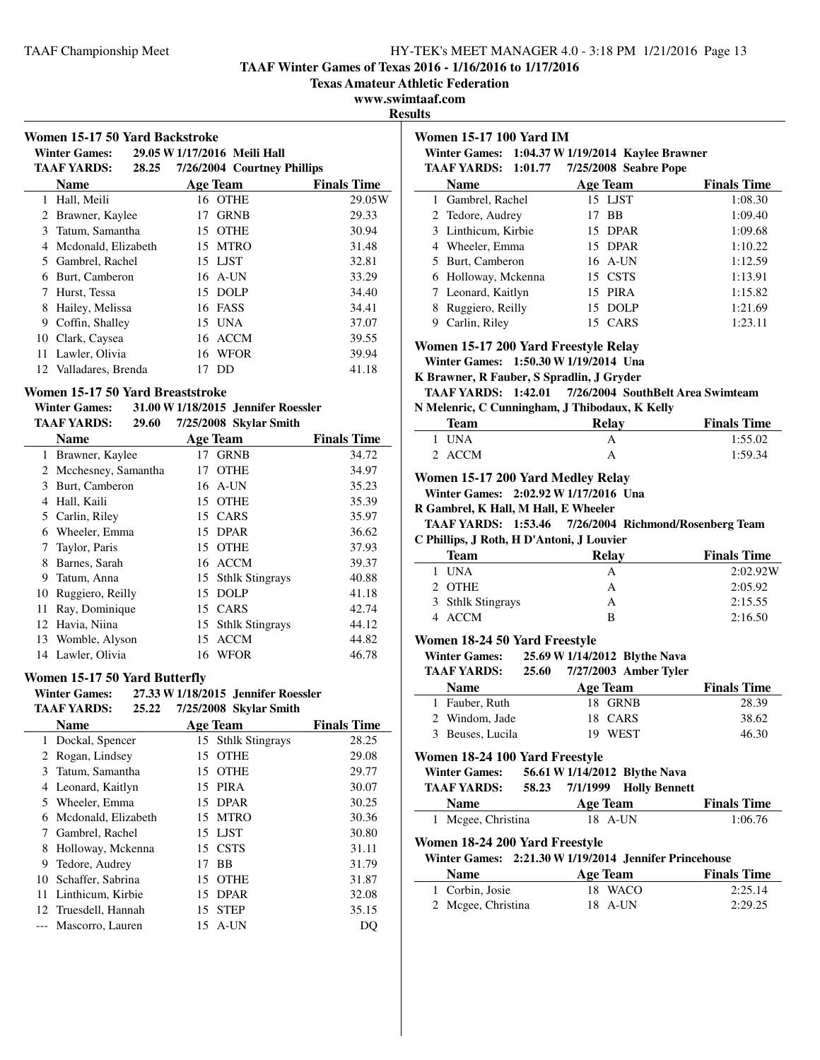## TAAF Winter Games of Texas 2016 - 1/16/2016 to 1/17/2016

**Texas Amateur Athletic Federation**

**www.swimtaaf.com**

**Results**

### Women 15-17 50 Yard Backstroke

**Winter Games:** 29.05 W 1/17/2016 Meili Hall
**TAAF YARDS:** 28.25 7/26/2004 Courtney Phillips

| | Name | Age | Team | Finals Time |
|---|---|---|---|---|
| 1 | Hall, Meili | 16 | OTHE | 29.05W |
| 2 | Brawner, Kaylee | 17 | GRNB | 29.33 |
| 3 | Tatum, Samantha | 15 | OTHE | 30.94 |
| 4 | Mcdonald, Elizabeth | 15 | MTRO | 31.48 |
| 5 | Gambrel, Rachel | 15 | LJST | 32.81 |
| 6 | Burt, Camberon | 16 | A-UN | 33.29 |
| 7 | Hurst, Tessa | 15 | DOLP | 34.40 |
| 8 | Hailey, Melissa | 16 | FASS | 34.41 |
| 9 | Coffin, Shalley | 15 | UNA | 37.07 |
| 10 | Clark, Caysea | 16 | ACCM | 39.55 |
| 11 | Lawler, Olivia | 16 | WFOR | 39.94 |
| 12 | Valladares, Brenda | 17 | DD | 41.18 |

### Women 15-17 50 Yard Breaststroke

**Winter Games:** 31.00 W 1/18/2015 Jennifer Roessler
**TAAF YARDS:** 29.60 7/25/2008 Skylar Smith

| | Name | Age | Team | Finals Time |
|---|---|---|---|---|
| 1 | Brawner, Kaylee | 17 | GRNB | 34.72 |
| 2 | Mcchesney, Samantha | 17 | OTHE | 34.97 |
| 3 | Burt, Camberon | 16 | A-UN | 35.23 |
| 4 | Hall, Kaili | 15 | OTHE | 35.39 |
| 5 | Carlin, Riley | 15 | CARS | 35.97 |
| 6 | Wheeler, Emma | 15 | DPAR | 36.62 |
| 7 | Taylor, Paris | 15 | OTHE | 37.93 |
| 8 | Barnes, Sarah | 16 | ACCM | 39.37 |
| 9 | Tatum, Anna | 15 | Sthlk Stingrays | 40.88 |
| 10 | Ruggiero, Reilly | 15 | DOLP | 41.18 |
| 11 | Ray, Dominique | 15 | CARS | 42.74 |
| 12 | Havia, Niina | 15 | Sthlk Stingrays | 44.12 |
| 13 | Womble, Alyson | 15 | ACCM | 44.82 |
| 14 | Lawler, Olivia | 16 | WFOR | 46.78 |

### Women 15-17 50 Yard Butterfly

**Winter Games:** 27.33 W 1/18/2015 Jennifer Roessler
**TAAF YARDS:** 25.22 7/25/2008 Skylar Smith

| | Name | Age | Team | Finals Time |
|---|---|---|---|---|
| 1 | Dockal, Spencer | 15 | Sthlk Stingrays | 28.25 |
| 2 | Rogan, Lindsey | 15 | OTHE | 29.08 |
| 3 | Tatum, Samantha | 15 | OTHE | 29.77 |
| 4 | Leonard, Kaitlyn | 15 | PIRA | 30.07 |
| 5 | Wheeler, Emma | 15 | DPAR | 30.25 |
| 6 | Mcdonald, Elizabeth | 15 | MTRO | 30.36 |
| 7 | Gambrel, Rachel | 15 | LJST | 30.80 |
| 8 | Holloway, Mckenna | 15 | CSTS | 31.11 |
| 9 | Tedore, Audrey | 17 | BB | 31.79 |
| 10 | Schaffer, Sabrina | 15 | OTHE | 31.87 |
| 11 | Linthicum, Kirbie | 15 | DPAR | 32.08 |
| 12 | Truesdell, Hannah | 15 | STEP | 35.15 |
| --- | Mascorro, Lauren | 15 | A-UN | DQ |

### Women 15-17 100 Yard IM

**Winter Games:** 1:04.37 W 1/19/2014 Kaylee Brawner
**TAAF YARDS:** 1:01.77 7/25/2008 Seabre Pope

| | Name | Age | Team | Finals Time |
|---|---|---|---|---|
| 1 | Gambrel, Rachel | 15 | LJST | 1:08.30 |
| 2 | Tedore, Audrey | 17 | BB | 1:09.40 |
| 3 | Linthicum, Kirbie | 15 | DPAR | 1:09.68 |
| 4 | Wheeler, Emma | 15 | DPAR | 1:10.22 |
| 5 | Burt, Camberon | 16 | A-UN | 1:12.59 |
| 6 | Holloway, Mckenna | 15 | CSTS | 1:13.91 |
| 7 | Leonard, Kaitlyn | 15 | PIRA | 1:15.82 |
| 8 | Ruggiero, Reilly | 15 | DOLP | 1:21.69 |
| 9 | Carlin, Riley | 15 | CARS | 1:23.11 |

### Women 15-17 200 Yard Freestyle Relay

**Winter Games:** 1:50.30 W 1/19/2014 Una
**K Brawner, R Fauber, S Spradlin, J Gryder**
**TAAF YARDS:** 1:42.01 7/26/2004 SouthBelt Area Swimteam
**N Melenric, C Cunningham, J Thibodaux, K Kelly**

| | Team | Relay | Finals Time |
|---|---|---|---|
| 1 | UNA | A | 1:55.02 |
| 2 | ACCM | A | 1:59.34 |

### Women 15-17 200 Yard Medley Relay

**Winter Games:** 2:02.92 W 1/17/2016 Una
**R Gambrel, K Hall, M Hall, E Wheeler**
**TAAF YARDS:** 1:53.46 7/26/2004 Richmond/Rosenberg Team
**C Phillips, J Roth, H D'Antoni, J Louvier**

| | Team | Relay | Finals Time |
|---|---|---|---|
| 1 | UNA | A | 2:02.92W |
| 2 | OTHE | A | 2:05.92 |
| 3 | Sthlk Stingrays | A | 2:15.55 |
| 4 | ACCM | B | 2:16.50 |

### Women 18-24 50 Yard Freestyle

**Winter Games:** 25.69 W 1/14/2012 Blythe Nava
**TAAF YARDS:** 25.60 7/27/2003 Amber Tyler

| | Name | Age | Team | Finals Time |
|---|---|---|---|---|
| 1 | Fauber, Ruth | 18 | GRNB | 28.39 |
| 2 | Windom, Jade | 18 | CARS | 38.62 |
| 3 | Beuses, Lucila | 19 | WEST | 46.30 |

### Women 18-24 100 Yard Freestyle

**Winter Games:** 56.61 W 1/14/2012 Blythe Nava
**TAAF YARDS:** 58.23 7/1/1999 Holly Bennett

| | Name | Age | Team | Finals Time |
|---|---|---|---|---|
| 1 | Mcgee, Christina | 18 | A-UN | 1:06.76 |

### Women 18-24 200 Yard Freestyle

**Winter Games:** 2:21.30 W 1/19/2014 Jennifer Princehouse

| | Name | Age | Team | Finals Time |
|---|---|---|---|---|
| 1 | Corbin, Josie | 18 | WACO | 2:25.14 |
| 2 | Mcgee, Christina | 18 | A-UN | 2:29.25 |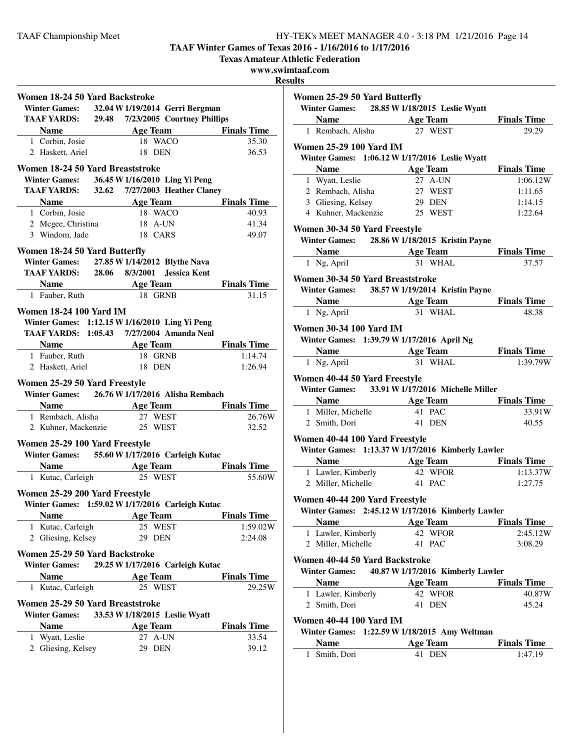## TAAF Winter Games of Texas 2016 - 1/16/2016 to 1/17/2016

**Texas Amateur Athletic Federation**

**www.swimtaaf.com**

**Results**

### Women 18-24 50 Yard Backstroke

**Winter Games:** 32.04 W 1/19/2014 Gerri Bergman
**TAAF YARDS:** 29.48 7/23/2005 Courtney Phillips

| | Name | Age | Team | Finals Time |
|---|---|---|---|---|
| 1 | Corbin, Josie | 18 | WACO | 35.30 |
| 2 | Haskett, Ariel | 18 | DEN | 36.53 |

### Women 18-24 50 Yard Breaststroke

**Winter Games:** 36.45 W 1/16/2010 Ling Yi Peng
**TAAF YARDS:** 32.62 7/27/2003 Heather Claney

| | Name | Age | Team | Finals Time |
|---|---|---|---|---|
| 1 | Corbin, Josie | 18 | WACO | 40.93 |
| 2 | Mcgee, Christina | 18 | A-UN | 41.34 |
| 3 | Windom, Jade | 18 | CARS | 49.07 |

### Women 18-24 50 Yard Butterfly

**Winter Games:** 27.85 W 1/14/2012 Blythe Nava
**TAAF YARDS:** 28.06 8/3/2001 Jessica Kent

| | Name | Age | Team | Finals Time |
|---|---|---|---|---|
| 1 | Fauber, Ruth | 18 | GRNB | 31.15 |

### Women 18-24 100 Yard IM

**Winter Games:** 1:12.15 W 1/16/2010 Ling Yi Peng
**TAAF YARDS:** 1:05.43 7/27/2004 Amanda Neal

| | Name | Age | Team | Finals Time |
|---|---|---|---|---|
| 1 | Fauber, Ruth | 18 | GRNB | 1:14.74 |
| 2 | Haskett, Ariel | 18 | DEN | 1:26.94 |

### Women 25-29 50 Yard Freestyle

**Winter Games:** 26.76 W 1/17/2016 Alisha Rembach

| | Name | Age | Team | Finals Time |
|---|---|---|---|---|
| 1 | Rembach, Alisha | 27 | WEST | 26.76W |
| 2 | Kuhner, Mackenzie | 25 | WEST | 32.52 |

### Women 25-29 100 Yard Freestyle

**Winter Games:** 55.60 W 1/17/2016 Carleigh Kutac

| | Name | Age | Team | Finals Time |
|---|---|---|---|---|
| 1 | Kutac, Carleigh | 25 | WEST | 55.60W |

### Women 25-29 200 Yard Freestyle

**Winter Games:** 1:59.02 W 1/17/2016 Carleigh Kutac

| | Name | Age | Team | Finals Time |
|---|---|---|---|---|
| 1 | Kutac, Carleigh | 25 | WEST | 1:59.02W |
| 2 | Gliesing, Kelsey | 29 | DEN | 2:24.08 |

### Women 25-29 50 Yard Backstroke

**Winter Games:** 29.25 W 1/17/2016 Carleigh Kutac

| | Name | Age | Team | Finals Time |
|---|---|---|---|---|
| 1 | Kutac, Carleigh | 25 | WEST | 29.25W |

### Women 25-29 50 Yard Breaststroke

**Winter Games:** 33.53 W 1/18/2015 Leslie Wyatt

| | Name | Age | Team | Finals Time |
|---|---|---|---|---|
| 1 | Wyatt, Leslie | 27 | A-UN | 33.54 |
| 2 | Gliesing, Kelsey | 29 | DEN | 39.12 |

### Women 25-29 50 Yard Butterfly

**Winter Games:** 28.85 W 1/18/2015 Leslie Wyatt

| | Name | Age | Team | Finals Time |
|---|---|---|---|---|
| 1 | Rembach, Alisha | 27 | WEST | 29.29 |

### Women 25-29 100 Yard IM

**Winter Games:** 1:06.12 W 1/17/2016 Leslie Wyatt

| | Name | Age | Team | Finals Time |
|---|---|---|---|---|
| 1 | Wyatt, Leslie | 27 | A-UN | 1:06.12W |
| 2 | Rembach, Alisha | 27 | WEST | 1:11.65 |
| 3 | Gliesing, Kelsey | 29 | DEN | 1:14.15 |
| 4 | Kuhner, Mackenzie | 25 | WEST | 1:22.64 |

### Women 30-34 50 Yard Freestyle

**Winter Games:** 28.86 W 1/18/2015 Kristin Payne

| | Name | Age | Team | Finals Time |
|---|---|---|---|---|
| 1 | Ng, April | 31 | WHAL | 37.57 |

### Women 30-34 50 Yard Breaststroke

**Winter Games:** 38.57 W 1/19/2014 Kristin Payne

| | Name | Age | Team | Finals Time |
|---|---|---|---|---|
| 1 | Ng, April | 31 | WHAL | 48.38 |

### Women 30-34 100 Yard IM

**Winter Games:** 1:39.79 W 1/17/2016 April Ng

| | Name | Age | Team | Finals Time |
|---|---|---|---|---|
| 1 | Ng, April | 31 | WHAL | 1:39.79W |

### Women 40-44 50 Yard Freestyle

**Winter Games:** 33.91 W 1/17/2016 Michelle Miller

| | Name | Age | Team | Finals Time |
|---|---|---|---|---|
| 1 | Miller, Michelle | 41 | PAC | 33.91W |
| 2 | Smith, Dori | 41 | DEN | 40.55 |

### Women 40-44 100 Yard Freestyle

**Winter Games:** 1:13.37 W 1/17/2016 Kimberly Lawler

| | Name | Age | Team | Finals Time |
|---|---|---|---|---|
| 1 | Lawler, Kimberly | 42 | WFOR | 1:13.37W |
| 2 | Miller, Michelle | 41 | PAC | 1:27.75 |

### Women 40-44 200 Yard Freestyle

**Winter Games:** 2:45.12 W 1/17/2016 Kimberly Lawler

| | Name | Age | Team | Finals Time |
|---|---|---|---|---|
| 1 | Lawler, Kimberly | 42 | WFOR | 2:45.12W |
| 2 | Miller, Michelle | 41 | PAC | 3:08.29 |

### Women 40-44 50 Yard Backstroke

**Winter Games:** 40.87 W 1/17/2016 Kimberly Lawler

| | Name | Age | Team | Finals Time |
|---|---|---|---|---|
| 1 | Lawler, Kimberly | 42 | WFOR | 40.87W |
| 2 | Smith, Dori | 41 | DEN | 45.24 |

### Women 40-44 100 Yard IM

**Winter Games:** 1:22.59 W 1/18/2015 Amy Weltman

| | Name | Age | Team | Finals Time |
|---|---|---|---|---|
| 1 | Smith, Dori | 41 | DEN | 1:47.19 |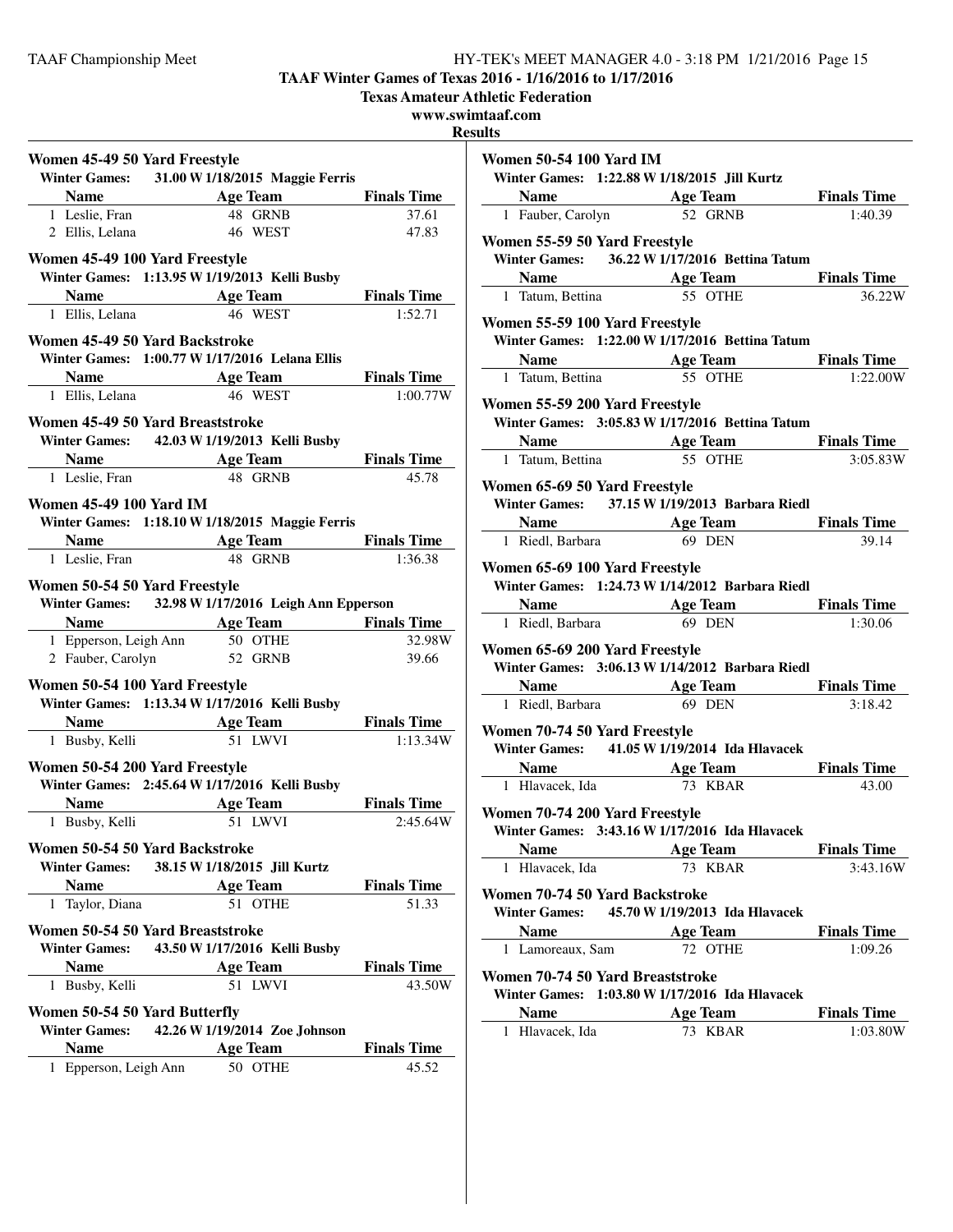## TAAF Winter Games of Texas 2016 - 1/16/2016 to 1/17/2016

**Texas Amateur Athletic Federation**

**www.swimtaaf.com**

**Results**

### Women 45-49 50 Yard Freestyle

**Winter Games: 31.00 W 1/18/2015 Maggie Ferris**

| | Name | Age | Team | Finals Time |
|---|---|---|---|---|
| 1 | Leslie, Fran | 48 | GRNB | 37.61 |
| 2 | Ellis, Lelana | 46 | WEST | 47.83 |

### Women 45-49 100 Yard Freestyle

**Winter Games: 1:13.95 W 1/19/2013 Kelli Busby**

| | Name | Age | Team | Finals Time |
|---|---|---|---|---|
| 1 | Ellis, Lelana | 46 | WEST | 1:52.71 |

### Women 45-49 50 Yard Backstroke

**Winter Games: 1:00.77 W 1/17/2016 Lelana Ellis**

| | Name | Age | Team | Finals Time |
|---|---|---|---|---|
| 1 | Ellis, Lelana | 46 | WEST | 1:00.77W |

### Women 45-49 50 Yard Breaststroke

**Winter Games: 42.03 W 1/19/2013 Kelli Busby**

| | Name | Age | Team | Finals Time |
|---|---|---|---|---|
| 1 | Leslie, Fran | 48 | GRNB | 45.78 |

### Women 45-49 100 Yard IM

**Winter Games: 1:18.10 W 1/18/2015 Maggie Ferris**

| | Name | Age | Team | Finals Time |
|---|---|---|---|---|
| 1 | Leslie, Fran | 48 | GRNB | 1:36.38 |

### Women 50-54 50 Yard Freestyle

**Winter Games: 32.98 W 1/17/2016 Leigh Ann Epperson**

| | Name | Age | Team | Finals Time |
|---|---|---|---|---|
| 1 | Epperson, Leigh Ann | 50 | OTHE | 32.98W |
| 2 | Fauber, Carolyn | 52 | GRNB | 39.66 |

### Women 50-54 100 Yard Freestyle

**Winter Games: 1:13.34 W 1/17/2016 Kelli Busby**

| | Name | Age | Team | Finals Time |
|---|---|---|---|---|
| 1 | Busby, Kelli | 51 | LWVI | 1:13.34W |

### Women 50-54 200 Yard Freestyle

**Winter Games: 2:45.64 W 1/17/2016 Kelli Busby**

| | Name | Age | Team | Finals Time |
|---|---|---|---|---|
| 1 | Busby, Kelli | 51 | LWVI | 2:45.64W |

### Women 50-54 50 Yard Backstroke

**Winter Games: 38.15 W 1/18/2015 Jill Kurtz**

| | Name | Age | Team | Finals Time |
|---|---|---|---|---|
| 1 | Taylor, Diana | 51 | OTHE | 51.33 |

### Women 50-54 50 Yard Breaststroke

**Winter Games: 43.50 W 1/17/2016 Kelli Busby**

| | Name | Age | Team | Finals Time |
|---|---|---|---|---|
| 1 | Busby, Kelli | 51 | LWVI | 43.50W |

### Women 50-54 50 Yard Butterfly

**Winter Games: 42.26 W 1/19/2014 Zoe Johnson**

| | Name | Age | Team | Finals Time |
|---|---|---|---|---|
| 1 | Epperson, Leigh Ann | 50 | OTHE | 45.52 |

### Women 50-54 100 Yard IM

**Winter Games: 1:22.88 W 1/18/2015 Jill Kurtz**

| | Name | Age | Team | Finals Time |
|---|---|---|---|---|
| 1 | Fauber, Carolyn | 52 | GRNB | 1:40.39 |

### Women 55-59 50 Yard Freestyle

**Winter Games: 36.22 W 1/17/2016 Bettina Tatum**

| | Name | Age | Team | Finals Time |
|---|---|---|---|---|
| 1 | Tatum, Bettina | 55 | OTHE | 36.22W |

### Women 55-59 100 Yard Freestyle

**Winter Games: 1:22.00 W 1/17/2016 Bettina Tatum**

| | Name | Age | Team | Finals Time |
|---|---|---|---|---|
| 1 | Tatum, Bettina | 55 | OTHE | 1:22.00W |

### Women 55-59 200 Yard Freestyle

**Winter Games: 3:05.83 W 1/17/2016 Bettina Tatum**

| | Name | Age | Team | Finals Time |
|---|---|---|---|---|
| 1 | Tatum, Bettina | 55 | OTHE | 3:05.83W |

### Women 65-69 50 Yard Freestyle

**Winter Games: 37.15 W 1/19/2013 Barbara Riedl**

| | Name | Age | Team | Finals Time |
|---|---|---|---|---|
| 1 | Riedl, Barbara | 69 | DEN | 39.14 |

### Women 65-69 100 Yard Freestyle

**Winter Games: 1:24.73 W 1/14/2012 Barbara Riedl**

| | Name | Age | Team | Finals Time |
|---|---|---|---|---|
| 1 | Riedl, Barbara | 69 | DEN | 1:30.06 |

### Women 65-69 200 Yard Freestyle

**Winter Games: 3:06.13 W 1/14/2012 Barbara Riedl**

| | Name | Age | Team | Finals Time |
|---|---|---|---|---|
| 1 | Riedl, Barbara | 69 | DEN | 3:18.42 |

### Women 70-74 50 Yard Freestyle

**Winter Games: 41.05 W 1/19/2014 Ida Hlavacek**

| | Name | Age | Team | Finals Time |
|---|---|---|---|---|
| 1 | Hlavacek, Ida | 73 | KBAR | 43.00 |

### Women 70-74 200 Yard Freestyle

**Winter Games: 3:43.16 W 1/17/2016 Ida Hlavacek**

| | Name | Age | Team | Finals Time |
|---|---|---|---|---|
| 1 | Hlavacek, Ida | 73 | KBAR | 3:43.16W |

### Women 70-74 50 Yard Backstroke

**Winter Games: 45.70 W 1/19/2013 Ida Hlavacek**

| | Name | Age | Team | Finals Time |
|---|---|---|---|---|
| 1 | Lamoreaux, Sam | 72 | OTHE | 1:09.26 |

### Women 70-74 50 Yard Breaststroke

**Winter Games: 1:03.80 W 1/17/2016 Ida Hlavacek**

| | Name | Age | Team | Finals Time |
|---|---|---|---|---|
| 1 | Hlavacek, Ida | 73 | KBAR | 1:03.80W |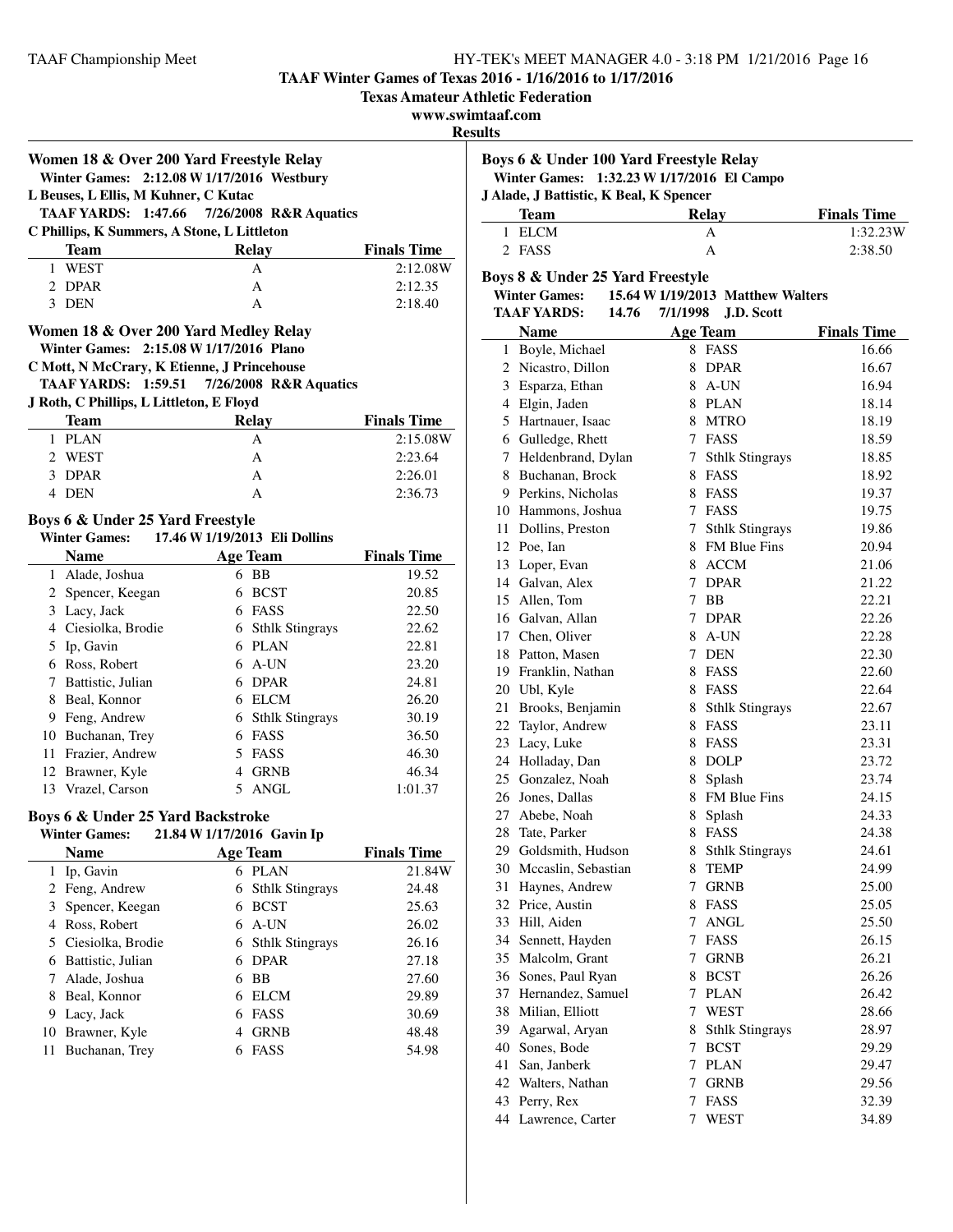## TAAF Winter Games of Texas 2016 - 1/16/2016 to 1/17/2016

**Texas Amateur Athletic Federation**

**www.swimtaaf.com**

**Results**

### Women 18 & Over 200 Yard Freestyle Relay

**Winter Games: 2:12.08 W 1/17/2016 Westbury**
**L Beuses, L Ellis, M Kuhner, C Kutac**
**TAAF YARDS: 1:47.66 7/26/2008 R&R Aquatics**
**C Phillips, K Summers, A Stone, L Littleton**

| | Team | Relay | Finals Time |
|---|---|---|---|
| 1 | WEST | A | 2:12.08W |
| 2 | DPAR | A | 2:12.35 |
| 3 | DEN | A | 2:18.40 |

### Women 18 & Over 200 Yard Medley Relay

**Winter Games: 2:15.08 W 1/17/2016 Plano**
**C Mott, N McCrary, K Etienne, J Princehouse**
**TAAF YARDS: 1:59.51 7/26/2008 R&R Aquatics**
**J Roth, C Phillips, L Littleton, E Floyd**

| | Team | Relay | Finals Time |
|---|---|---|---|
| 1 | PLAN | A | 2:15.08W |
| 2 | WEST | A | 2:23.64 |
| 3 | DPAR | A | 2:26.01 |
| 4 | DEN | A | 2:36.73 |

### Boys 6 & Under 25 Yard Freestyle

**Winter Games: 17.46 W 1/19/2013 Eli Dollins**

| | Name | Age | Team | Finals Time |
|---|---|---|---|---|
| 1 | Alade, Joshua | 6 | BB | 19.52 |
| 2 | Spencer, Keegan | 6 | BCST | 20.85 |
| 3 | Lacy, Jack | 6 | FASS | 22.50 |
| 4 | Ciesiolka, Brodie | 6 | Sthlk Stingrays | 22.62 |
| 5 | Ip, Gavin | 6 | PLAN | 22.81 |
| 6 | Ross, Robert | 6 | A-UN | 23.20 |
| 7 | Battistic, Julian | 6 | DPAR | 24.81 |
| 8 | Beal, Konnor | 6 | ELCM | 26.20 |
| 9 | Feng, Andrew | 6 | Sthlk Stingrays | 30.19 |
| 10 | Buchanan, Trey | 6 | FASS | 36.50 |
| 11 | Frazier, Andrew | 5 | FASS | 46.30 |
| 12 | Brawner, Kyle | 4 | GRNB | 46.34 |
| 13 | Vrazel, Carson | 5 | ANGL | 1:01.37 |

### Boys 6 & Under 25 Yard Backstroke

**Winter Games: 21.84 W 1/17/2016 Gavin Ip**

| | Name | Age | Team | Finals Time |
|---|---|---|---|---|
| 1 | Ip, Gavin | 6 | PLAN | 21.84W |
| 2 | Feng, Andrew | 6 | Sthlk Stingrays | 24.48 |
| 3 | Spencer, Keegan | 6 | BCST | 25.63 |
| 4 | Ross, Robert | 6 | A-UN | 26.02 |
| 5 | Ciesiolka, Brodie | 6 | Sthlk Stingrays | 26.16 |
| 6 | Battistic, Julian | 6 | DPAR | 27.18 |
| 7 | Alade, Joshua | 6 | BB | 27.60 |
| 8 | Beal, Konnor | 6 | ELCM | 29.89 |
| 9 | Lacy, Jack | 6 | FASS | 30.69 |
| 10 | Brawner, Kyle | 4 | GRNB | 48.48 |
| 11 | Buchanan, Trey | 6 | FASS | 54.98 |

### Boys 6 & Under 100 Yard Freestyle Relay

**Winter Games: 1:32.23 W 1/17/2016 El Campo**
**J Alade, J Battistic, K Beal, K Spencer**

| | Team | Relay | Finals Time |
|---|---|---|---|
| 1 | ELCM | A | 1:32.23W |
| 2 | FASS | A | 2:38.50 |

### Boys 8 & Under 25 Yard Freestyle

**Winter Games: 15.64 W 1/19/2013 Matthew Walters**
**TAAF YARDS: 14.76 7/1/1998 J.D. Scott**

| | Name | Age | Team | Finals Time |
|---|---|---|---|---|
| 1 | Boyle, Michael | 8 | FASS | 16.66 |
| 2 | Nicastro, Dillon | 8 | DPAR | 16.67 |
| 3 | Esparza, Ethan | 8 | A-UN | 16.94 |
| 4 | Elgin, Jaden | 8 | PLAN | 18.14 |
| 5 | Hartnauer, Isaac | 8 | MTRO | 18.19 |
| 6 | Gulledge, Rhett | 7 | FASS | 18.59 |
| 7 | Heldenbrand, Dylan | 7 | Sthlk Stingrays | 18.85 |
| 8 | Buchanan, Brock | 8 | FASS | 18.92 |
| 9 | Perkins, Nicholas | 8 | FASS | 19.37 |
| 10 | Hammons, Joshua | 7 | FASS | 19.75 |
| 11 | Dollins, Preston | 7 | Sthlk Stingrays | 19.86 |
| 12 | Poe, Ian | 8 | FM Blue Fins | 20.94 |
| 13 | Loper, Evan | 8 | ACCM | 21.06 |
| 14 | Galvan, Alex | 7 | DPAR | 21.22 |
| 15 | Allen, Tom | 7 | BB | 22.21 |
| 16 | Galvan, Allan | 7 | DPAR | 22.26 |
| 17 | Chen, Oliver | 8 | A-UN | 22.28 |
| 18 | Patton, Masen | 7 | DEN | 22.30 |
| 19 | Franklin, Nathan | 8 | FASS | 22.60 |
| 20 | Ubl, Kyle | 8 | FASS | 22.64 |
| 21 | Brooks, Benjamin | 8 | Sthlk Stingrays | 22.67 |
| 22 | Taylor, Andrew | 8 | FASS | 23.11 |
| 23 | Lacy, Luke | 8 | FASS | 23.31 |
| 24 | Holladay, Dan | 8 | DOLP | 23.72 |
| 25 | Gonzalez, Noah | 8 | Splash | 23.74 |
| 26 | Jones, Dallas | 8 | FM Blue Fins | 24.15 |
| 27 | Abebe, Noah | 8 | Splash | 24.33 |
| 28 | Tate, Parker | 8 | FASS | 24.38 |
| 29 | Goldsmith, Hudson | 8 | Sthlk Stingrays | 24.61 |
| 30 | Mccaslin, Sebastian | 8 | TEMP | 24.99 |
| 31 | Haynes, Andrew | 7 | GRNB | 25.00 |
| 32 | Price, Austin | 8 | FASS | 25.05 |
| 33 | Hill, Aiden | 7 | ANGL | 25.50 |
| 34 | Sennett, Hayden | 7 | FASS | 26.15 |
| 35 | Malcolm, Grant | 7 | GRNB | 26.21 |
| 36 | Sones, Paul Ryan | 8 | BCST | 26.26 |
| 37 | Hernandez, Samuel | 7 | PLAN | 26.42 |
| 38 | Milian, Elliott | 7 | WEST | 28.66 |
| 39 | Agarwal, Aryan | 8 | Sthlk Stingrays | 28.97 |
| 40 | Sones, Bode | 7 | BCST | 29.29 |
| 41 | San, Janberk | 7 | PLAN | 29.47 |
| 42 | Walters, Nathan | 7 | GRNB | 29.56 |
| 43 | Perry, Rex | 7 | FASS | 32.39 |
| 44 | Lawrence, Carter | 7 | WEST | 34.89 |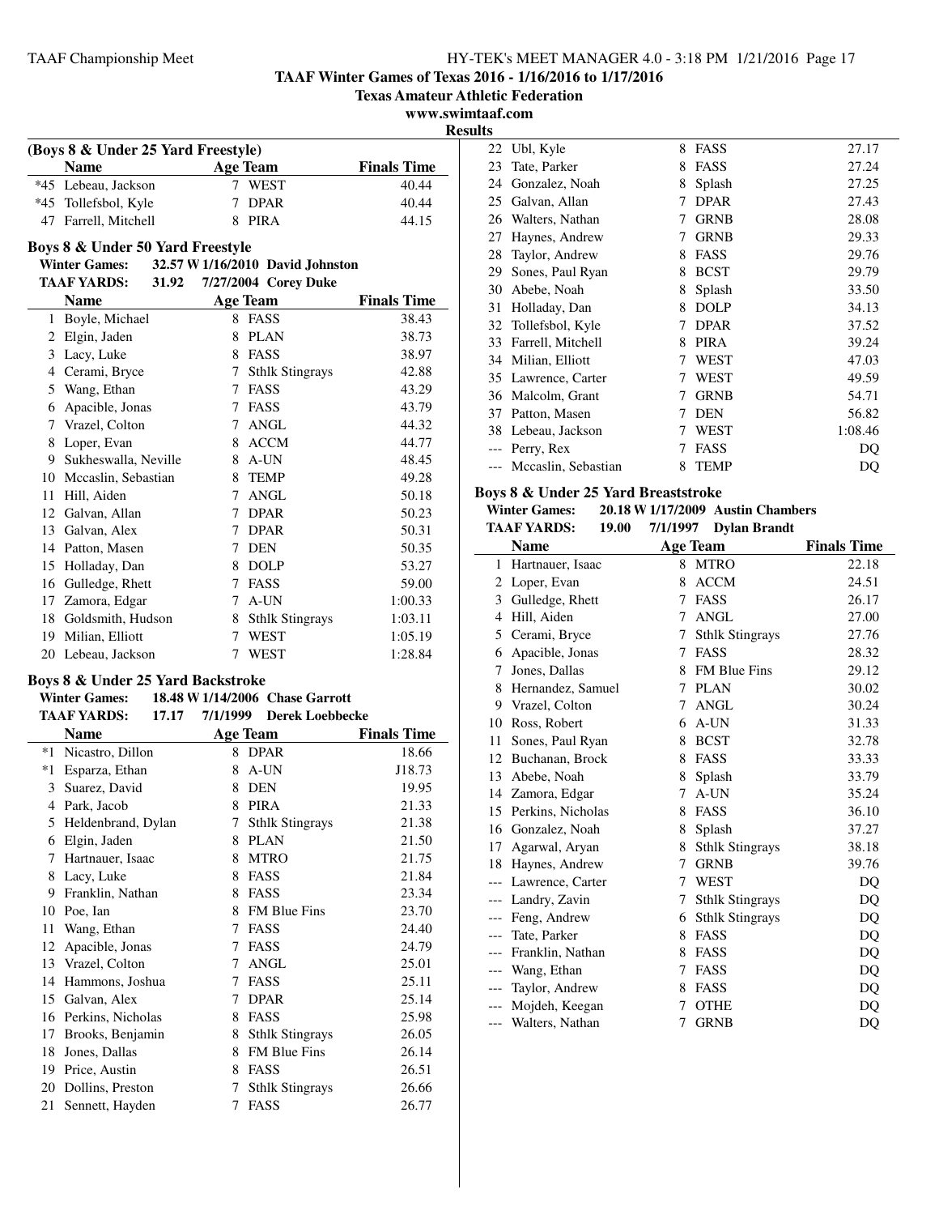**TAAF Winter Games of Texas 2016 - 1/16/2016 to 1/17/2016**

**Texas Amateur Athletic Federation**

**www.swimtaaf.com**

**Results**

### (Boys 8 & Under 25 Yard Freestyle)

| | Name | Age | Team | Finals Time |
|---|---|---|---|---|
| *45 | Lebeau, Jackson | 7 | WEST | 40.44 |
| *45 | Tollefsbol, Kyle | 7 | DPAR | 40.44 |
| 47 | Farrell, Mitchell | 8 | PIRA | 44.15 |

### Boys 8 & Under 50 Yard Freestyle

**Winter Games:** 32.57 W 1/16/2010 David Johnston
**TAAF YARDS:** 31.92 7/27/2004 Corey Duke

| | Name | Age | Team | Finals Time |
|---|---|---|---|---|
| 1 | Boyle, Michael | 8 | FASS | 38.43 |
| 2 | Elgin, Jaden | 8 | PLAN | 38.73 |
| 3 | Lacy, Luke | 8 | FASS | 38.97 |
| 4 | Cerami, Bryce | 7 | Sthlk Stingrays | 42.88 |
| 5 | Wang, Ethan | 7 | FASS | 43.29 |
| 6 | Apacible, Jonas | 7 | FASS | 43.79 |
| 7 | Vrazel, Colton | 7 | ANGL | 44.32 |
| 8 | Loper, Evan | 8 | ACCM | 44.77 |
| 9 | Sukheswalla, Neville | 8 | A-UN | 48.45 |
| 10 | Mccaslin, Sebastian | 8 | TEMP | 49.28 |
| 11 | Hill, Aiden | 7 | ANGL | 50.18 |
| 12 | Galvan, Allan | 7 | DPAR | 50.23 |
| 13 | Galvan, Alex | 7 | DPAR | 50.31 |
| 14 | Patton, Masen | 7 | DEN | 50.35 |
| 15 | Holladay, Dan | 8 | DOLP | 53.27 |
| 16 | Gulledge, Rhett | 7 | FASS | 59.00 |
| 17 | Zamora, Edgar | 7 | A-UN | 1:00.33 |
| 18 | Goldsmith, Hudson | 8 | Sthlk Stingrays | 1:03.11 |
| 19 | Milian, Elliott | 7 | WEST | 1:05.19 |
| 20 | Lebeau, Jackson | 7 | WEST | 1:28.84 |

### Boys 8 & Under 25 Yard Backstroke

**Winter Games:** 18.48 W 1/14/2006 Chase Garrott
**TAAF YARDS:** 17.17 7/1/1999 Derek Loebbecke

| | Name | Age | Team | Finals Time |
|---|---|---|---|---|
| *1 | Nicastro, Dillon | 8 | DPAR | 18.66 |
| *1 | Esparza, Ethan | 8 | A-UN | J18.73 |
| 3 | Suarez, David | 8 | DEN | 19.95 |
| 4 | Park, Jacob | 8 | PIRA | 21.33 |
| 5 | Heldenbrand, Dylan | 7 | Sthlk Stingrays | 21.38 |
| 6 | Elgin, Jaden | 8 | PLAN | 21.50 |
| 7 | Hartnauer, Isaac | 8 | MTRO | 21.75 |
| 8 | Lacy, Luke | 8 | FASS | 21.84 |
| 9 | Franklin, Nathan | 8 | FASS | 23.34 |
| 10 | Poe, Ian | 8 | FM Blue Fins | 23.70 |
| 11 | Wang, Ethan | 7 | FASS | 24.40 |
| 12 | Apacible, Jonas | 7 | FASS | 24.79 |
| 13 | Vrazel, Colton | 7 | ANGL | 25.01 |
| 14 | Hammons, Joshua | 7 | FASS | 25.11 |
| 15 | Galvan, Alex | 7 | DPAR | 25.14 |
| 16 | Perkins, Nicholas | 8 | FASS | 25.98 |
| 17 | Brooks, Benjamin | 8 | Sthlk Stingrays | 26.05 |
| 18 | Jones, Dallas | 8 | FM Blue Fins | 26.14 |
| 19 | Price, Austin | 8 | FASS | 26.51 |
| 20 | Dollins, Preston | 7 | Sthlk Stingrays | 26.66 |
| 21 | Sennett, Hayden | 7 | FASS | 26.77 |
| 22 | Ubl, Kyle | 8 | FASS | 27.17 |
| 23 | Tate, Parker | 8 | FASS | 27.24 |
| 24 | Gonzalez, Noah | 8 | Splash | 27.25 |
| 25 | Galvan, Allan | 7 | DPAR | 27.43 |
| 26 | Walters, Nathan | 7 | GRNB | 28.08 |
| 27 | Haynes, Andrew | 7 | GRNB | 29.33 |
| 28 | Taylor, Andrew | 8 | FASS | 29.76 |
| 29 | Sones, Paul Ryan | 8 | BCST | 29.79 |
| 30 | Abebe, Noah | 8 | Splash | 33.50 |
| 31 | Holladay, Dan | 8 | DOLP | 34.13 |
| 32 | Tollefsbol, Kyle | 7 | DPAR | 37.52 |
| 33 | Farrell, Mitchell | 8 | PIRA | 39.24 |
| 34 | Milian, Elliott | 7 | WEST | 47.03 |
| 35 | Lawrence, Carter | 7 | WEST | 49.59 |
| 36 | Malcolm, Grant | 7 | GRNB | 54.71 |
| 37 | Patton, Masen | 7 | DEN | 56.82 |
| 38 | Lebeau, Jackson | 7 | WEST | 1:08.46 |
| --- | Perry, Rex | 7 | FASS | DQ |
| --- | Mccaslin, Sebastian | 8 | TEMP | DQ |

### Boys 8 & Under 25 Yard Breaststroke

**Winter Games:** 20.18 W 1/17/2009 Austin Chambers
**TAAF YARDS:** 19.00 7/1/1997 Dylan Brandt

| | Name | Age | Team | Finals Time |
|---|---|---|---|---|
| 1 | Hartnauer, Isaac | 8 | MTRO | 22.18 |
| 2 | Loper, Evan | 8 | ACCM | 24.51 |
| 3 | Gulledge, Rhett | 7 | FASS | 26.17 |
| 4 | Hill, Aiden | 7 | ANGL | 27.00 |
| 5 | Cerami, Bryce | 7 | Sthlk Stingrays | 27.76 |
| 6 | Apacible, Jonas | 7 | FASS | 28.32 |
| 7 | Jones, Dallas | 8 | FM Blue Fins | 29.12 |
| 8 | Hernandez, Samuel | 7 | PLAN | 30.02 |
| 9 | Vrazel, Colton | 7 | ANGL | 30.24 |
| 10 | Ross, Robert | 6 | A-UN | 31.33 |
| 11 | Sones, Paul Ryan | 8 | BCST | 32.78 |
| 12 | Buchanan, Brock | 8 | FASS | 33.33 |
| 13 | Abebe, Noah | 8 | Splash | 33.79 |
| 14 | Zamora, Edgar | 7 | A-UN | 35.24 |
| 15 | Perkins, Nicholas | 8 | FASS | 36.10 |
| 16 | Gonzalez, Noah | 8 | Splash | 37.27 |
| 17 | Agarwal, Aryan | 8 | Sthlk Stingrays | 38.18 |
| 18 | Haynes, Andrew | 7 | GRNB | 39.76 |
| --- | Lawrence, Carter | 7 | WEST | DQ |
| --- | Landry, Zavin | 7 | Sthlk Stingrays | DQ |
| --- | Feng, Andrew | 6 | Sthlk Stingrays | DQ |
| --- | Tate, Parker | 8 | FASS | DQ |
| --- | Franklin, Nathan | 8 | FASS | DQ |
| --- | Wang, Ethan | 7 | FASS | DQ |
| --- | Taylor, Andrew | 8 | FASS | DQ |
| --- | Mojdeh, Keegan | 7 | OTHE | DQ |
| --- | Walters, Nathan | 7 | GRNB | DQ |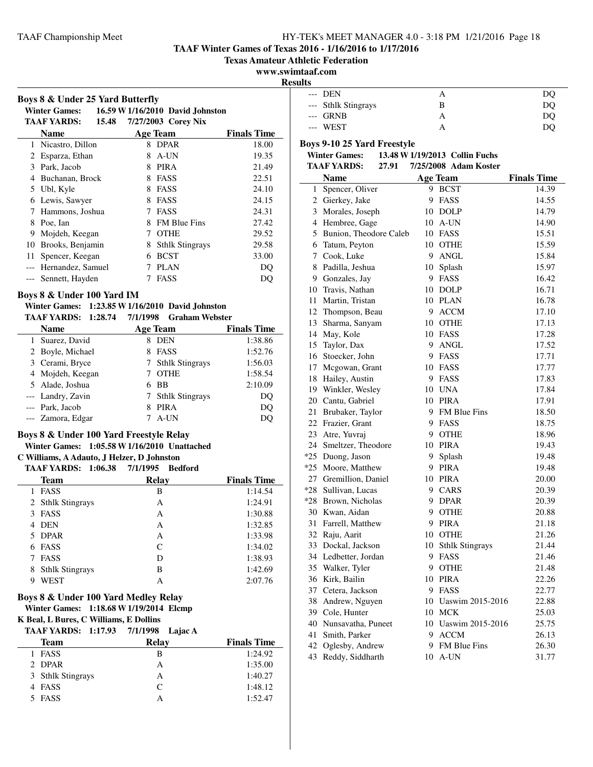TAAF Winter Games of Texas 2016 - 1/16/2016 to 1/17/2016

Texas Amateur Athletic Federation

www.swimtaaf.com

**Results**

### Boys 8 & Under 25 Yard Butterfly

**Winter Games: 16.59 W 1/16/2010 David Johnston**
**TAAF YARDS: 15.48 7/27/2003 Corey Nix**

| | Name | Age | Team | Finals Time |
|---|---|---|---|---|
| 1 | Nicastro, Dillon | 8 | DPAR | 18.00 |
| 2 | Esparza, Ethan | 8 | A-UN | 19.35 |
| 3 | Park, Jacob | 8 | PIRA | 21.49 |
| 4 | Buchanan, Brock | 8 | FASS | 22.51 |
| 5 | Ubl, Kyle | 8 | FASS | 24.10 |
| 6 | Lewis, Sawyer | 8 | FASS | 24.15 |
| 7 | Hammons, Joshua | 7 | FASS | 24.31 |
| 8 | Poe, Ian | 8 | FM Blue Fins | 27.42 |
| 9 | Mojdeh, Keegan | 7 | OTHE | 29.52 |
| 10 | Brooks, Benjamin | 8 | Sthlk Stingrays | 29.58 |
| 11 | Spencer, Keegan | 6 | BCST | 33.00 |
| --- | Hernandez, Samuel | 7 | PLAN | DQ |
| --- | Sennett, Hayden | 7 | FASS | DQ |

### Boys 8 & Under 100 Yard IM

**Winter Games: 1:23.85 W 1/16/2010 David Johnston**
**TAAF YARDS: 1:28.74 7/1/1998 Graham Webster**

| | Name | Age | Team | Finals Time |
|---|---|---|---|---|
| 1 | Suarez, David | 8 | DEN | 1:38.86 |
| 2 | Boyle, Michael | 8 | FASS | 1:52.76 |
| 3 | Cerami, Bryce | 7 | Sthlk Stingrays | 1:56.03 |
| 4 | Mojdeh, Keegan | 7 | OTHE | 1:58.54 |
| 5 | Alade, Joshua | 6 | BB | 2:10.09 |
| --- | Landry, Zavin | 7 | Sthlk Stingrays | DQ |
| --- | Park, Jacob | 8 | PIRA | DQ |
| --- | Zamora, Edgar | 7 | A-UN | DQ |

### Boys 8 & Under 100 Yard Freestyle Relay

**Winter Games: 1:05.58 W 1/16/2010 Unattached**
**C Williams, A Adauto, J Helzer, D Johnston**
**TAAF YARDS: 1:06.38 7/1/1995 Bedford**

| | Team | Relay | Finals Time |
|---|---|---|---|
| 1 | FASS | B | 1:14.54 |
| 2 | Sthlk Stingrays | A | 1:24.91 |
| 3 | FASS | A | 1:30.88 |
| 4 | DEN | A | 1:32.85 |
| 5 | DPAR | A | 1:33.98 |
| 6 | FASS | C | 1:34.02 |
| 7 | FASS | D | 1:38.93 |
| 8 | Sthlk Stingrays | B | 1:42.69 |
| 9 | WEST | A | 2:07.76 |

### Boys 8 & Under 100 Yard Medley Relay

**Winter Games: 1:18.68 W 1/19/2014 Elcmp**
**K Beal, L Bures, C Williams, E Dollins**
**TAAF YARDS: 1:17.93 7/1/1998 Lajac A**

| | Team | Relay | Finals Time |
|---|---|---|---|
| 1 | FASS | B | 1:24.92 |
| 2 | DPAR | A | 1:35.00 |
| 3 | Sthlk Stingrays | A | 1:40.27 |
| 4 | FASS | C | 1:48.12 |
| 5 | FASS | A | 1:52.47 |
| --- | DEN | A | DQ |
| --- | Sthlk Stingrays | B | DQ |
| --- | GRNB | A | DQ |
| --- | WEST | A | DQ |

### Boys 9-10 25 Yard Freestyle

**Winter Games: 13.48 W 1/19/2013 Collin Fuchs**
**TAAF YARDS: 27.91 7/25/2008 Adam Koster**

| | Name | Age | Team | Finals Time |
|---|---|---|---|---|
| 1 | Spencer, Oliver | 9 | BCST | 14.39 |
| 2 | Gierkey, Jake | 9 | FASS | 14.55 |
| 3 | Morales, Joseph | 10 | DOLP | 14.79 |
| 4 | Hembree, Gage | 10 | A-UN | 14.90 |
| 5 | Bunion, Theodore Caleb | 10 | FASS | 15.51 |
| 6 | Tatum, Peyton | 10 | OTHE | 15.59 |
| 7 | Cook, Luke | 9 | ANGL | 15.84 |
| 8 | Padilla, Jeshua | 10 | Splash | 15.97 |
| 9 | Gonzales, Jay | 9 | FASS | 16.42 |
| 10 | Travis, Nathan | 10 | DOLP | 16.71 |
| 11 | Martin, Tristan | 10 | PLAN | 16.78 |
| 12 | Thompson, Beau | 9 | ACCM | 17.10 |
| 13 | Sharma, Sanyam | 10 | OTHE | 17.13 |
| 14 | May, Kole | 10 | FASS | 17.28 |
| 15 | Taylor, Dax | 9 | ANGL | 17.52 |
| 16 | Stoecker, John | 9 | FASS | 17.71 |
| 17 | Mcgowan, Grant | 10 | FASS | 17.77 |
| 18 | Hailey, Austin | 9 | FASS | 17.83 |
| 19 | Winkler, Wesley | 10 | UNA | 17.84 |
| 20 | Cantu, Gabriel | 10 | PIRA | 17.91 |
| 21 | Brubaker, Taylor | 9 | FM Blue Fins | 18.50 |
| 22 | Frazier, Grant | 9 | FASS | 18.75 |
| 23 | Atre, Yuvraj | 9 | OTHE | 18.96 |
| 24 | Smeltzer, Theodore | 10 | PIRA | 19.43 |
| *25 | Duong, Jason | 9 | Splash | 19.48 |
| *25 | Moore, Matthew | 9 | PIRA | 19.48 |
| 27 | Gremillion, Daniel | 10 | PIRA | 20.00 |
| *28 | Sullivan, Lucas | 9 | CARS | 20.39 |
| *28 | Brown, Nicholas | 9 | DPAR | 20.39 |
| 30 | Kwan, Aidan | 9 | OTHE | 20.88 |
| 31 | Farrell, Matthew | 9 | PIRA | 21.18 |
| 32 | Raju, Aarit | 10 | OTHE | 21.26 |
| 33 | Dockal, Jackson | 10 | Sthlk Stingrays | 21.44 |
| 34 | Ledbetter, Jordan | 9 | FASS | 21.46 |
| 35 | Walker, Tyler | 9 | OTHE | 21.48 |
| 36 | Kirk, Bailin | 10 | PIRA | 22.26 |
| 37 | Cetera, Jackson | 9 | FASS | 22.77 |
| 38 | Andrew, Nguyen | 10 | Uaswim 2015-2016 | 22.88 |
| 39 | Cole, Hunter | 10 | MCK | 25.03 |
| 40 | Nunsavatha, Puneet | 10 | Uaswim 2015-2016 | 25.75 |
| 41 | Smith, Parker | 9 | ACCM | 26.13 |
| 42 | Oglesby, Andrew | 9 | FM Blue Fins | 26.30 |
| 43 | Reddy, Siddharth | 10 | A-UN | 31.77 |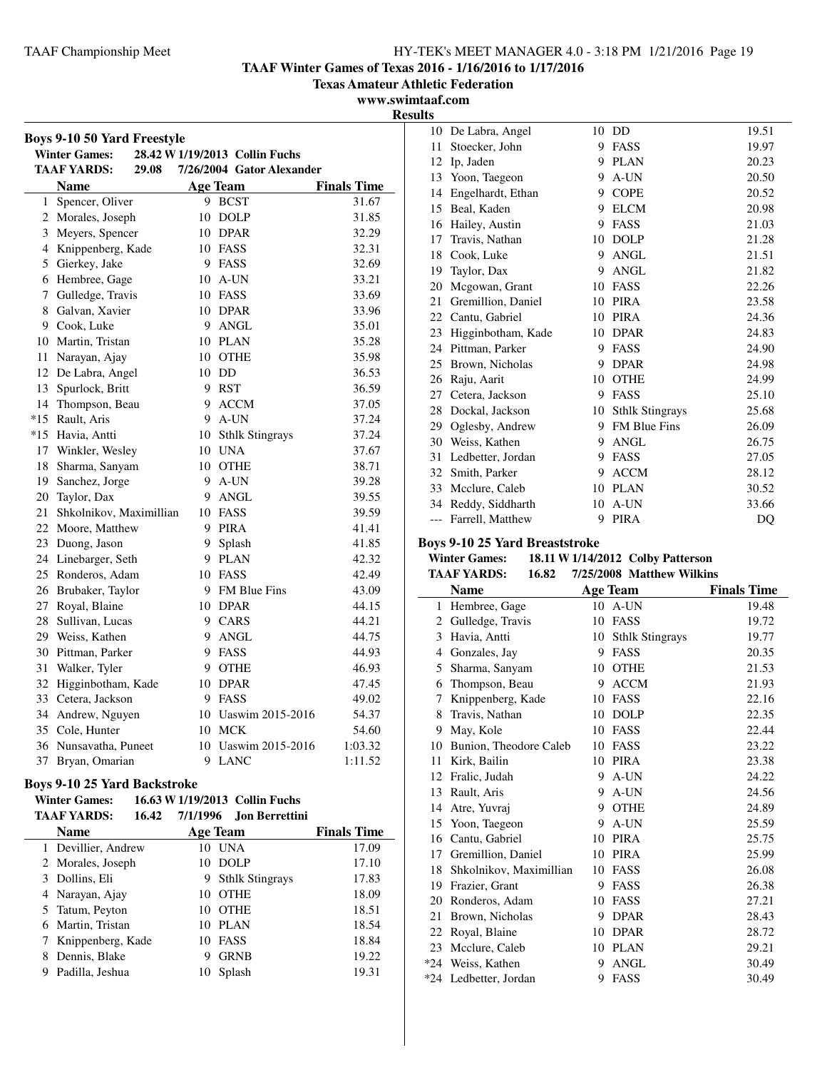**TAAF Winter Games of Texas 2016 - 1/16/2016 to 1/17/2016**

**Texas Amateur Athletic Federation**

**www.swimtaaf.com**

**Results**

### Boys 9-10 50 Yard Freestyle

Winter Games: 28.42 W 1/19/2013 Collin Fuchs

TAAF YARDS: 29.08 7/26/2004 Gator Alexander

| | Name | Age | Team | Finals Time |
|---|---|---|---|---|
| 1 | Spencer, Oliver | 9 | BCST | 31.67 |
| 2 | Morales, Joseph | 10 | DOLP | 31.85 |
| 3 | Meyers, Spencer | 10 | DPAR | 32.29 |
| 4 | Knippenberg, Kade | 10 | FASS | 32.31 |
| 5 | Gierkey, Jake | 9 | FASS | 32.69 |
| 6 | Hembree, Gage | 10 | A-UN | 33.21 |
| 7 | Gulledge, Travis | 10 | FASS | 33.69 |
| 8 | Galvan, Xavier | 10 | DPAR | 33.96 |
| 9 | Cook, Luke | 9 | ANGL | 35.01 |
| 10 | Martin, Tristan | 10 | PLAN | 35.28 |
| 11 | Narayan, Ajay | 10 | OTHE | 35.98 |
| 12 | De Labra, Angel | 10 | DD | 36.53 |
| 13 | Spurlock, Britt | 9 | RST | 36.59 |
| 14 | Thompson, Beau | 9 | ACCM | 37.05 |
| *15 | Rault, Aris | 9 | A-UN | 37.24 |
| *15 | Havia, Antti | 10 | Sthlk Stingrays | 37.24 |
| 17 | Winkler, Wesley | 10 | UNA | 37.67 |
| 18 | Sharma, Sanyam | 10 | OTHE | 38.71 |
| 19 | Sanchez, Jorge | 9 | A-UN | 39.28 |
| 20 | Taylor, Dax | 9 | ANGL | 39.55 |
| 21 | Shkolnikov, Maximillian | 10 | FASS | 39.59 |
| 22 | Moore, Matthew | 9 | PIRA | 41.41 |
| 23 | Duong, Jason | 9 | Splash | 41.85 |
| 24 | Linebarger, Seth | 9 | PLAN | 42.32 |
| 25 | Ronderos, Adam | 10 | FASS | 42.49 |
| 26 | Brubaker, Taylor | 9 | FM Blue Fins | 43.09 |
| 27 | Royal, Blaine | 10 | DPAR | 44.15 |
| 28 | Sullivan, Lucas | 9 | CARS | 44.21 |
| 29 | Weiss, Kathen | 9 | ANGL | 44.75 |
| 30 | Pittman, Parker | 9 | FASS | 44.93 |
| 31 | Walker, Tyler | 9 | OTHE | 46.93 |
| 32 | Higginbotham, Kade | 10 | DPAR | 47.45 |
| 33 | Cetera, Jackson | 9 | FASS | 49.02 |
| 34 | Andrew, Nguyen | 10 | Uaswim 2015-2016 | 54.37 |
| 35 | Cole, Hunter | 10 | MCK | 54.60 |
| 36 | Nunsavatha, Puneet | 10 | Uaswim 2015-2016 | 1:03.32 |
| 37 | Bryan, Omarian | 9 | LANC | 1:11.52 |

### Boys 9-10 25 Yard Backstroke

Winter Games: 16.63 W 1/19/2013 Collin Fuchs

TAAF YARDS: 16.42 7/1/1996 Jon Berrettini

| | Name | Age | Team | Finals Time |
|---|---|---|---|---|
| 1 | Devillier, Andrew | 10 | UNA | 17.09 |
| 2 | Morales, Joseph | 10 | DOLP | 17.10 |
| 3 | Dollins, Eli | 9 | Sthlk Stingrays | 17.83 |
| 4 | Narayan, Ajay | 10 | OTHE | 18.09 |
| 5 | Tatum, Peyton | 10 | OTHE | 18.51 |
| 6 | Martin, Tristan | 10 | PLAN | 18.54 |
| 7 | Knippenberg, Kade | 10 | FASS | 18.84 |
| 8 | Dennis, Blake | 9 | GRNB | 19.22 |
| 9 | Padilla, Jeshua | 10 | Splash | 19.31 |
| 10 | De Labra, Angel | 10 | DD | 19.51 |
| 11 | Stoecker, John | 9 | FASS | 19.97 |
| 12 | Ip, Jaden | 9 | PLAN | 20.23 |
| 13 | Yoon, Taegeon | 9 | A-UN | 20.50 |
| 14 | Engelhardt, Ethan | 9 | COPE | 20.52 |
| 15 | Beal, Kaden | 9 | ELCM | 20.98 |
| 16 | Hailey, Austin | 9 | FASS | 21.03 |
| 17 | Travis, Nathan | 10 | DOLP | 21.28 |
| 18 | Cook, Luke | 9 | ANGL | 21.51 |
| 19 | Taylor, Dax | 9 | ANGL | 21.82 |
| 20 | Mcgowan, Grant | 10 | FASS | 22.26 |
| 21 | Gremillion, Daniel | 10 | PIRA | 23.58 |
| 22 | Cantu, Gabriel | 10 | PIRA | 24.36 |
| 23 | Higginbotham, Kade | 10 | DPAR | 24.83 |
| 24 | Pittman, Parker | 9 | FASS | 24.90 |
| 25 | Brown, Nicholas | 9 | DPAR | 24.98 |
| 26 | Raju, Aarit | 10 | OTHE | 24.99 |
| 27 | Cetera, Jackson | 9 | FASS | 25.10 |
| 28 | Dockal, Jackson | 10 | Sthlk Stingrays | 25.68 |
| 29 | Oglesby, Andrew | 9 | FM Blue Fins | 26.09 |
| 30 | Weiss, Kathen | 9 | ANGL | 26.75 |
| 31 | Ledbetter, Jordan | 9 | FASS | 27.05 |
| 32 | Smith, Parker | 9 | ACCM | 28.12 |
| 33 | Mcclure, Caleb | 10 | PLAN | 30.52 |
| 34 | Reddy, Siddharth | 10 | A-UN | 33.66 |
| --- | Farrell, Matthew | 9 | PIRA | DQ |

### Boys 9-10 25 Yard Breaststroke

Winter Games: 18.11 W 1/14/2012 Colby Patterson

TAAF YARDS: 16.82 7/25/2008 Matthew Wilkins

| | Name | Age | Team | Finals Time |
|---|---|---|---|---|
| 1 | Hembree, Gage | 10 | A-UN | 19.48 |
| 2 | Gulledge, Travis | 10 | FASS | 19.72 |
| 3 | Havia, Antti | 10 | Sthlk Stingrays | 19.77 |
| 4 | Gonzales, Jay | 9 | FASS | 20.35 |
| 5 | Sharma, Sanyam | 10 | OTHE | 21.53 |
| 6 | Thompson, Beau | 9 | ACCM | 21.93 |
| 7 | Knippenberg, Kade | 10 | FASS | 22.16 |
| 8 | Travis, Nathan | 10 | DOLP | 22.35 |
| 9 | May, Kole | 10 | FASS | 22.44 |
| 10 | Bunion, Theodore Caleb | 10 | FASS | 23.22 |
| 11 | Kirk, Bailin | 10 | PIRA | 23.38 |
| 12 | Fralic, Judah | 9 | A-UN | 24.22 |
| 13 | Rault, Aris | 9 | A-UN | 24.56 |
| 14 | Atre, Yuvraj | 9 | OTHE | 24.89 |
| 15 | Yoon, Taegeon | 9 | A-UN | 25.59 |
| 16 | Cantu, Gabriel | 10 | PIRA | 25.75 |
| 17 | Gremillion, Daniel | 10 | PIRA | 25.99 |
| 18 | Shkolnikov, Maximillian | 10 | FASS | 26.08 |
| 19 | Frazier, Grant | 9 | FASS | 26.38 |
| 20 | Ronderos, Adam | 10 | FASS | 27.21 |
| 21 | Brown, Nicholas | 9 | DPAR | 28.43 |
| 22 | Royal, Blaine | 10 | DPAR | 28.72 |
| 23 | Mcclure, Caleb | 10 | PLAN | 29.21 |
| *24 | Weiss, Kathen | 9 | ANGL | 30.49 |
| *24 | Ledbetter, Jordan | 9 | FASS | 30.49 |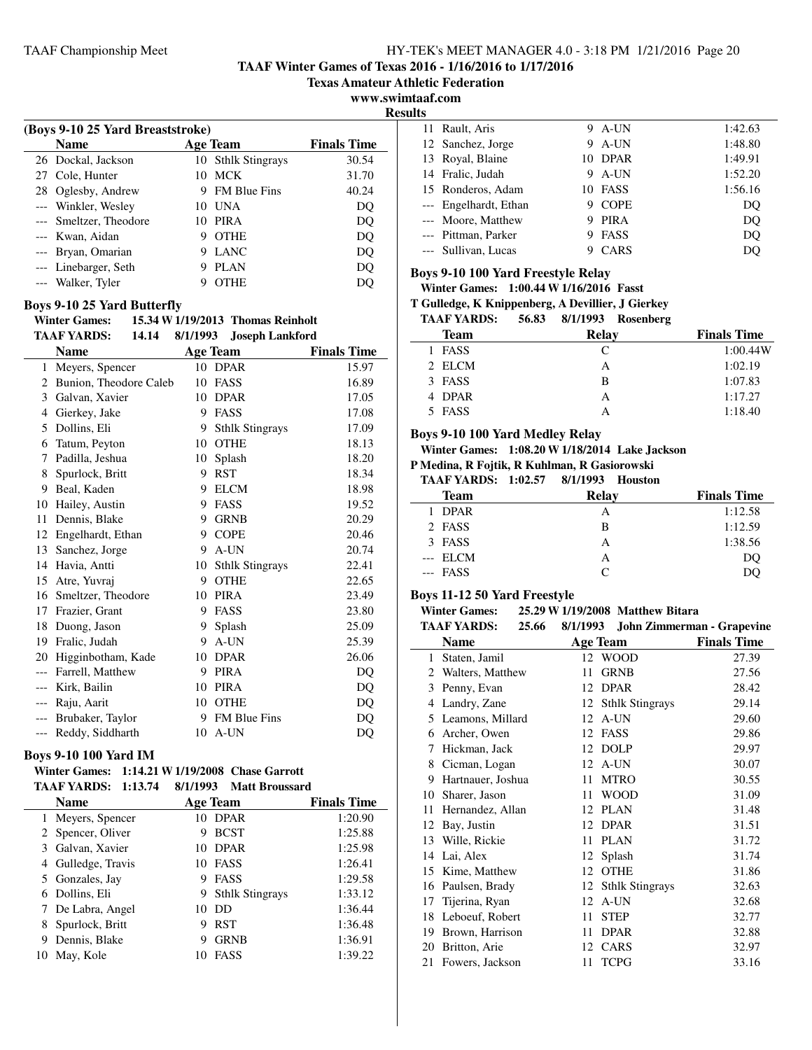# TAAF Winter Games of Texas 2016 - 1/16/2016 to 1/17/2016

**Texas Amateur Athletic Federation**

**www.swimtaaf.com**

**Results**

### (Boys 9-10 25 Yard Breaststroke)

| | Name | Age | Team | Finals Time |
|---|---|---|---|---|
| 26 | Dockal, Jackson | 10 | Sthlk Stingrays | 30.54 |
| 27 | Cole, Hunter | 10 | MCK | 31.70 |
| 28 | Oglesby, Andrew | 9 | FM Blue Fins | 40.24 |
| --- | Winkler, Wesley | 10 | UNA | DQ |
| --- | Smeltzer, Theodore | 10 | PIRA | DQ |
| --- | Kwan, Aidan | 9 | OTHE | DQ |
| --- | Bryan, Omarian | 9 | LANC | DQ |
| --- | Linebarger, Seth | 9 | PLAN | DQ |
| --- | Walker, Tyler | 9 | OTHE | DQ |

### Boys 9-10 25 Yard Butterfly

**Winter Games:** 15.34 W 1/19/2013 Thomas Reinholt

**TAAF YARDS:** 14.14 8/1/1993 Joseph Lankford

| | Name | Age | Team | Finals Time |
|---|---|---|---|---|
| 1 | Meyers, Spencer | 10 | DPAR | 15.97 |
| 2 | Bunion, Theodore Caleb | 10 | FASS | 16.89 |
| 3 | Galvan, Xavier | 10 | DPAR | 17.05 |
| 4 | Gierkey, Jake | 9 | FASS | 17.08 |
| 5 | Dollins, Eli | 9 | Sthlk Stingrays | 17.09 |
| 6 | Tatum, Peyton | 10 | OTHE | 18.13 |
| 7 | Padilla, Jeshua | 10 | Splash | 18.20 |
| 8 | Spurlock, Britt | 9 | RST | 18.34 |
| 9 | Beal, Kaden | 9 | ELCM | 18.98 |
| 10 | Hailey, Austin | 9 | FASS | 19.52 |
| 11 | Dennis, Blake | 9 | GRNB | 20.29 |
| 12 | Engelhardt, Ethan | 9 | COPE | 20.46 |
| 13 | Sanchez, Jorge | 9 | A-UN | 20.74 |
| 14 | Havia, Antti | 10 | Sthlk Stingrays | 22.41 |
| 15 | Atre, Yuvraj | 9 | OTHE | 22.65 |
| 16 | Smeltzer, Theodore | 10 | PIRA | 23.49 |
| 17 | Frazier, Grant | 9 | FASS | 23.80 |
| 18 | Duong, Jason | 9 | Splash | 25.09 |
| 19 | Fralic, Judah | 9 | A-UN | 25.39 |
| 20 | Higginbotham, Kade | 10 | DPAR | 26.06 |
| --- | Farrell, Matthew | 9 | PIRA | DQ |
| --- | Kirk, Bailin | 10 | PIRA | DQ |
| --- | Raju, Aarit | 10 | OTHE | DQ |
| --- | Brubaker, Taylor | 9 | FM Blue Fins | DQ |
| --- | Reddy, Siddharth | 10 | A-UN | DQ |

### Boys 9-10 100 Yard IM

**Winter Games:** 1:14.21 W 1/19/2008 Chase Garrott

**TAAF YARDS:** 1:13.74 8/1/1993 Matt Broussard

| | Name | Age | Team | Finals Time |
|---|---|---|---|---|
| 1 | Meyers, Spencer | 10 | DPAR | 1:20.90 |
| 2 | Spencer, Oliver | 9 | BCST | 1:25.88 |
| 3 | Galvan, Xavier | 10 | DPAR | 1:25.98 |
| 4 | Gulledge, Travis | 10 | FASS | 1:26.41 |
| 5 | Gonzales, Jay | 9 | FASS | 1:29.58 |
| 6 | Dollins, Eli | 9 | Sthlk Stingrays | 1:33.12 |
| 7 | De Labra, Angel | 10 | DD | 1:36.44 |
| 8 | Spurlock, Britt | 9 | RST | 1:36.48 |
| 9 | Dennis, Blake | 9 | GRNB | 1:36.91 |
| 10 | May, Kole | 10 | FASS | 1:39.22 |
| 11 | Rault, Aris | 9 | A-UN | 1:42.63 |
| 12 | Sanchez, Jorge | 9 | A-UN | 1:48.80 |
| 13 | Royal, Blaine | 10 | DPAR | 1:49.91 |
| 14 | Fralic, Judah | 9 | A-UN | 1:52.20 |
| 15 | Ronderos, Adam | 10 | FASS | 1:56.16 |
| --- | Engelhardt, Ethan | 9 | COPE | DQ |
| --- | Moore, Matthew | 9 | PIRA | DQ |
| --- | Pittman, Parker | 9 | FASS | DQ |
| --- | Sullivan, Lucas | 9 | CARS | DQ |

### Boys 9-10 100 Yard Freestyle Relay

**Winter Games:** 1:00.44 W 1/16/2016 Fasst

**T Gulledge, K Knippenberg, A Devillier, J Gierkey**

**TAAF YARDS:** 56.83 8/1/1993 Rosenberg

| | Team | Relay | Finals Time |
|---|---|---|---|
| 1 | FASS | C | 1:00.44W |
| 2 | ELCM | A | 1:02.19 |
| 3 | FASS | B | 1:07.83 |
| 4 | DPAR | A | 1:17.27 |
| 5 | FASS | A | 1:18.40 |

### Boys 9-10 100 Yard Medley Relay

**Winter Games:** 1:08.20 W 1/18/2014 Lake Jackson

**P Medina, R Fojtik, R Kuhlman, R Gasiorowski**

**TAAF YARDS:** 1:02.57 8/1/1993 Houston

| | Team | Relay | Finals Time |
|---|---|---|---|
| 1 | DPAR | A | 1:12.58 |
| 2 | FASS | B | 1:12.59 |
| 3 | FASS | A | 1:38.56 |
| --- | ELCM | A | DQ |
| --- | FASS | C | DQ |

### Boys 11-12 50 Yard Freestyle

**Winter Games:** 25.29 W 1/19/2008 Matthew Bitara

**TAAF YARDS:** 25.66 8/1/1993 John Zimmerman - Grapevine

| | Name | Age | Team | Finals Time |
|---|---|---|---|---|
| 1 | Staten, Jamil | 12 | WOOD | 27.39 |
| 2 | Walters, Matthew | 11 | GRNB | 27.56 |
| 3 | Penny, Evan | 12 | DPAR | 28.42 |
| 4 | Landry, Zane | 12 | Sthlk Stingrays | 29.14 |
| 5 | Leamons, Millard | 12 | A-UN | 29.60 |
| 6 | Archer, Owen | 12 | FASS | 29.86 |
| 7 | Hickman, Jack | 12 | DOLP | 29.97 |
| 8 | Cicman, Logan | 12 | A-UN | 30.07 |
| 9 | Hartnauer, Joshua | 11 | MTRO | 30.55 |
| 10 | Sharer, Jason | 11 | WOOD | 31.09 |
| 11 | Hernandez, Allan | 12 | PLAN | 31.48 |
| 12 | Bay, Justin | 12 | DPAR | 31.51 |
| 13 | Wille, Rickie | 11 | PLAN | 31.72 |
| 14 | Lai, Alex | 12 | Splash | 31.74 |
| 15 | Kime, Matthew | 12 | OTHE | 31.86 |
| 16 | Paulsen, Brady | 12 | Sthlk Stingrays | 32.63 |
| 17 | Tijerina, Ryan | 12 | A-UN | 32.68 |
| 18 | Leboeuf, Robert | 11 | STEP | 32.77 |
| 19 | Brown, Harrison | 11 | DPAR | 32.88 |
| 20 | Britton, Arie | 12 | CARS | 32.97 |
| 21 | Fowers, Jackson | 11 | TCPG | 33.16 |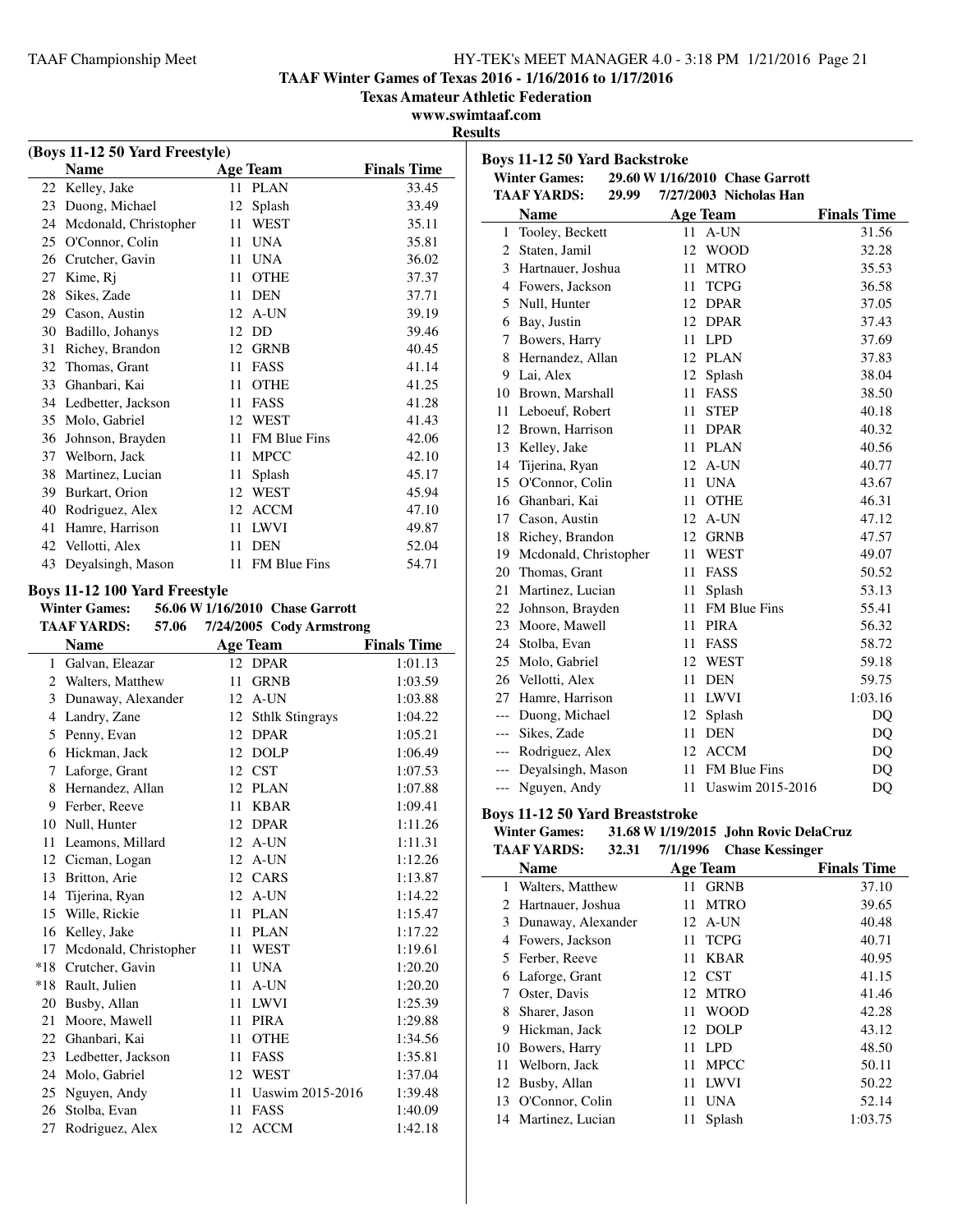# TAAF Winter Games of Texas 2016 - 1/16/2016 to 1/17/2016

**Texas Amateur Athletic Federation**

**www.swimtaaf.com**

**Results**

### (Boys 11-12 50 Yard Freestyle)

| | Name | Age | Team | Finals Time |
|---|---|---|---|---|
| 22 | Kelley, Jake | 11 | PLAN | 33.45 |
| 23 | Duong, Michael | 12 | Splash | 33.49 |
| 24 | Mcdonald, Christopher | 11 | WEST | 35.11 |
| 25 | O'Connor, Colin | 11 | UNA | 35.81 |
| 26 | Crutcher, Gavin | 11 | UNA | 36.02 |
| 27 | Kime, Rj | 11 | OTHE | 37.37 |
| 28 | Sikes, Zade | 11 | DEN | 37.71 |
| 29 | Cason, Austin | 12 | A-UN | 39.19 |
| 30 | Badillo, Johanys | 12 | DD | 39.46 |
| 31 | Richey, Brandon | 12 | GRNB | 40.45 |
| 32 | Thomas, Grant | 11 | FASS | 41.14 |
| 33 | Ghanbari, Kai | 11 | OTHE | 41.25 |
| 34 | Ledbetter, Jackson | 11 | FASS | 41.28 |
| 35 | Molo, Gabriel | 12 | WEST | 41.43 |
| 36 | Johnson, Brayden | 11 | FM Blue Fins | 42.06 |
| 37 | Welborn, Jack | 11 | MPCC | 42.10 |
| 38 | Martinez, Lucian | 11 | Splash | 45.17 |
| 39 | Burkart, Orion | 12 | WEST | 45.94 |
| 40 | Rodriguez, Alex | 12 | ACCM | 47.10 |
| 41 | Hamre, Harrison | 11 | LWVI | 49.87 |
| 42 | Vellotti, Alex | 11 | DEN | 52.04 |
| 43 | Deyalsingh, Mason | 11 | FM Blue Fins | 54.71 |

### Boys 11-12 100 Yard Freestyle

**Winter Games:** 56.06 W 1/16/2010 Chase Garrott

**TAAF YARDS:** 57.06 7/24/2005 Cody Armstrong

| | Name | Age | Team | Finals Time |
|---|---|---|---|---|
| 1 | Galvan, Eleazar | 12 | DPAR | 1:01.13 |
| 2 | Walters, Matthew | 11 | GRNB | 1:03.59 |
| 3 | Dunaway, Alexander | 12 | A-UN | 1:03.88 |
| 4 | Landry, Zane | 12 | Sthlk Stingrays | 1:04.22 |
| 5 | Penny, Evan | 12 | DPAR | 1:05.21 |
| 6 | Hickman, Jack | 12 | DOLP | 1:06.49 |
| 7 | Laforge, Grant | 12 | CST | 1:07.53 |
| 8 | Hernandez, Allan | 12 | PLAN | 1:07.88 |
| 9 | Ferber, Reeve | 11 | KBAR | 1:09.41 |
| 10 | Null, Hunter | 12 | DPAR | 1:11.26 |
| 11 | Leamons, Millard | 12 | A-UN | 1:11.31 |
| 12 | Cicman, Logan | 12 | A-UN | 1:12.26 |
| 13 | Britton, Arie | 12 | CARS | 1:13.87 |
| 14 | Tijerina, Ryan | 12 | A-UN | 1:14.22 |
| 15 | Wille, Rickie | 11 | PLAN | 1:15.47 |
| 16 | Kelley, Jake | 11 | PLAN | 1:17.22 |
| 17 | Mcdonald, Christopher | 11 | WEST | 1:19.61 |
| *18 | Crutcher, Gavin | 11 | UNA | 1:20.20 |
| *18 | Rault, Julien | 11 | A-UN | 1:20.20 |
| 20 | Busby, Allan | 11 | LWVI | 1:25.39 |
| 21 | Moore, Mawell | 11 | PIRA | 1:29.88 |
| 22 | Ghanbari, Kai | 11 | OTHE | 1:34.56 |
| 23 | Ledbetter, Jackson | 11 | FASS | 1:35.81 |
| 24 | Molo, Gabriel | 12 | WEST | 1:37.04 |
| 25 | Nguyen, Andy | 11 | Uaswim 2015-2016 | 1:39.48 |
| 26 | Stolba, Evan | 11 | FASS | 1:40.09 |
| 27 | Rodriguez, Alex | 12 | ACCM | 1:42.18 |

### Boys 11-12 50 Yard Backstroke

**Winter Games:** 29.60 W 1/16/2010 Chase Garrott

**TAAF YARDS:** 29.99 7/27/2003 Nicholas Han

| | Name | Age | Team | Finals Time |
|---|---|---|---|---|
| 1 | Tooley, Beckett | 11 | A-UN | 31.56 |
| 2 | Staten, Jamil | 12 | WOOD | 32.28 |
| 3 | Hartnauer, Joshua | 11 | MTRO | 35.53 |
| 4 | Fowers, Jackson | 11 | TCPG | 36.58 |
| 5 | Null, Hunter | 12 | DPAR | 37.05 |
| 6 | Bay, Justin | 12 | DPAR | 37.43 |
| 7 | Bowers, Harry | 11 | LPD | 37.69 |
| 8 | Hernandez, Allan | 12 | PLAN | 37.83 |
| 9 | Lai, Alex | 12 | Splash | 38.04 |
| 10 | Brown, Marshall | 11 | FASS | 38.50 |
| 11 | Leboeuf, Robert | 11 | STEP | 40.18 |
| 12 | Brown, Harrison | 11 | DPAR | 40.32 |
| 13 | Kelley, Jake | 11 | PLAN | 40.56 |
| 14 | Tijerina, Ryan | 12 | A-UN | 40.77 |
| 15 | O'Connor, Colin | 11 | UNA | 43.67 |
| 16 | Ghanbari, Kai | 11 | OTHE | 46.31 |
| 17 | Cason, Austin | 12 | A-UN | 47.12 |
| 18 | Richey, Brandon | 12 | GRNB | 47.57 |
| 19 | Mcdonald, Christopher | 11 | WEST | 49.07 |
| 20 | Thomas, Grant | 11 | FASS | 50.52 |
| 21 | Martinez, Lucian | 11 | Splash | 53.13 |
| 22 | Johnson, Brayden | 11 | FM Blue Fins | 55.41 |
| 23 | Moore, Mawell | 11 | PIRA | 56.32 |
| 24 | Stolba, Evan | 11 | FASS | 58.72 |
| 25 | Molo, Gabriel | 12 | WEST | 59.18 |
| 26 | Vellotti, Alex | 11 | DEN | 59.75 |
| 27 | Hamre, Harrison | 11 | LWVI | 1:03.16 |
| --- | Duong, Michael | 12 | Splash | DQ |
| --- | Sikes, Zade | 11 | DEN | DQ |
| --- | Rodriguez, Alex | 12 | ACCM | DQ |
| --- | Deyalsingh, Mason | 11 | FM Blue Fins | DQ |
| --- | Nguyen, Andy | 11 | Uaswim 2015-2016 | DQ |

### Boys 11-12 50 Yard Breaststroke

**Winter Games:** 31.68 W 1/19/2015 John Rovic DelaCruz

**TAAF YARDS:** 32.31 7/1/1996 Chase Kessinger

| | Name | Age | Team | Finals Time |
|---|---|---|---|---|
| 1 | Walters, Matthew | 11 | GRNB | 37.10 |
| 2 | Hartnauer, Joshua | 11 | MTRO | 39.65 |
| 3 | Dunaway, Alexander | 12 | A-UN | 40.48 |
| 4 | Fowers, Jackson | 11 | TCPG | 40.71 |
| 5 | Ferber, Reeve | 11 | KBAR | 40.95 |
| 6 | Laforge, Grant | 12 | CST | 41.15 |
| 7 | Oster, Davis | 12 | MTRO | 41.46 |
| 8 | Sharer, Jason | 11 | WOOD | 42.28 |
| 9 | Hickman, Jack | 12 | DOLP | 43.12 |
| 10 | Bowers, Harry | 11 | LPD | 48.50 |
| 11 | Welborn, Jack | 11 | MPCC | 50.11 |
| 12 | Busby, Allan | 11 | LWVI | 50.22 |
| 13 | O'Connor, Colin | 11 | UNA | 52.14 |
| 14 | Martinez, Lucian | 11 | Splash | 1:03.75 |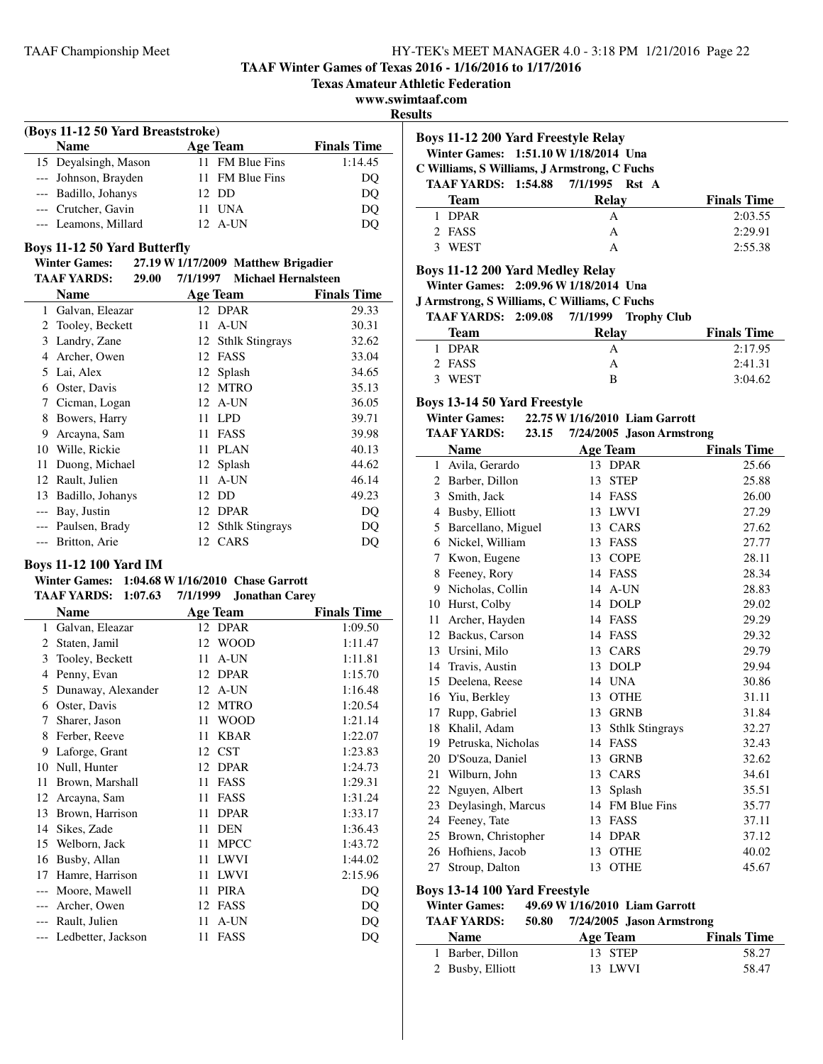TAAF Winter Games of Texas 2016 - 1/16/2016 to 1/17/2016

Texas Amateur Athletic Federation

www.swimtaaf.com

**Results**

### (Boys 11-12 50 Yard Breaststroke)

| | Name | Age | Team | Finals Time |
|---|---|---|---|---|
| 15 | Deyalsingh, Mason | 11 | FM Blue Fins | 1:14.45 |
| --- | Johnson, Brayden | 11 | FM Blue Fins | DQ |
| --- | Badillo, Johanys | 12 | DD | DQ |
| --- | Crutcher, Gavin | 11 | UNA | DQ |
| --- | Leamons, Millard | 12 | A-UN | DQ |

### Boys 11-12 50 Yard Butterfly

**Winter Games:** 27.19 W 1/17/2009 Matthew Brigadier
**TAAF YARDS:** 29.00 7/1/1997 Michael Hernalsteen

| | Name | Age | Team | Finals Time |
|---|---|---|---|---|
| 1 | Galvan, Eleazar | 12 | DPAR | 29.33 |
| 2 | Tooley, Beckett | 11 | A-UN | 30.31 |
| 3 | Landry, Zane | 12 | Sthlk Stingrays | 32.62 |
| 4 | Archer, Owen | 12 | FASS | 33.04 |
| 5 | Lai, Alex | 12 | Splash | 34.65 |
| 6 | Oster, Davis | 12 | MTRO | 35.13 |
| 7 | Cicman, Logan | 12 | A-UN | 36.05 |
| 8 | Bowers, Harry | 11 | LPD | 39.71 |
| 9 | Arcayna, Sam | 11 | FASS | 39.98 |
| 10 | Wille, Rickie | 11 | PLAN | 40.13 |
| 11 | Duong, Michael | 12 | Splash | 44.62 |
| 12 | Rault, Julien | 11 | A-UN | 46.14 |
| 13 | Badillo, Johanys | 12 | DD | 49.23 |
| --- | Bay, Justin | 12 | DPAR | DQ |
| --- | Paulsen, Brady | 12 | Sthlk Stingrays | DQ |
| --- | Britton, Arie | 12 | CARS | DQ |

### Boys 11-12 100 Yard IM

**Winter Games:** 1:04.68 W 1/16/2010 Chase Garrott
**TAAF YARDS:** 1:07.63 7/1/1999 Jonathan Carey

| | Name | Age | Team | Finals Time |
|---|---|---|---|---|
| 1 | Galvan, Eleazar | 12 | DPAR | 1:09.50 |
| 2 | Staten, Jamil | 12 | WOOD | 1:11.47 |
| 3 | Tooley, Beckett | 11 | A-UN | 1:11.81 |
| 4 | Penny, Evan | 12 | DPAR | 1:15.70 |
| 5 | Dunaway, Alexander | 12 | A-UN | 1:16.48 |
| 6 | Oster, Davis | 12 | MTRO | 1:20.54 |
| 7 | Sharer, Jason | 11 | WOOD | 1:21.14 |
| 8 | Ferber, Reeve | 11 | KBAR | 1:22.07 |
| 9 | Laforge, Grant | 12 | CST | 1:23.83 |
| 10 | Null, Hunter | 12 | DPAR | 1:24.73 |
| 11 | Brown, Marshall | 11 | FASS | 1:29.31 |
| 12 | Arcayna, Sam | 11 | FASS | 1:31.24 |
| 13 | Brown, Harrison | 11 | DPAR | 1:33.17 |
| 14 | Sikes, Zade | 11 | DEN | 1:36.43 |
| 15 | Welborn, Jack | 11 | MPCC | 1:43.72 |
| 16 | Busby, Allan | 11 | LWVI | 1:44.02 |
| 17 | Hamre, Harrison | 11 | LWVI | 2:15.96 |
| --- | Moore, Mawell | 11 | PIRA | DQ |
| --- | Archer, Owen | 12 | FASS | DQ |
| --- | Rault, Julien | 11 | A-UN | DQ |
| --- | Ledbetter, Jackson | 11 | FASS | DQ |

### Boys 11-12 200 Yard Freestyle Relay

**Winter Games:** 1:51.10 W 1/18/2014 Una
C Williams, S Williams, J Armstrong, C Fuchs
**TAAF YARDS:** 1:54.88 7/1/1995 Rst A

| | Team | Relay | Finals Time |
|---|---|---|---|
| 1 | DPAR | A | 2:03.55 |
| 2 | FASS | A | 2:29.91 |
| 3 | WEST | A | 2:55.38 |

### Boys 11-12 200 Yard Medley Relay

**Winter Games:** 2:09.96 W 1/18/2014 Una
J Armstrong, S Williams, C Williams, C Fuchs
**TAAF YARDS:** 2:09.08 7/1/1999 Trophy Club

| | Team | Relay | Finals Time |
|---|---|---|---|
| 1 | DPAR | A | 2:17.95 |
| 2 | FASS | A | 2:41.31 |
| 3 | WEST | B | 3:04.62 |

### Boys 13-14 50 Yard Freestyle

**Winter Games:** 22.75 W 1/16/2010 Liam Garrott
**TAAF YARDS:** 23.15 7/24/2005 Jason Armstrong

| | Name | Age | Team | Finals Time |
|---|---|---|---|---|
| 1 | Avila, Gerardo | 13 | DPAR | 25.66 |
| 2 | Barber, Dillon | 13 | STEP | 25.88 |
| 3 | Smith, Jack | 14 | FASS | 26.00 |
| 4 | Busby, Elliott | 13 | LWVI | 27.29 |
| 5 | Barcellano, Miguel | 13 | CARS | 27.62 |
| 6 | Nickel, William | 13 | FASS | 27.77 |
| 7 | Kwon, Eugene | 13 | COPE | 28.11 |
| 8 | Feeney, Rory | 14 | FASS | 28.34 |
| 9 | Nicholas, Collin | 14 | A-UN | 28.83 |
| 10 | Hurst, Colby | 14 | DOLP | 29.02 |
| 11 | Archer, Hayden | 14 | FASS | 29.29 |
| 12 | Backus, Carson | 14 | FASS | 29.32 |
| 13 | Ursini, Milo | 13 | CARS | 29.79 |
| 14 | Travis, Austin | 13 | DOLP | 29.94 |
| 15 | Deelena, Reese | 14 | UNA | 30.86 |
| 16 | Yiu, Berkley | 13 | OTHE | 31.11 |
| 17 | Rupp, Gabriel | 13 | GRNB | 31.84 |
| 18 | Khalil, Adam | 13 | Sthlk Stingrays | 32.27 |
| 19 | Petruska, Nicholas | 14 | FASS | 32.43 |
| 20 | D'Souza, Daniel | 13 | GRNB | 32.62 |
| 21 | Wilburn, John | 13 | CARS | 34.61 |
| 22 | Nguyen, Albert | 13 | Splash | 35.51 |
| 23 | Deylasingh, Marcus | 14 | FM Blue Fins | 35.77 |
| 24 | Feeney, Tate | 13 | FASS | 37.11 |
| 25 | Brown, Christopher | 14 | DPAR | 37.12 |
| 26 | Hofhiens, Jacob | 13 | OTHE | 40.02 |
| 27 | Stroup, Dalton | 13 | OTHE | 45.67 |

### Boys 13-14 100 Yard Freestyle

**Winter Games:** 49.69 W 1/16/2010 Liam Garrott
**TAAF YARDS:** 50.80 7/24/2005 Jason Armstrong

| | Name | Age | Team | Finals Time |
|---|---|---|---|---|
| 1 | Barber, Dillon | 13 | STEP | 58.27 |
| 2 | Busby, Elliott | 13 | LWVI | 58.47 |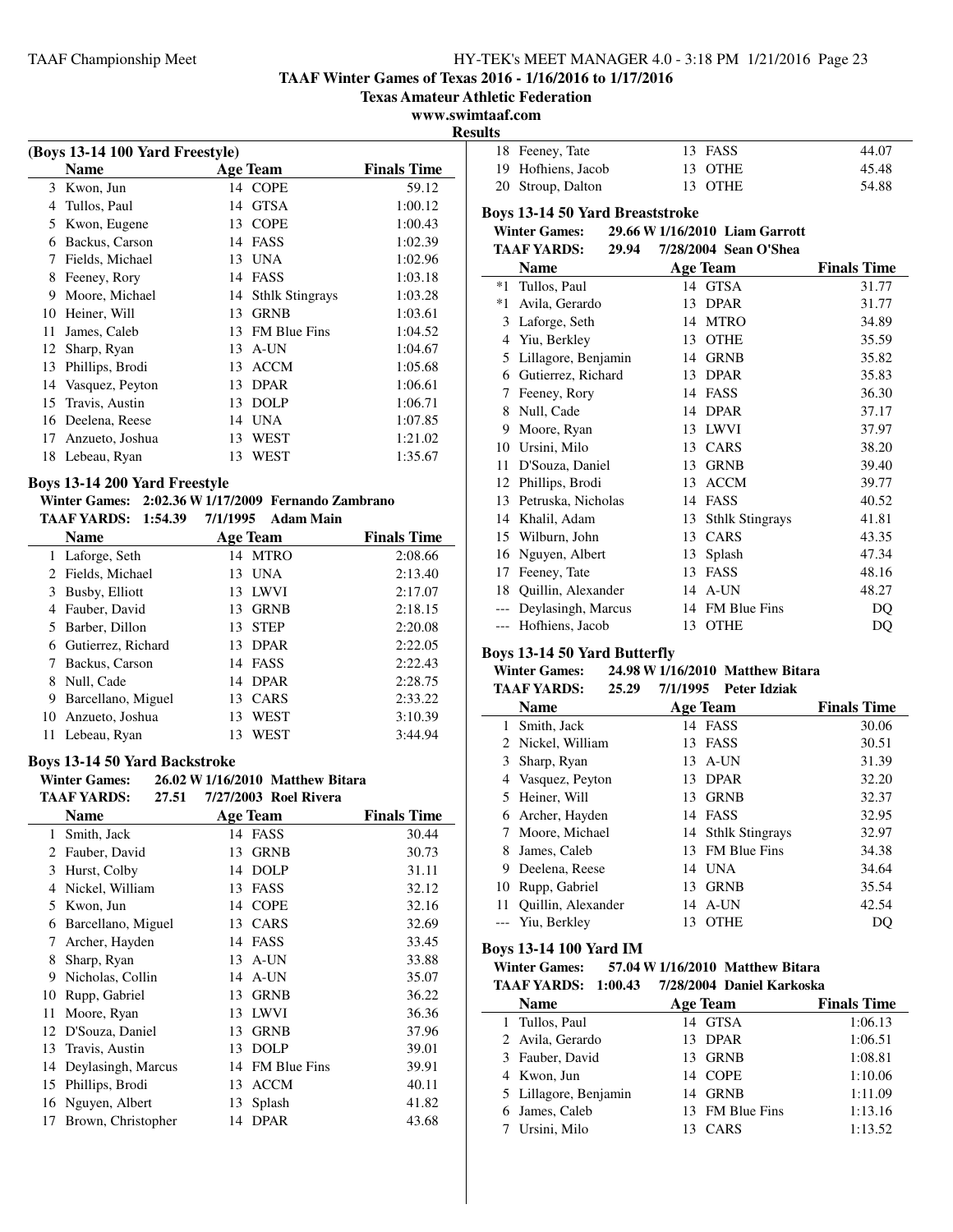# TAAF Winter Games of Texas 2016 - 1/16/2016 to 1/17/2016

**Texas Amateur Athletic Federation**

**www.swimtaaf.com**

**Results**

### (Boys 13-14 100 Yard Freestyle)

| | Name | Age | Team | Finals Time |
|---|---|---|---|---|
| 3 | Kwon, Jun | 14 | COPE | 59.12 |
| 4 | Tullos, Paul | 14 | GTSA | 1:00.12 |
| 5 | Kwon, Eugene | 13 | COPE | 1:00.43 |
| 6 | Backus, Carson | 14 | FASS | 1:02.39 |
| 7 | Fields, Michael | 13 | UNA | 1:02.96 |
| 8 | Feeney, Rory | 14 | FASS | 1:03.18 |
| 9 | Moore, Michael | 14 | Sthlk Stingrays | 1:03.28 |
| 10 | Heiner, Will | 13 | GRNB | 1:03.61 |
| 11 | James, Caleb | 13 | FM Blue Fins | 1:04.52 |
| 12 | Sharp, Ryan | 13 | A-UN | 1:04.67 |
| 13 | Phillips, Brodi | 13 | ACCM | 1:05.68 |
| 14 | Vasquez, Peyton | 13 | DPAR | 1:06.61 |
| 15 | Travis, Austin | 13 | DOLP | 1:06.71 |
| 16 | Deelena, Reese | 14 | UNA | 1:07.85 |
| 17 | Anzueto, Joshua | 13 | WEST | 1:21.02 |
| 18 | Lebeau, Ryan | 13 | WEST | 1:35.67 |

### Boys 13-14 200 Yard Freestyle

**Winter Games: 2:02.36 W 1/17/2009 Fernando Zambrano**
**TAAF YARDS: 1:54.39 7/1/1995 Adam Main**

| | Name | Age | Team | Finals Time |
|---|---|---|---|---|
| 1 | Laforge, Seth | 14 | MTRO | 2:08.66 |
| 2 | Fields, Michael | 13 | UNA | 2:13.40 |
| 3 | Busby, Elliott | 13 | LWVI | 2:17.07 |
| 4 | Fauber, David | 13 | GRNB | 2:18.15 |
| 5 | Barber, Dillon | 13 | STEP | 2:20.08 |
| 6 | Gutierrez, Richard | 13 | DPAR | 2:22.05 |
| 7 | Backus, Carson | 14 | FASS | 2:22.43 |
| 8 | Null, Cade | 14 | DPAR | 2:28.75 |
| 9 | Barcellano, Miguel | 13 | CARS | 2:33.22 |
| 10 | Anzueto, Joshua | 13 | WEST | 3:10.39 |
| 11 | Lebeau, Ryan | 13 | WEST | 3:44.94 |

### Boys 13-14 50 Yard Backstroke

**Winter Games: 26.02 W 1/16/2010 Matthew Bitara**
**TAAF YARDS: 27.51 7/27/2003 Roel Rivera**

| | Name | Age | Team | Finals Time |
|---|---|---|---|---|
| 1 | Smith, Jack | 14 | FASS | 30.44 |
| 2 | Fauber, David | 13 | GRNB | 30.73 |
| 3 | Hurst, Colby | 14 | DOLP | 31.11 |
| 4 | Nickel, William | 13 | FASS | 32.12 |
| 5 | Kwon, Jun | 14 | COPE | 32.16 |
| 6 | Barcellano, Miguel | 13 | CARS | 32.69 |
| 7 | Archer, Hayden | 14 | FASS | 33.45 |
| 8 | Sharp, Ryan | 13 | A-UN | 33.88 |
| 9 | Nicholas, Collin | 14 | A-UN | 35.07 |
| 10 | Rupp, Gabriel | 13 | GRNB | 36.22 |
| 11 | Moore, Ryan | 13 | LWVI | 36.36 |
| 12 | D'Souza, Daniel | 13 | GRNB | 37.96 |
| 13 | Travis, Austin | 13 | DOLP | 39.01 |
| 14 | Deylasingh, Marcus | 14 | FM Blue Fins | 39.91 |
| 15 | Phillips, Brodi | 13 | ACCM | 40.11 |
| 16 | Nguyen, Albert | 13 | Splash | 41.82 |
| 17 | Brown, Christopher | 14 | DPAR | 43.68 |
| 18 | Feeney, Tate | 13 | FASS | 44.07 |
| 19 | Hofhiens, Jacob | 13 | OTHE | 45.48 |
| 20 | Stroup, Dalton | 13 | OTHE | 54.88 |

### Boys 13-14 50 Yard Breaststroke

**Winter Games: 29.66 W 1/16/2010 Liam Garrott**
**TAAF YARDS: 29.94 7/28/2004 Sean O'Shea**

| | Name | Age | Team | Finals Time |
|---|---|---|---|---|
| *1 | Tullos, Paul | 14 | GTSA | 31.77 |
| *1 | Avila, Gerardo | 13 | DPAR | 31.77 |
| 3 | Laforge, Seth | 14 | MTRO | 34.89 |
| 4 | Yiu, Berkley | 13 | OTHE | 35.59 |
| 5 | Lillagore, Benjamin | 14 | GRNB | 35.82 |
| 6 | Gutierrez, Richard | 13 | DPAR | 35.83 |
| 7 | Feeney, Rory | 14 | FASS | 36.30 |
| 8 | Null, Cade | 14 | DPAR | 37.17 |
| 9 | Moore, Ryan | 13 | LWVI | 37.97 |
| 10 | Ursini, Milo | 13 | CARS | 38.20 |
| 11 | D'Souza, Daniel | 13 | GRNB | 39.40 |
| 12 | Phillips, Brodi | 13 | ACCM | 39.77 |
| 13 | Petruska, Nicholas | 14 | FASS | 40.52 |
| 14 | Khalil, Adam | 13 | Sthlk Stingrays | 41.81 |
| 15 | Wilburn, John | 13 | CARS | 43.35 |
| 16 | Nguyen, Albert | 13 | Splash | 47.34 |
| 17 | Feeney, Tate | 13 | FASS | 48.16 |
| 18 | Quillin, Alexander | 14 | A-UN | 48.27 |
| --- | Deylasingh, Marcus | 14 | FM Blue Fins | DQ |
| --- | Hofhiens, Jacob | 13 | OTHE | DQ |

### Boys 13-14 50 Yard Butterfly

**Winter Games: 24.98 W 1/16/2010 Matthew Bitara**
**TAAF YARDS: 25.29 7/1/1995 Peter Idziak**

| | Name | Age | Team | Finals Time |
|---|---|---|---|---|
| 1 | Smith, Jack | 14 | FASS | 30.06 |
| 2 | Nickel, William | 13 | FASS | 30.51 |
| 3 | Sharp, Ryan | 13 | A-UN | 31.39 |
| 4 | Vasquez, Peyton | 13 | DPAR | 32.20 |
| 5 | Heiner, Will | 13 | GRNB | 32.37 |
| 6 | Archer, Hayden | 14 | FASS | 32.95 |
| 7 | Moore, Michael | 14 | Sthlk Stingrays | 32.97 |
| 8 | James, Caleb | 13 | FM Blue Fins | 34.38 |
| 9 | Deelena, Reese | 14 | UNA | 34.64 |
| 10 | Rupp, Gabriel | 13 | GRNB | 35.54 |
| 11 | Quillin, Alexander | 14 | A-UN | 42.54 |
| --- | Yiu, Berkley | 13 | OTHE | DQ |

### Boys 13-14 100 Yard IM

**Winter Games: 57.04 W 1/16/2010 Matthew Bitara**
**TAAF YARDS: 1:00.43 7/28/2004 Daniel Karkoska**

| | Name | Age | Team | Finals Time |
|---|---|---|---|---|
| 1 | Tullos, Paul | 14 | GTSA | 1:06.13 |
| 2 | Avila, Gerardo | 13 | DPAR | 1:06.51 |
| 3 | Fauber, David | 13 | GRNB | 1:08.81 |
| 4 | Kwon, Jun | 14 | COPE | 1:10.06 |
| 5 | Lillagore, Benjamin | 14 | GRNB | 1:11.09 |
| 6 | James, Caleb | 13 | FM Blue Fins | 1:13.16 |
| 7 | Ursini, Milo | 13 | CARS | 1:13.52 |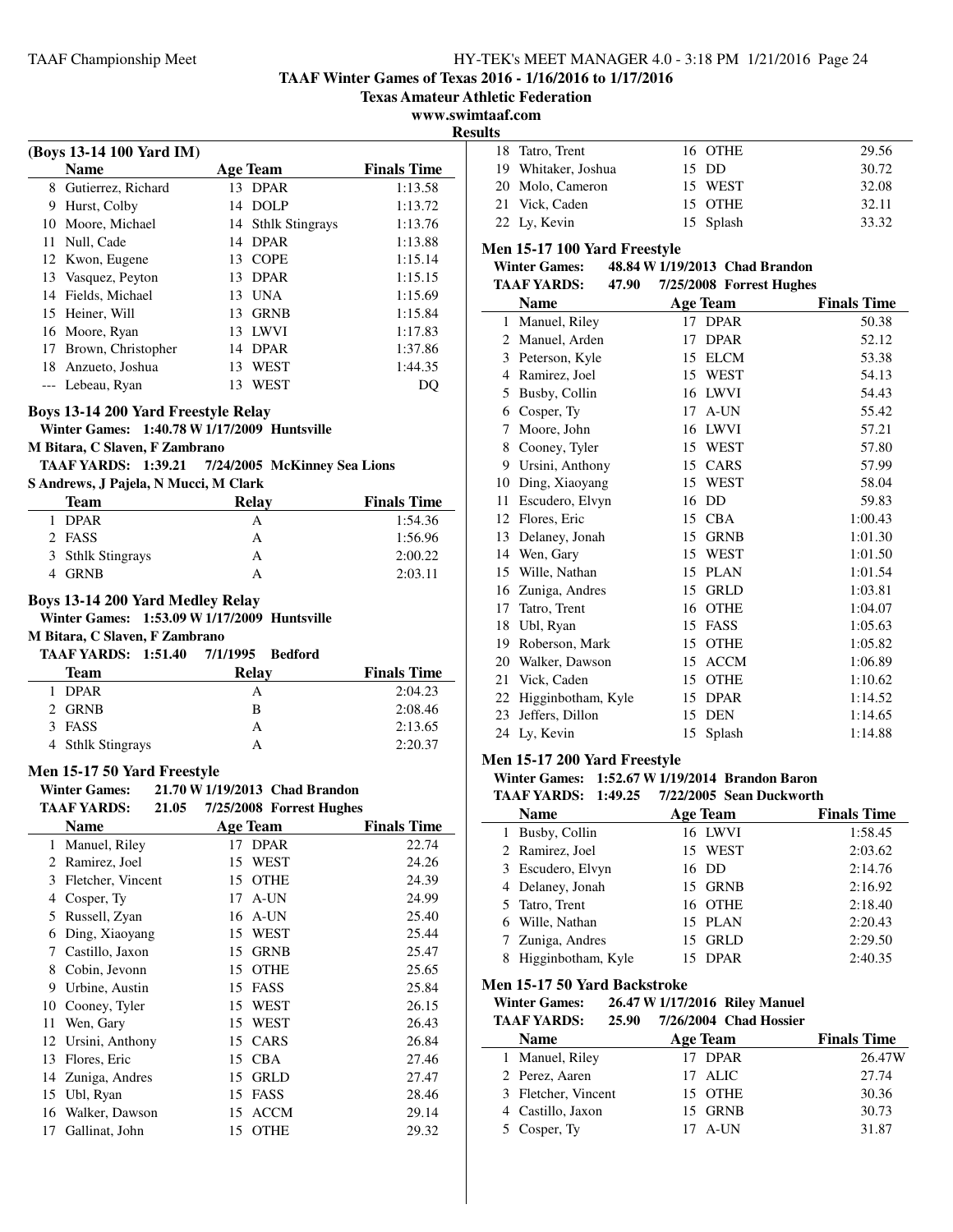**TAAF Winter Games of Texas 2016 - 1/16/2016 to 1/17/2016**

**Texas Amateur Athletic Federation**

**www.swimtaaf.com**

**Results**

### (Boys 13-14 100 Yard IM)

| | Name | Age | Team | Finals Time |
|---|---|---|---|---|
| 8 | Gutierrez, Richard | 13 | DPAR | 1:13.58 |
| 9 | Hurst, Colby | 14 | DOLP | 1:13.72 |
| 10 | Moore, Michael | 14 | Sthlk Stingrays | 1:13.76 |
| 11 | Null, Cade | 14 | DPAR | 1:13.88 |
| 12 | Kwon, Eugene | 13 | COPE | 1:15.14 |
| 13 | Vasquez, Peyton | 13 | DPAR | 1:15.15 |
| 14 | Fields, Michael | 13 | UNA | 1:15.69 |
| 15 | Heiner, Will | 13 | GRNB | 1:15.84 |
| 16 | Moore, Ryan | 13 | LWVI | 1:17.83 |
| 17 | Brown, Christopher | 14 | DPAR | 1:37.86 |
| 18 | Anzueto, Joshua | 13 | WEST | 1:44.35 |
| --- | Lebeau, Ryan | 13 | WEST | DQ |

### Boys 13-14 200 Yard Freestyle Relay

Winter Games: 1:40.78 W 1/17/2009 Huntsville
M Bitara, C Slaven, F Zambrano

TAAF YARDS: 1:39.21 7/24/2005 McKinney Sea Lions
S Andrews, J Pajela, N Mucci, M Clark

| | Team | Relay | Finals Time |
|---|---|---|---|
| 1 | DPAR | A | 1:54.36 |
| 2 | FASS | A | 1:56.96 |
| 3 | Sthlk Stingrays | A | 2:00.22 |
| 4 | GRNB | A | 2:03.11 |

### Boys 13-14 200 Yard Medley Relay

Winter Games: 1:53.09 W 1/17/2009 Huntsville
M Bitara, C Slaven, F Zambrano

TAAF YARDS: 1:51.40 7/1/1995 Bedford

| | Team | Relay | Finals Time |
|---|---|---|---|
| 1 | DPAR | A | 2:04.23 |
| 2 | GRNB | B | 2:08.46 |
| 3 | FASS | A | 2:13.65 |
| 4 | Sthlk Stingrays | A | 2:20.37 |

### Men 15-17 50 Yard Freestyle

Winter Games: 21.70 W 1/19/2013 Chad Brandon

TAAF YARDS: 21.05 7/25/2008 Forrest Hughes

| | Name | Age | Team | Finals Time |
|---|---|---|---|---|
| 1 | Manuel, Riley | 17 | DPAR | 22.74 |
| 2 | Ramirez, Joel | 15 | WEST | 24.26 |
| 3 | Fletcher, Vincent | 15 | OTHE | 24.39 |
| 4 | Cosper, Ty | 17 | A-UN | 24.99 |
| 5 | Russell, Zyan | 16 | A-UN | 25.40 |
| 6 | Ding, Xiaoyang | 15 | WEST | 25.44 |
| 7 | Castillo, Jaxon | 15 | GRNB | 25.47 |
| 8 | Cobin, Jevonn | 15 | OTHE | 25.65 |
| 9 | Urbine, Austin | 15 | FASS | 25.84 |
| 10 | Cooney, Tyler | 15 | WEST | 26.15 |
| 11 | Wen, Gary | 15 | WEST | 26.43 |
| 12 | Ursini, Anthony | 15 | CARS | 26.84 |
| 13 | Flores, Eric | 15 | CBA | 27.46 |
| 14 | Zuniga, Andres | 15 | GRLD | 27.47 |
| 15 | Ubl, Ryan | 15 | FASS | 28.46 |
| 16 | Walker, Dawson | 15 | ACCM | 29.14 |
| 17 | Gallinat, John | 15 | OTHE | 29.32 |
| 18 | Tatro, Trent | 16 | OTHE | 29.56 |
| 19 | Whitaker, Joshua | 15 | DD | 30.72 |
| 20 | Molo, Cameron | 15 | WEST | 32.08 |
| 21 | Vick, Caden | 15 | OTHE | 32.11 |
| 22 | Ly, Kevin | 15 | Splash | 33.32 |

### Men 15-17 100 Yard Freestyle

Winter Games: 48.84 W 1/19/2013 Chad Brandon

TAAF YARDS: 47.90 7/25/2008 Forrest Hughes

| | Name | Age | Team | Finals Time |
|---|---|---|---|---|
| 1 | Manuel, Riley | 17 | DPAR | 50.38 |
| 2 | Manuel, Arden | 17 | DPAR | 52.12 |
| 3 | Peterson, Kyle | 15 | ELCM | 53.38 |
| 4 | Ramirez, Joel | 15 | WEST | 54.13 |
| 5 | Busby, Collin | 16 | LWVI | 54.43 |
| 6 | Cosper, Ty | 17 | A-UN | 55.42 |
| 7 | Moore, John | 16 | LWVI | 57.21 |
| 8 | Cooney, Tyler | 15 | WEST | 57.80 |
| 9 | Ursini, Anthony | 15 | CARS | 57.99 |
| 10 | Ding, Xiaoyang | 15 | WEST | 58.04 |
| 11 | Escudero, Elvyn | 16 | DD | 59.83 |
| 12 | Flores, Eric | 15 | CBA | 1:00.43 |
| 13 | Delaney, Jonah | 15 | GRNB | 1:01.30 |
| 14 | Wen, Gary | 15 | WEST | 1:01.50 |
| 15 | Wille, Nathan | 15 | PLAN | 1:01.54 |
| 16 | Zuniga, Andres | 15 | GRLD | 1:03.81 |
| 17 | Tatro, Trent | 16 | OTHE | 1:04.07 |
| 18 | Ubl, Ryan | 15 | FASS | 1:05.63 |
| 19 | Roberson, Mark | 15 | OTHE | 1:05.82 |
| 20 | Walker, Dawson | 15 | ACCM | 1:06.89 |
| 21 | Vick, Caden | 15 | OTHE | 1:10.62 |
| 22 | Higginbotham, Kyle | 15 | DPAR | 1:14.52 |
| 23 | Jeffers, Dillon | 15 | DEN | 1:14.65 |
| 24 | Ly, Kevin | 15 | Splash | 1:14.88 |

### Men 15-17 200 Yard Freestyle

Winter Games: 1:52.67 W 1/19/2014 Brandon Baron

TAAF YARDS: 1:49.25 7/22/2005 Sean Duckworth

| | Name | Age | Team | Finals Time |
|---|---|---|---|---|
| 1 | Busby, Collin | 16 | LWVI | 1:58.45 |
| 2 | Ramirez, Joel | 15 | WEST | 2:03.62 |
| 3 | Escudero, Elvyn | 16 | DD | 2:14.76 |
| 4 | Delaney, Jonah | 15 | GRNB | 2:16.92 |
| 5 | Tatro, Trent | 16 | OTHE | 2:18.40 |
| 6 | Wille, Nathan | 15 | PLAN | 2:20.43 |
| 7 | Zuniga, Andres | 15 | GRLD | 2:29.50 |
| 8 | Higginbotham, Kyle | 15 | DPAR | 2:40.35 |

### Men 15-17 50 Yard Backstroke

Winter Games: 26.47 W 1/17/2016 Riley Manuel

TAAF YARDS: 25.90 7/26/2004 Chad Hossier

| | Name | Age | Team | Finals Time |
|---|---|---|---|---|
| 1 | Manuel, Riley | 17 | DPAR | 26.47W |
| 2 | Perez, Aaren | 17 | ALIC | 27.74 |
| 3 | Fletcher, Vincent | 15 | OTHE | 30.36 |
| 4 | Castillo, Jaxon | 15 | GRNB | 30.73 |
| 5 | Cosper, Ty | 17 | A-UN | 31.87 |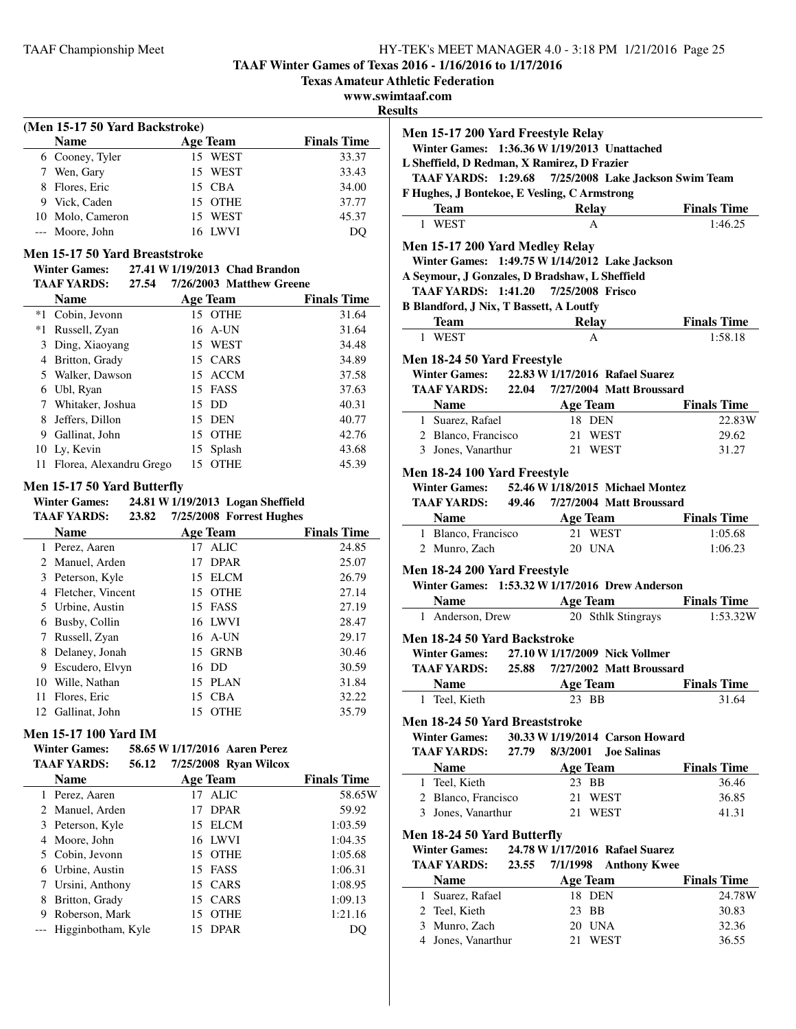**TAAF Winter Games of Texas 2016 - 1/16/2016 to 1/17/2016**

**Texas Amateur Athletic Federation**

**www.swimtaaf.com**

**Results**

### (Men 15-17 50 Yard Backstroke)

| | Name | Age | Team | Finals Time |
|---|---|---|---|---|
| 6 | Cooney, Tyler | 15 | WEST | 33.37 |
| 7 | Wen, Gary | 15 | WEST | 33.43 |
| 8 | Flores, Eric | 15 | CBA | 34.00 |
| 9 | Vick, Caden | 15 | OTHE | 37.77 |
| 10 | Molo, Cameron | 15 | WEST | 45.37 |
| --- | Moore, John | 16 | LWVI | DQ |

### Men 15-17 50 Yard Breaststroke

Winter Games: 27.41 W 1/19/2013 Chad Brandon
TAAF YARDS: 27.54 7/26/2003 Matthew Greene

| | Name | Age | Team | Finals Time |
|---|---|---|---|---|
| *1 | Cobin, Jevonn | 15 | OTHE | 31.64 |
| *1 | Russell, Zyan | 16 | A-UN | 31.64 |
| 3 | Ding, Xiaoyang | 15 | WEST | 34.48 |
| 4 | Britton, Grady | 15 | CARS | 34.89 |
| 5 | Walker, Dawson | 15 | ACCM | 37.58 |
| 6 | Ubl, Ryan | 15 | FASS | 37.63 |
| 7 | Whitaker, Joshua | 15 | DD | 40.31 |
| 8 | Jeffers, Dillon | 15 | DEN | 40.77 |
| 9 | Gallinat, John | 15 | OTHE | 42.76 |
| 10 | Ly, Kevin | 15 | Splash | 43.68 |
| 11 | Florea, Alexandru Grego | 15 | OTHE | 45.39 |

### Men 15-17 50 Yard Butterfly

Winter Games: 24.81 W 1/19/2013 Logan Sheffield
TAAF YARDS: 23.82 7/25/2008 Forrest Hughes

| | Name | Age | Team | Finals Time |
|---|---|---|---|---|
| 1 | Perez, Aaren | 17 | ALIC | 24.85 |
| 2 | Manuel, Arden | 17 | DPAR | 25.07 |
| 3 | Peterson, Kyle | 15 | ELCM | 26.79 |
| 4 | Fletcher, Vincent | 15 | OTHE | 27.14 |
| 5 | Urbine, Austin | 15 | FASS | 27.19 |
| 6 | Busby, Collin | 16 | LWVI | 28.47 |
| 7 | Russell, Zyan | 16 | A-UN | 29.17 |
| 8 | Delaney, Jonah | 15 | GRNB | 30.46 |
| 9 | Escudero, Elvyn | 16 | DD | 30.59 |
| 10 | Wille, Nathan | 15 | PLAN | 31.84 |
| 11 | Flores, Eric | 15 | CBA | 32.22 |
| 12 | Gallinat, John | 15 | OTHE | 35.79 |

### Men 15-17 100 Yard IM

Winter Games: 58.65 W 1/17/2016 Aaren Perez
TAAF YARDS: 56.12 7/25/2008 Ryan Wilcox

| | Name | Age | Team | Finals Time |
|---|---|---|---|---|
| 1 | Perez, Aaren | 17 | ALIC | 58.65W |
| 2 | Manuel, Arden | 17 | DPAR | 59.92 |
| 3 | Peterson, Kyle | 15 | ELCM | 1:03.59 |
| 4 | Moore, John | 16 | LWVI | 1:04.35 |
| 5 | Cobin, Jevonn | 15 | OTHE | 1:05.68 |
| 6 | Urbine, Austin | 15 | FASS | 1:06.31 |
| 7 | Ursini, Anthony | 15 | CARS | 1:08.95 |
| 8 | Britton, Grady | 15 | CARS | 1:09.13 |
| 9 | Roberson, Mark | 15 | OTHE | 1:21.16 |
| --- | Higginbotham, Kyle | 15 | DPAR | DQ |

### Men 15-17 200 Yard Freestyle Relay

Winter Games: 1:36.36 W 1/19/2013 Unattached
L Sheffield, D Redman, X Ramirez, D Frazier
TAAF YARDS: 1:29.68 7/25/2008 Lake Jackson Swim Team
F Hughes, J Bontekoe, E Vesling, C Armstrong

| | Team | Relay | Finals Time |
|---|---|---|---|
| 1 | WEST | A | 1:46.25 |

### Men 15-17 200 Yard Medley Relay

Winter Games: 1:49.75 W 1/14/2012 Lake Jackson
A Seymour, J Gonzales, D Bradshaw, L Sheffield
TAAF YARDS: 1:41.20 7/25/2008 Frisco
B Blandford, J Nix, T Bassett, A Loutfy

| | Team | Relay | Finals Time |
|---|---|---|---|
| 1 | WEST | A | 1:58.18 |

### Men 18-24 50 Yard Freestyle

Winter Games: 22.83 W 1/17/2016 Rafael Suarez
TAAF YARDS: 22.04 7/27/2004 Matt Broussard

| | Name | Age | Team | Finals Time |
|---|---|---|---|---|
| 1 | Suarez, Rafael | 18 | DEN | 22.83W |
| 2 | Blanco, Francisco | 21 | WEST | 29.62 |
| 3 | Jones, Vanarthur | 21 | WEST | 31.27 |

### Men 18-24 100 Yard Freestyle

Winter Games: 52.46 W 1/18/2015 Michael Montez
TAAF YARDS: 49.46 7/27/2004 Matt Broussard

| | Name | Age | Team | Finals Time |
|---|---|---|---|---|
| 1 | Blanco, Francisco | 21 | WEST | 1:05.68 |
| 2 | Munro, Zach | 20 | UNA | 1:06.23 |

### Men 18-24 200 Yard Freestyle

Winter Games: 1:53.32 W 1/17/2016 Drew Anderson

| | Name | Age | Team | Finals Time |
|---|---|---|---|---|
| 1 | Anderson, Drew | 20 | Sthlk Stingrays | 1:53.32W |

### Men 18-24 50 Yard Backstroke

Winter Games: 27.10 W 1/17/2009 Nick Vollmer
TAAF YARDS: 25.88 7/27/2002 Matt Broussard

| | Name | Age | Team | Finals Time |
|---|---|---|---|---|
| 1 | Teel, Kieth | 23 | BB | 31.64 |

### Men 18-24 50 Yard Breaststroke

Winter Games: 30.33 W 1/19/2014 Carson Howard
TAAF YARDS: 27.79 8/3/2001 Joe Salinas

| | Name | Age | Team | Finals Time |
|---|---|---|---|---|
| 1 | Teel, Kieth | 23 | BB | 36.46 |
| 2 | Blanco, Francisco | 21 | WEST | 36.85 |
| 3 | Jones, Vanarthur | 21 | WEST | 41.31 |

### Men 18-24 50 Yard Butterfly

Winter Games: 24.78 W 1/17/2016 Rafael Suarez
TAAF YARDS: 23.55 7/1/1998 Anthony Kwee

| | Name | Age | Team | Finals Time |
|---|---|---|---|---|
| 1 | Suarez, Rafael | 18 | DEN | 24.78W |
| 2 | Teel, Kieth | 23 | BB | 30.83 |
| 3 | Munro, Zach | 20 | UNA | 32.36 |
| 4 | Jones, Vanarthur | 21 | WEST | 36.55 |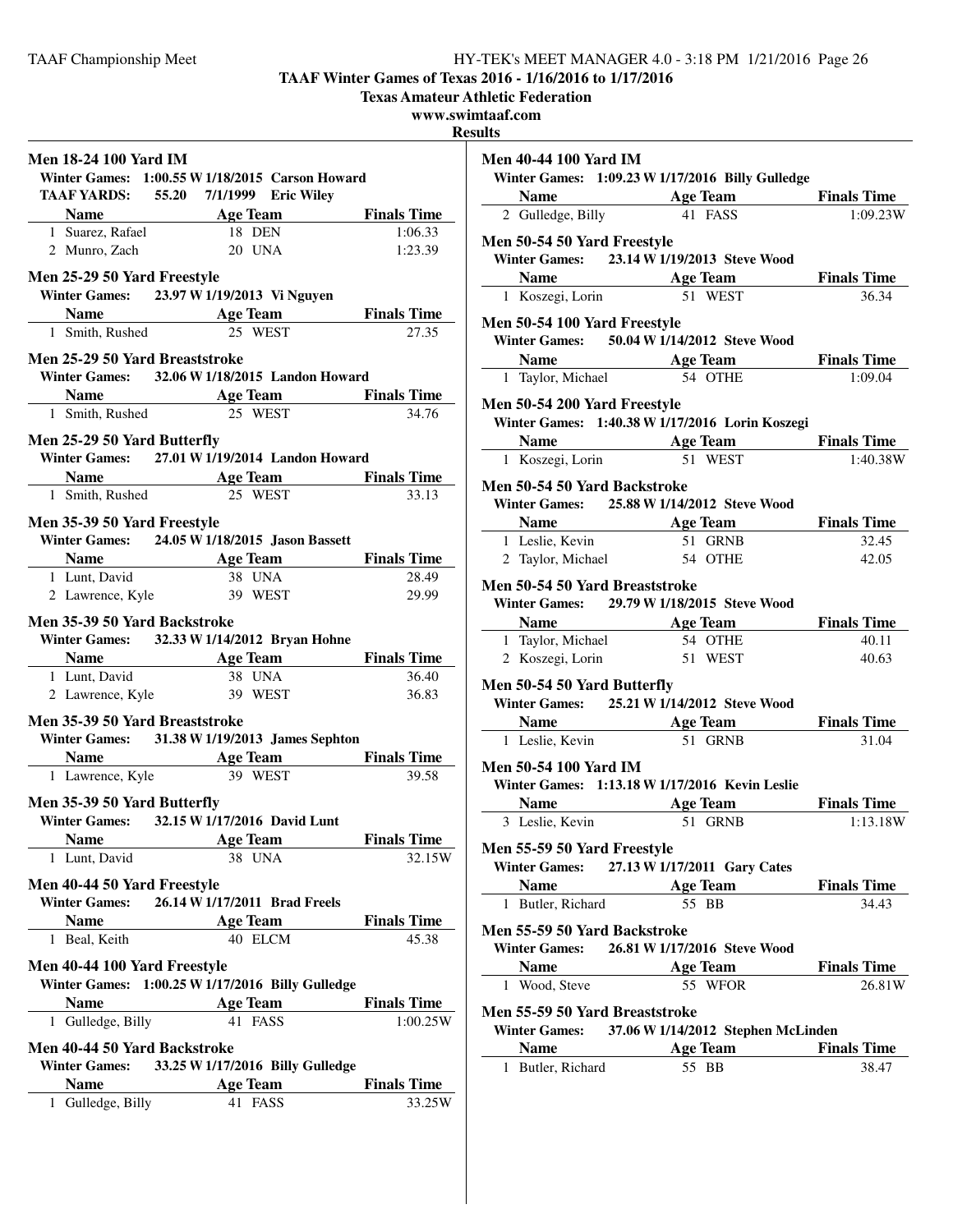**TAAF Winter Games of Texas 2016 - 1/16/2016 to 1/17/2016**

**Texas Amateur Athletic Federation**

**www.swimtaaf.com**

**Results**

### Men 18-24 100 Yard IM

**Winter Games:** 1:00.55 W 1/18/2015 Carson Howard
**TAAF YARDS:** 55.20 7/1/1999 Eric Wiley

| | Name | Age | Team | Finals Time |
|---|---|---|---|---|
| 1 | Suarez, Rafael | 18 | DEN | 1:06.33 |
| 2 | Munro, Zach | 20 | UNA | 1:23.39 |

### Men 25-29 50 Yard Freestyle

**Winter Games:** 23.97 W 1/19/2013 Vi Nguyen

| | Name | Age | Team | Finals Time |
|---|---|---|---|---|
| 1 | Smith, Rushed | 25 | WEST | 27.35 |

### Men 25-29 50 Yard Breaststroke

**Winter Games:** 32.06 W 1/18/2015 Landon Howard

| | Name | Age | Team | Finals Time |
|---|---|---|---|---|
| 1 | Smith, Rushed | 25 | WEST | 34.76 |

### Men 25-29 50 Yard Butterfly

**Winter Games:** 27.01 W 1/19/2014 Landon Howard

| | Name | Age | Team | Finals Time |
|---|---|---|---|---|
| 1 | Smith, Rushed | 25 | WEST | 33.13 |

### Men 35-39 50 Yard Freestyle

**Winter Games:** 24.05 W 1/18/2015 Jason Bassett

| | Name | Age | Team | Finals Time |
|---|---|---|---|---|
| 1 | Lunt, David | 38 | UNA | 28.49 |
| 2 | Lawrence, Kyle | 39 | WEST | 29.99 |

### Men 35-39 50 Yard Backstroke

**Winter Games:** 32.33 W 1/14/2012 Bryan Hohne

| | Name | Age | Team | Finals Time |
|---|---|---|---|---|
| 1 | Lunt, David | 38 | UNA | 36.40 |
| 2 | Lawrence, Kyle | 39 | WEST | 36.83 |

### Men 35-39 50 Yard Breaststroke

**Winter Games:** 31.38 W 1/19/2013 James Sephton

| | Name | Age | Team | Finals Time |
|---|---|---|---|---|
| 1 | Lawrence, Kyle | 39 | WEST | 39.58 |

### Men 35-39 50 Yard Butterfly

**Winter Games:** 32.15 W 1/17/2016 David Lunt

| | Name | Age | Team | Finals Time |
|---|---|---|---|---|
| 1 | Lunt, David | 38 | UNA | 32.15W |

### Men 40-44 50 Yard Freestyle

**Winter Games:** 26.14 W 1/17/2011 Brad Freels

| | Name | Age | Team | Finals Time |
|---|---|---|---|---|
| 1 | Beal, Keith | 40 | ELCM | 45.38 |

### Men 40-44 100 Yard Freestyle

**Winter Games:** 1:00.25 W 1/17/2016 Billy Gulledge

| | Name | Age | Team | Finals Time |
|---|---|---|---|---|
| 1 | Gulledge, Billy | 41 | FASS | 1:00.25W |

### Men 40-44 50 Yard Backstroke

**Winter Games:** 33.25 W 1/17/2016 Billy Gulledge

| | Name | Age | Team | Finals Time |
|---|---|---|---|---|
| 1 | Gulledge, Billy | 41 | FASS | 33.25W |

### Men 40-44 100 Yard IM

**Winter Games:** 1:09.23 W 1/17/2016 Billy Gulledge

| | Name | Age | Team | Finals Time |
|---|---|---|---|---|
| 2 | Gulledge, Billy | 41 | FASS | 1:09.23W |

### Men 50-54 50 Yard Freestyle

**Winter Games:** 23.14 W 1/19/2013 Steve Wood

| | Name | Age | Team | Finals Time |
|---|---|---|---|---|
| 1 | Koszegi, Lorin | 51 | WEST | 36.34 |

### Men 50-54 100 Yard Freestyle

**Winter Games:** 50.04 W 1/14/2012 Steve Wood

| | Name | Age | Team | Finals Time |
|---|---|---|---|---|
| 1 | Taylor, Michael | 54 | OTHE | 1:09.04 |

### Men 50-54 200 Yard Freestyle

**Winter Games:** 1:40.38 W 1/17/2016 Lorin Koszegi

| | Name | Age | Team | Finals Time |
|---|---|---|---|---|
| 1 | Koszegi, Lorin | 51 | WEST | 1:40.38W |

### Men 50-54 50 Yard Backstroke

**Winter Games:** 25.88 W 1/14/2012 Steve Wood

| | Name | Age | Team | Finals Time |
|---|---|---|---|---|
| 1 | Leslie, Kevin | 51 | GRNB | 32.45 |
| 2 | Taylor, Michael | 54 | OTHE | 42.05 |

### Men 50-54 50 Yard Breaststroke

**Winter Games:** 29.79 W 1/18/2015 Steve Wood

| | Name | Age | Team | Finals Time |
|---|---|---|---|---|
| 1 | Taylor, Michael | 54 | OTHE | 40.11 |
| 2 | Koszegi, Lorin | 51 | WEST | 40.63 |

### Men 50-54 50 Yard Butterfly

**Winter Games:** 25.21 W 1/14/2012 Steve Wood

| | Name | Age | Team | Finals Time |
|---|---|---|---|---|
| 1 | Leslie, Kevin | 51 | GRNB | 31.04 |

### Men 50-54 100 Yard IM

**Winter Games:** 1:13.18 W 1/17/2016 Kevin Leslie

| | Name | Age | Team | Finals Time |
|---|---|---|---|---|
| 3 | Leslie, Kevin | 51 | GRNB | 1:13.18W |

### Men 55-59 50 Yard Freestyle

**Winter Games:** 27.13 W 1/17/2011 Gary Cates

| | Name | Age | Team | Finals Time |
|---|---|---|---|---|
| 1 | Butler, Richard | 55 | BB | 34.43 |

### Men 55-59 50 Yard Backstroke

**Winter Games:** 26.81 W 1/17/2016 Steve Wood

| | Name | Age | Team | Finals Time |
|---|---|---|---|---|
| 1 | Wood, Steve | 55 | WFOR | 26.81W |

### Men 55-59 50 Yard Breaststroke

**Winter Games:** 37.06 W 1/14/2012 Stephen McLinden

| | Name | Age | Team | Finals Time |
|---|---|---|---|---|
| 1 | Butler, Richard | 55 | BB | 38.47 |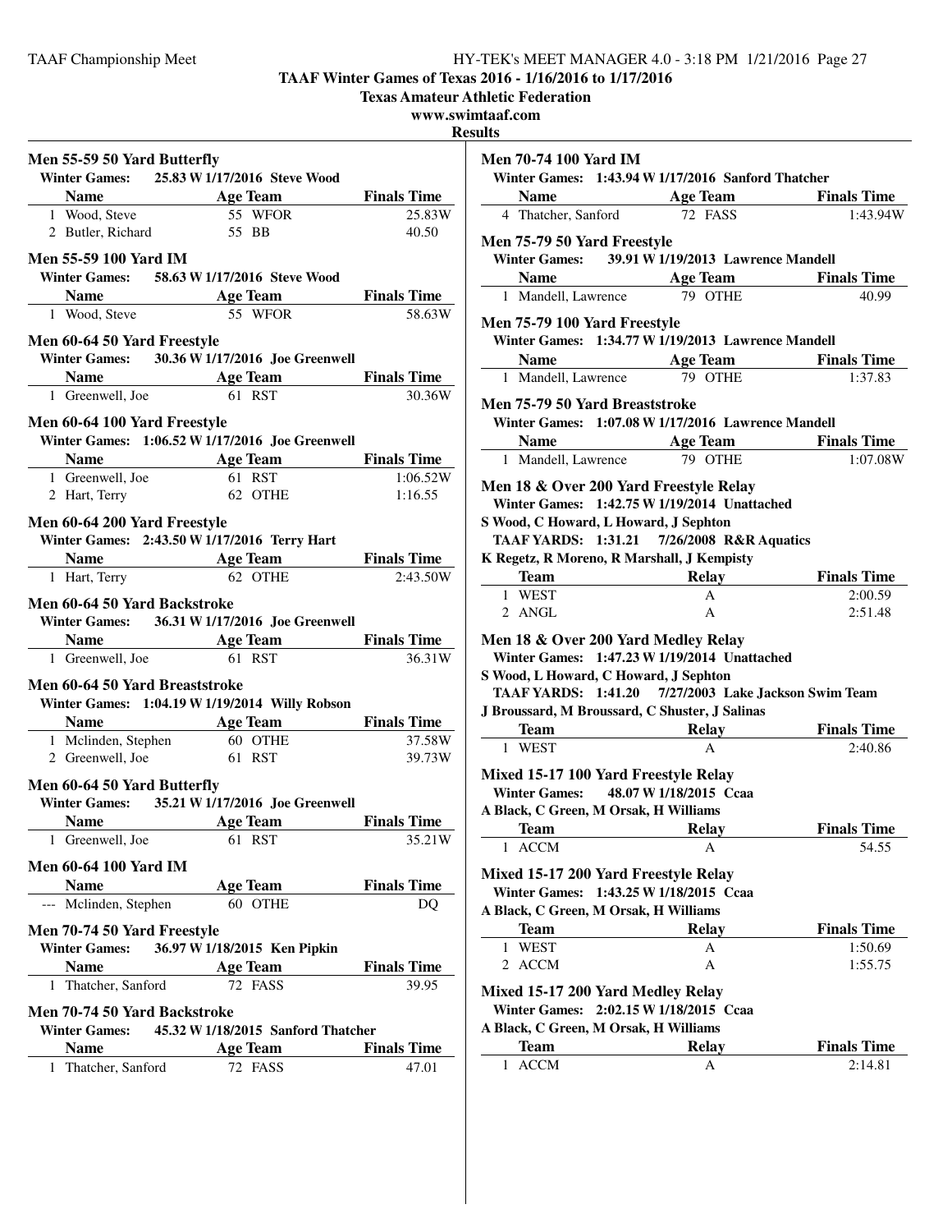## TAAF Winter Games of Texas 2016 - 1/16/2016 to 1/17/2016

**Texas Amateur Athletic Federation**

**www.swimtaaf.com**

**Results**

### Men 55-59 50 Yard Butterfly

**Winter Games:** 25.83 W 1/17/2016 Steve Wood

| | Name | Age | Team | Finals Time |
|---|---|---|---|---|
| 1 | Wood, Steve | 55 | WFOR | 25.83W |
| 2 | Butler, Richard | 55 | BB | 40.50 |

### Men 55-59 100 Yard IM

**Winter Games:** 58.63 W 1/17/2016 Steve Wood

| | Name | Age | Team | Finals Time |
|---|---|---|---|---|
| 1 | Wood, Steve | 55 | WFOR | 58.63W |

### Men 60-64 50 Yard Freestyle

**Winter Games:** 30.36 W 1/17/2016 Joe Greenwell

| | Name | Age | Team | Finals Time |
|---|---|---|---|---|
| 1 | Greenwell, Joe | 61 | RST | 30.36W |

### Men 60-64 100 Yard Freestyle

**Winter Games:** 1:06.52 W 1/17/2016 Joe Greenwell

| | Name | Age | Team | Finals Time |
|---|---|---|---|---|
| 1 | Greenwell, Joe | 61 | RST | 1:06.52W |
| 2 | Hart, Terry | 62 | OTHE | 1:16.55 |

### Men 60-64 200 Yard Freestyle

**Winter Games:** 2:43.50 W 1/17/2016 Terry Hart

| | Name | Age | Team | Finals Time |
|---|---|---|---|---|
| 1 | Hart, Terry | 62 | OTHE | 2:43.50W |

### Men 60-64 50 Yard Backstroke

**Winter Games:** 36.31 W 1/17/2016 Joe Greenwell

| | Name | Age | Team | Finals Time |
|---|---|---|---|---|
| 1 | Greenwell, Joe | 61 | RST | 36.31W |

### Men 60-64 50 Yard Breaststroke

**Winter Games:** 1:04.19 W 1/19/2014 Willy Robson

| | Name | Age | Team | Finals Time |
|---|---|---|---|---|
| 1 | Mclinden, Stephen | 60 | OTHE | 37.58W |
| 2 | Greenwell, Joe | 61 | RST | 39.73W |

### Men 60-64 50 Yard Butterfly

**Winter Games:** 35.21 W 1/17/2016 Joe Greenwell

| | Name | Age | Team | Finals Time |
|---|---|---|---|---|
| 1 | Greenwell, Joe | 61 | RST | 35.21W |

### Men 60-64 100 Yard IM

| | Name | Age | Team | Finals Time |
|---|---|---|---|---|
| --- | Mclinden, Stephen | 60 | OTHE | DQ |

### Men 70-74 50 Yard Freestyle

**Winter Games:** 36.97 W 1/18/2015 Ken Pipkin

| | Name | Age | Team | Finals Time |
|---|---|---|---|---|
| 1 | Thatcher, Sanford | 72 | FASS | 39.95 |

### Men 70-74 50 Yard Backstroke

**Winter Games:** 45.32 W 1/18/2015 Sanford Thatcher

| | Name | Age | Team | Finals Time |
|---|---|---|---|---|
| 1 | Thatcher, Sanford | 72 | FASS | 47.01 |

### Men 70-74 100 Yard IM

**Winter Games:** 1:43.94 W 1/17/2016 Sanford Thatcher

| | Name | Age | Team | Finals Time |
|---|---|---|---|---|
| 4 | Thatcher, Sanford | 72 | FASS | 1:43.94W |

### Men 75-79 50 Yard Freestyle

**Winter Games:** 39.91 W 1/19/2013 Lawrence Mandell

| | Name | Age | Team | Finals Time |
|---|---|---|---|---|
| 1 | Mandell, Lawrence | 79 | OTHE | 40.99 |

### Men 75-79 100 Yard Freestyle

**Winter Games:** 1:34.77 W 1/19/2013 Lawrence Mandell

| | Name | Age | Team | Finals Time |
|---|---|---|---|---|
| 1 | Mandell, Lawrence | 79 | OTHE | 1:37.83 |

### Men 75-79 50 Yard Breaststroke

**Winter Games:** 1:07.08 W 1/17/2016 Lawrence Mandell

| | Name | Age | Team | Finals Time |
|---|---|---|---|---|
| 1 | Mandell, Lawrence | 79 | OTHE | 1:07.08W |

### Men 18 & Over 200 Yard Freestyle Relay

**Winter Games:** 1:42.75 W 1/19/2014 Unattached

**S Wood, C Howard, L Howard, J Sephton**

**TAAF YARDS:** 1:31.21 7/26/2008 R&R Aquatics

**K Regetz, R Moreno, R Marshall, J Kempisty**

| | Team | Relay | Finals Time |
|---|---|---|---|
| 1 | WEST | A | 2:00.59 |
| 2 | ANGL | A | 2:51.48 |

### Men 18 & Over 200 Yard Medley Relay

**Winter Games:** 1:47.23 W 1/19/2014 Unattached

**S Wood, L Howard, C Howard, J Sephton**

**TAAF YARDS:** 1:41.20 7/27/2003 Lake Jackson Swim Team

**J Broussard, M Broussard, C Shuster, J Salinas**

| | Team | Relay | Finals Time |
|---|---|---|---|
| 1 | WEST | A | 2:40.86 |

### Mixed 15-17 100 Yard Freestyle Relay

**Winter Games:** 48.07 W 1/18/2015 Ccaa

**A Black, C Green, M Orsak, H Williams**

| | Team | Relay | Finals Time |
|---|---|---|---|
| 1 | ACCM | A | 54.55 |

### Mixed 15-17 200 Yard Freestyle Relay

**Winter Games:** 1:43.25 W 1/18/2015 Ccaa

**A Black, C Green, M Orsak, H Williams**

| | Team | Relay | Finals Time |
|---|---|---|---|
| 1 | WEST | A | 1:50.69 |
| 2 | ACCM | A | 1:55.75 |

### Mixed 15-17 200 Yard Medley Relay

**Winter Games:** 2:02.15 W 1/18/2015 Ccaa

**A Black, C Green, M Orsak, H Williams**

| | Team | Relay | Finals Time |
|---|---|---|---|
| 1 | ACCM | A | 2:14.81 |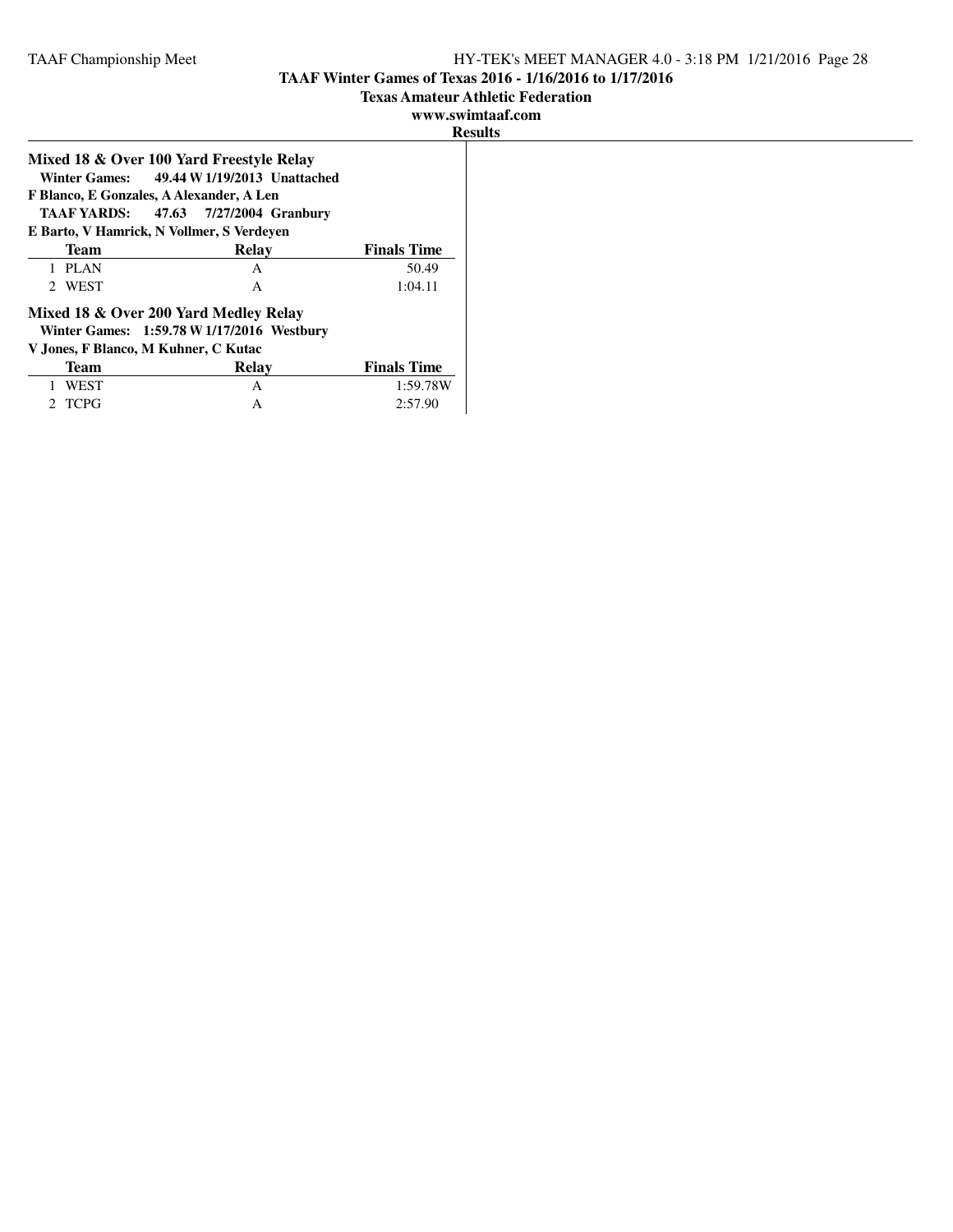**TAAF Winter Games of Texas 2016 - 1/16/2016 to 1/17/2016**
**Texas Amateur Athletic Federation**
**www.swimtaaf.com**
**Results**

### Mixed 18 & Over 100 Yard Freestyle Relay

**Winter Games: 49.44 W 1/19/2013 Unattached**
**F Blanco, E Gonzales, A Alexander, A Len**
**TAAF YARDS: 47.63 7/27/2004 Granbury**
**E Barto, V Hamrick, N Vollmer, S Verdeyen**

| | Team | Relay | Finals Time |
|---|---|---|---|
| 1 | PLAN | A | 50.49 |
| 2 | WEST | A | 1:04.11 |

### Mixed 18 & Over 200 Yard Medley Relay

**Winter Games: 1:59.78 W 1/17/2016 Westbury**
**V Jones, F Blanco, M Kuhner, C Kutac**

| | Team | Relay | Finals Time |
|---|---|---|---|
| 1 | WEST | A | 1:59.78W |
| 2 | TCPG | A | 2:57.90 |